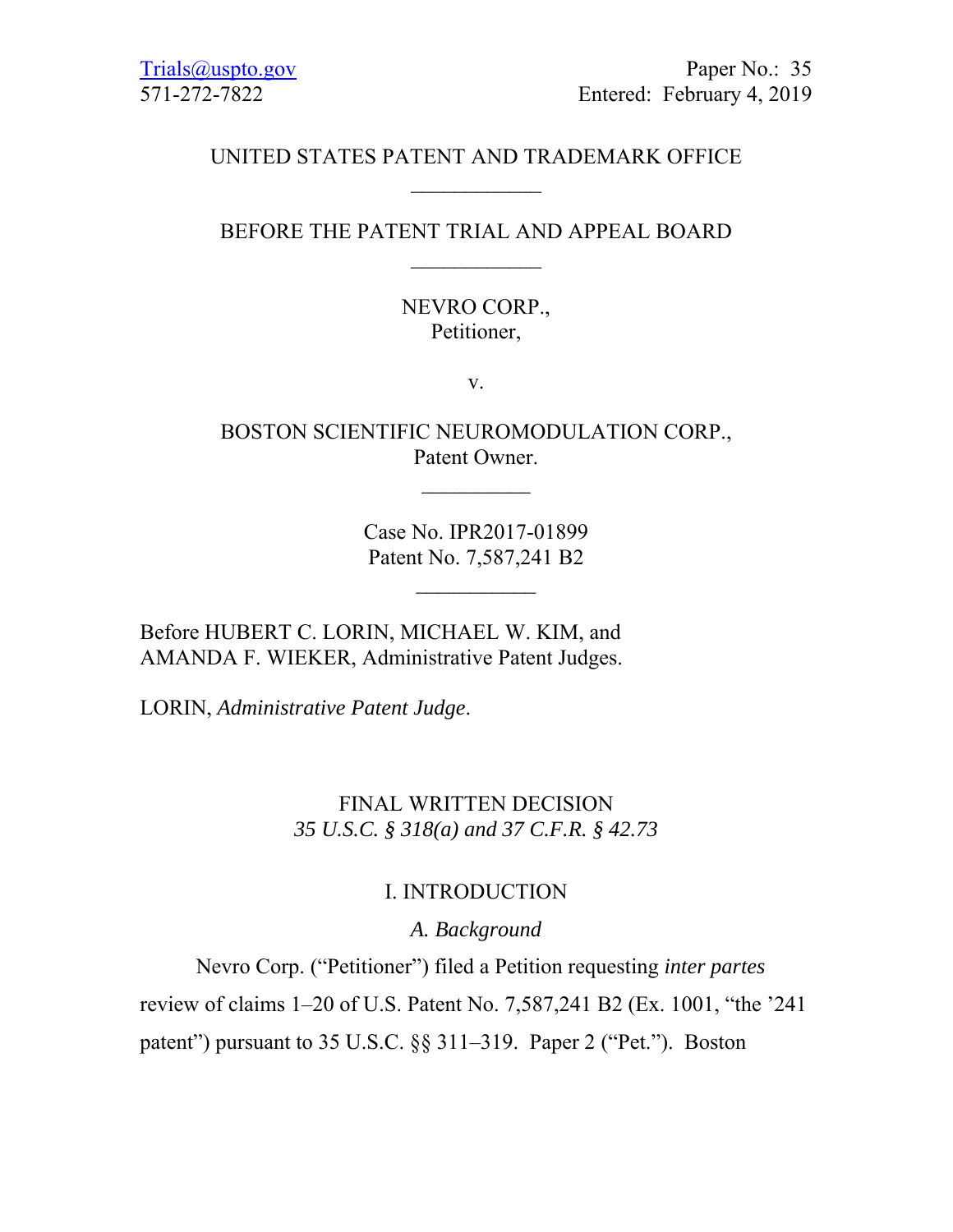Trials@uspto.gov
571-272-7822

Paper No.: 35
Entered: February 4, 2019

UNITED STATES PATENT AND TRADEMARK OFFICE

---

BEFORE THE PATENT TRIAL AND APPEAL BOARD

---

NEVRO CORP.,
Petitioner,

v.

BOSTON SCIENTIFIC NEUROMODULATION CORP.,
Patent Owner.

---

Case No. IPR2017-01899
Patent No. 7,587,241 B2

---

Before HUBERT C. LORIN, MICHAEL W. KIM, and AMANDA F. WIEKER, Administrative Patent Judges.

LORIN, *Administrative Patent Judge*.

FINAL WRITTEN DECISION
*35 U.S.C. § 318(a) and 37 C.F.R. § 42.73*

# I. INTRODUCTION

## *A. Background*

Nevro Corp. ("Petitioner") filed a Petition requesting *inter partes* review of claims 1–20 of U.S. Patent No. 7,587,241 B2 (Ex. 1001, "the '241 patent") pursuant to 35 U.S.C. §§ 311–319. Paper 2 ("Pet."). Boston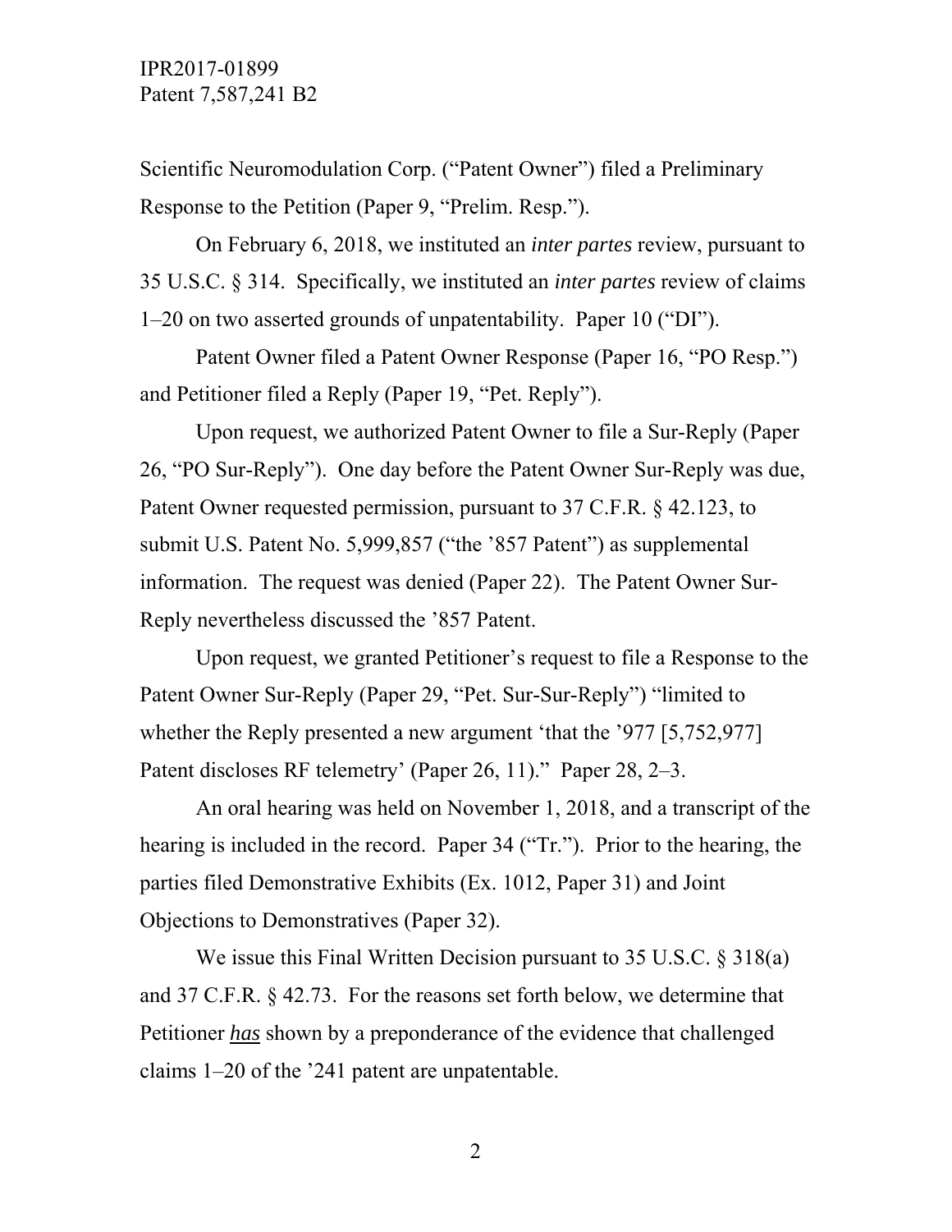Scientific Neuromodulation Corp. ("Patent Owner") filed a Preliminary Response to the Petition (Paper 9, "Prelim. Resp.").

On February 6, 2018, we instituted an *inter partes* review, pursuant to 35 U.S.C. § 314. Specifically, we instituted an *inter partes* review of claims 1–20 on two asserted grounds of unpatentability. Paper 10 ("DI").

Patent Owner filed a Patent Owner Response (Paper 16, "PO Resp.") and Petitioner filed a Reply (Paper 19, "Pet. Reply").

Upon request, we authorized Patent Owner to file a Sur-Reply (Paper 26, "PO Sur-Reply"). One day before the Patent Owner Sur-Reply was due, Patent Owner requested permission, pursuant to 37 C.F.R. § 42.123, to submit U.S. Patent No. 5,999,857 ("the '857 Patent") as supplemental information. The request was denied (Paper 22). The Patent Owner Sur-Reply nevertheless discussed the '857 Patent.

Upon request, we granted Petitioner's request to file a Response to the Patent Owner Sur-Reply (Paper 29, "Pet. Sur-Sur-Reply") "limited to whether the Reply presented a new argument 'that the '977 [5,752,977] Patent discloses RF telemetry' (Paper 26, 11)." Paper 28, 2–3.

An oral hearing was held on November 1, 2018, and a transcript of the hearing is included in the record. Paper 34 ("Tr."). Prior to the hearing, the parties filed Demonstrative Exhibits (Ex. 1012, Paper 31) and Joint Objections to Demonstratives (Paper 32).

We issue this Final Written Decision pursuant to 35 U.S.C. § 318(a) and 37 C.F.R. § 42.73. For the reasons set forth below, we determine that Petitioner ***has*** shown by a preponderance of the evidence that challenged claims 1–20 of the '241 patent are unpatentable.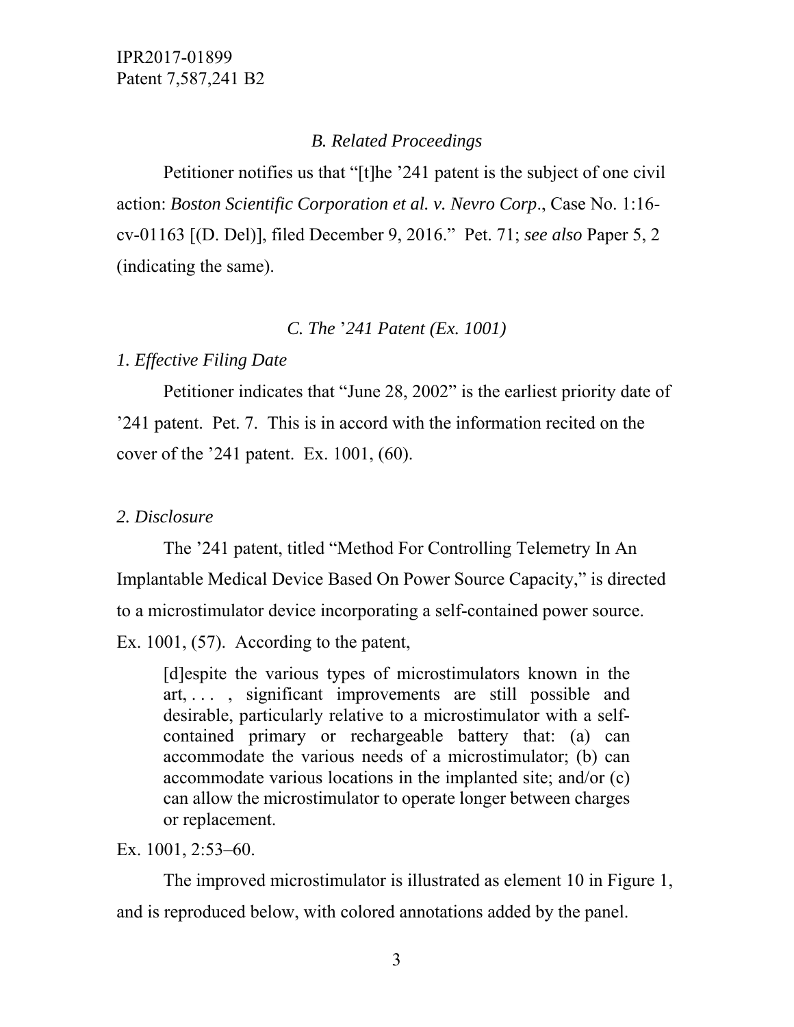### *B. Related Proceedings*

Petitioner notifies us that "[t]he '241 patent is the subject of one civil action: *Boston Scientific Corporation et al. v. Nevro Corp*., Case No. 1:16-cv-01163 [(D. Del)], filed December 9, 2016." Pet. 71; *see also* Paper 5, 2 (indicating the same).

### *C. The '241 Patent (Ex. 1001)*

*1. Effective Filing Date*

Petitioner indicates that "June 28, 2002" is the earliest priority date of '241 patent. Pet. 7. This is in accord with the information recited on the cover of the '241 patent. Ex. 1001, (60).

*2. Disclosure*

The '241 patent, titled "Method For Controlling Telemetry In An Implantable Medical Device Based On Power Source Capacity," is directed to a microstimulator device incorporating a self-contained power source. Ex. 1001, (57). According to the patent,

> [d]espite the various types of microstimulators known in the art, . . . , significant improvements are still possible and desirable, particularly relative to a microstimulator with a self-contained primary or rechargeable battery that: (a) can accommodate the various needs of a microstimulator; (b) can accommodate various locations in the implanted site; and/or (c) can allow the microstimulator to operate longer between charges or replacement.

Ex. 1001, 2:53–60.

The improved microstimulator is illustrated as element 10 in Figure 1, and is reproduced below, with colored annotations added by the panel.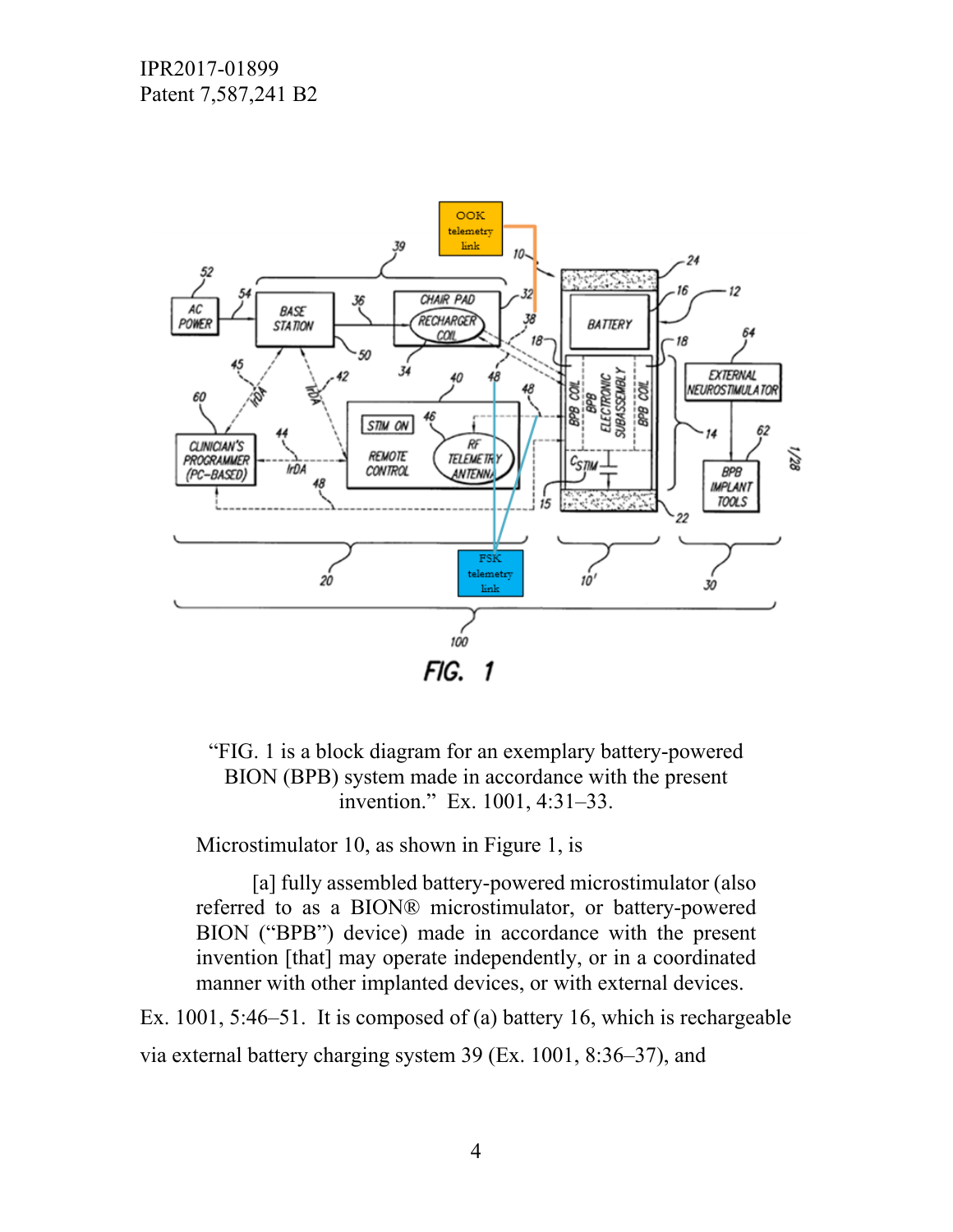"FIG. 1 is a block diagram for an exemplary battery-powered BION (BPB) system made in accordance with the present invention." Ex. 1001, 4:31–33.

Microstimulator 10, as shown in Figure 1, is

> [a] fully assembled battery-powered microstimulator (also referred to as a BION® microstimulator, or battery-powered BION ("BPB") device) made in accordance with the present invention [that] may operate independently, or in a coordinated manner with other implanted devices, or with external devices.

Ex. 1001, 5:46–51. It is composed of (a) battery 16, which is rechargeable via external battery charging system 39 (Ex. 1001, 8:36–37), and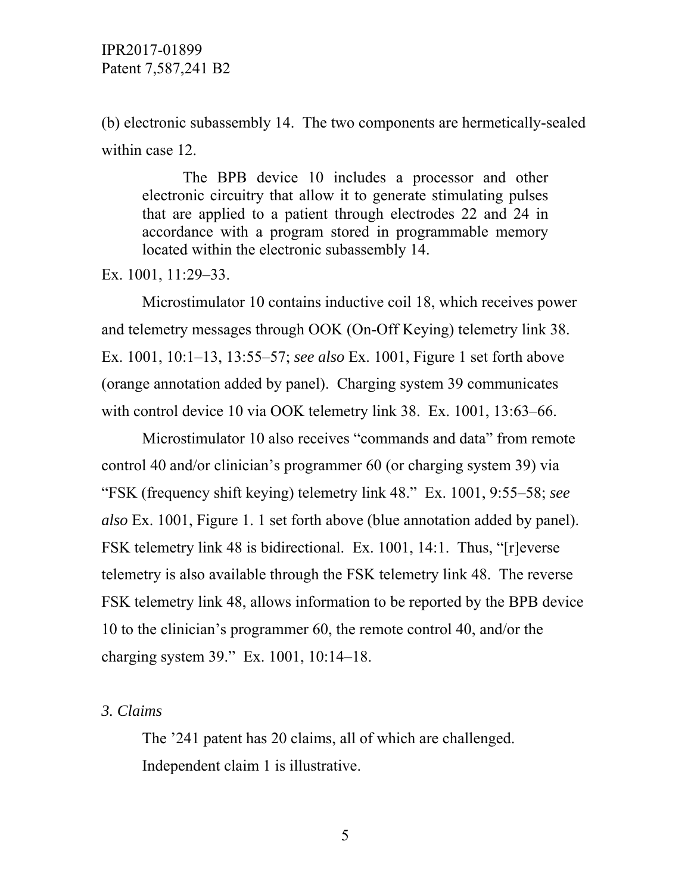(b) electronic subassembly 14. The two components are hermetically-sealed within case 12.

> The BPB device 10 includes a processor and other electronic circuitry that allow it to generate stimulating pulses that are applied to a patient through electrodes 22 and 24 in accordance with a program stored in programmable memory located within the electronic subassembly 14.

Ex. 1001, 11:29–33.

Microstimulator 10 contains inductive coil 18, which receives power and telemetry messages through OOK (On-Off Keying) telemetry link 38. Ex. 1001, 10:1–13, 13:55–57; *see also* Ex. 1001, Figure 1 set forth above (orange annotation added by panel). Charging system 39 communicates with control device 10 via OOK telemetry link 38. Ex. 1001, 13:63–66.

Microstimulator 10 also receives "commands and data" from remote control 40 and/or clinician's programmer 60 (or charging system 39) via "FSK (frequency shift keying) telemetry link 48." Ex. 1001, 9:55–58; *see also* Ex. 1001, Figure 1. 1 set forth above (blue annotation added by panel). FSK telemetry link 48 is bidirectional. Ex. 1001, 14:1. Thus, "[r]everse telemetry is also available through the FSK telemetry link 48. The reverse FSK telemetry link 48, allows information to be reported by the BPB device 10 to the clinician's programmer 60, the remote control 40, and/or the charging system 39." Ex. 1001, 10:14–18.

*3. Claims*

The '241 patent has 20 claims, all of which are challenged. Independent claim 1 is illustrative.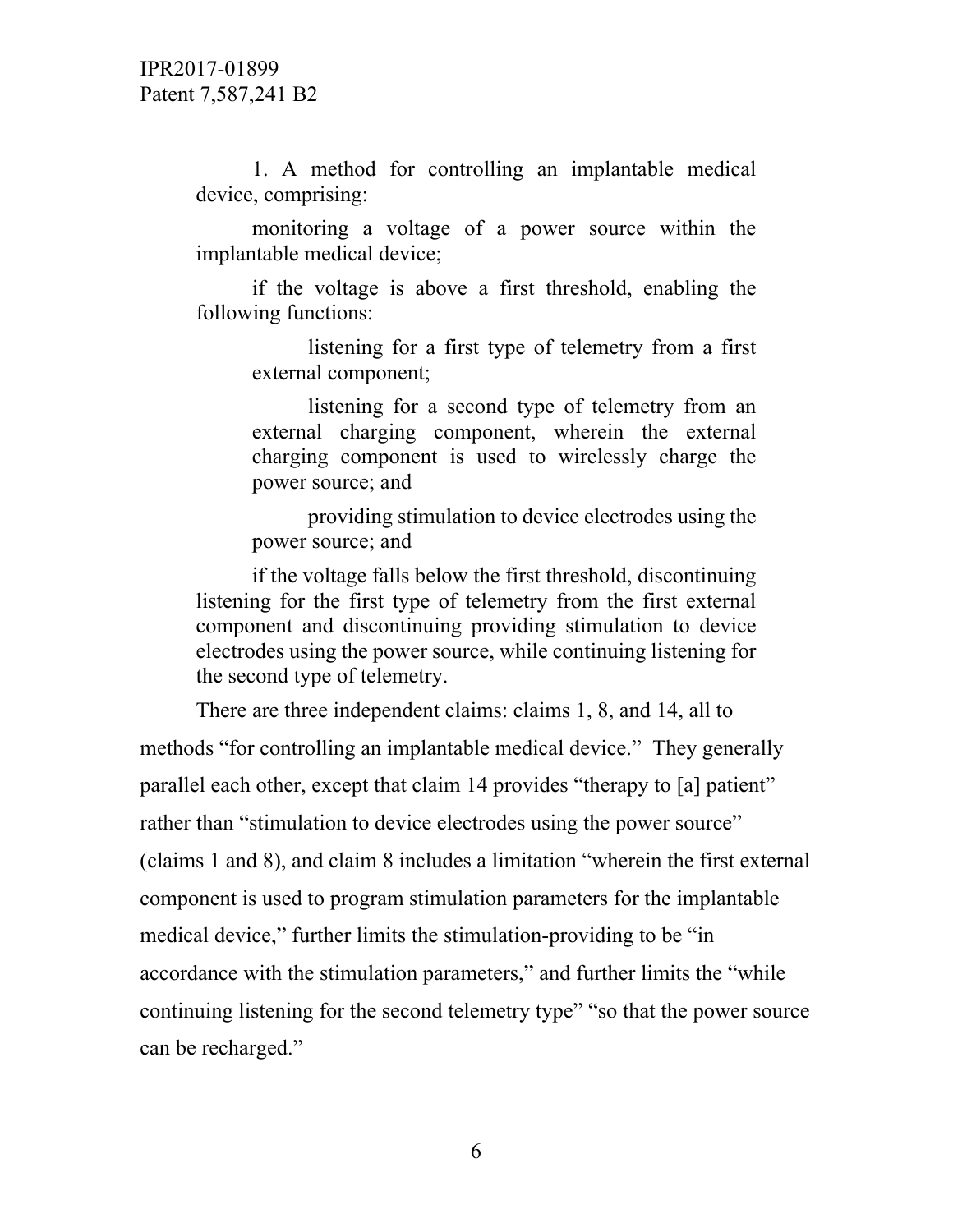1. A method for controlling an implantable medical device, comprising:

monitoring a voltage of a power source within the implantable medical device;

if the voltage is above a first threshold, enabling the following functions:

listening for a first type of telemetry from a first external component;

listening for a second type of telemetry from an external charging component, wherein the external charging component is used to wirelessly charge the power source; and

providing stimulation to device electrodes using the power source; and

if the voltage falls below the first threshold, discontinuing listening for the first type of telemetry from the first external component and discontinuing providing stimulation to device electrodes using the power source, while continuing listening for the second type of telemetry.

There are three independent claims: claims 1, 8, and 14, all to methods "for controlling an implantable medical device." They generally parallel each other, except that claim 14 provides "therapy to [a] patient" rather than "stimulation to device electrodes using the power source" (claims 1 and 8), and claim 8 includes a limitation "wherein the first external component is used to program stimulation parameters for the implantable medical device," further limits the stimulation-providing to be "in accordance with the stimulation parameters," and further limits the "while continuing listening for the second telemetry type" "so that the power source can be recharged."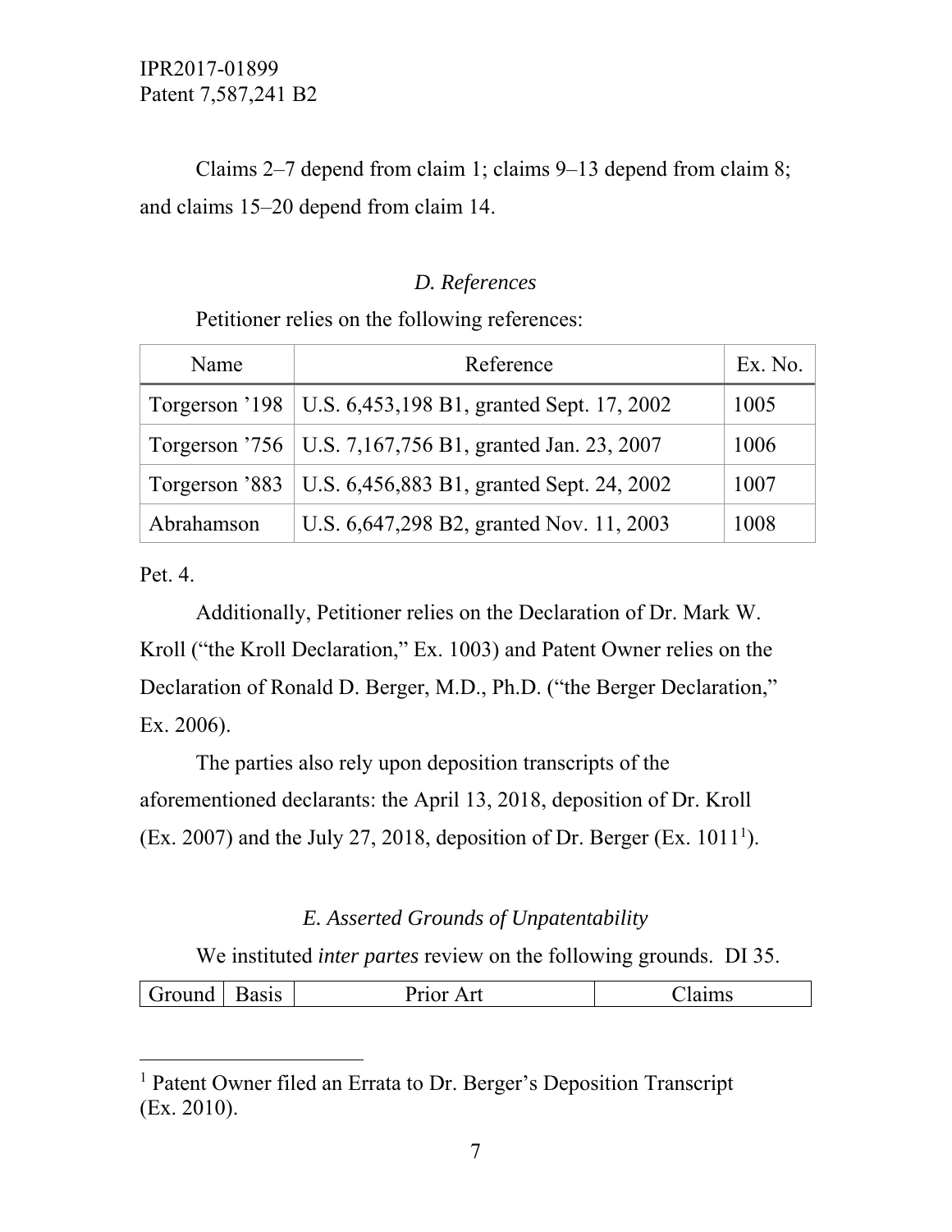Claims 2–7 depend from claim 1; claims 9–13 depend from claim 8; and claims 15–20 depend from claim 14.

### *D. References*

Petitioner relies on the following references:

| Name | Reference | Ex. No. |
|---|---|---|
| Torgerson '198 | U.S. 6,453,198 B1, granted Sept. 17, 2002 | 1005 |
| Torgerson '756 | U.S. 7,167,756 B1, granted Jan. 23, 2007 | 1006 |
| Torgerson '883 | U.S. 6,456,883 B1, granted Sept. 24, 2002 | 1007 |
| Abrahamson | U.S. 6,647,298 B2, granted Nov. 11, 2003 | 1008 |

Pet. 4.

Additionally, Petitioner relies on the Declaration of Dr. Mark W. Kroll ("the Kroll Declaration," Ex. 1003) and Patent Owner relies on the Declaration of Ronald D. Berger, M.D., Ph.D. ("the Berger Declaration," Ex. 2006).

The parties also rely upon deposition transcripts of the aforementioned declarants: the April 13, 2018, deposition of Dr. Kroll (Ex. 2007) and the July 27, 2018, deposition of Dr. Berger (Ex. 1011[1]).

### *E. Asserted Grounds of Unpatentability*

We instituted *inter partes* review on the following grounds. DI 35.

| Ground | Basis | Prior Art | Claims |
|---|---|---|---|

[1] Patent Owner filed an Errata to Dr. Berger's Deposition Transcript (Ex. 2010).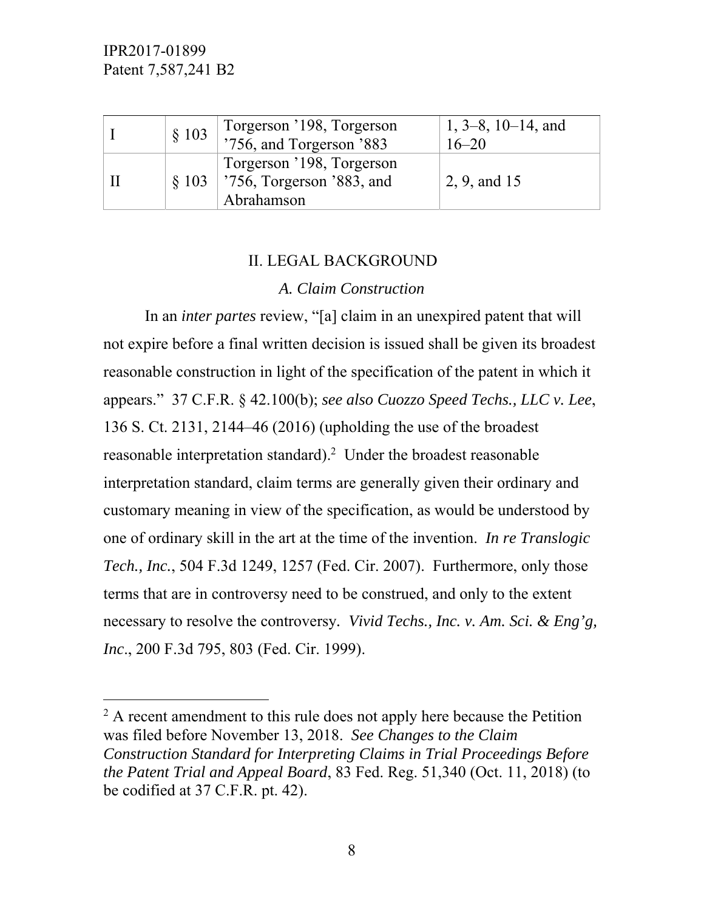| I | § 103 | Torgerson ’198, Torgerson ’756, and Torgerson ’883 | 1, 3–8, 10–14, and 16–20 |
|---|---|---|---|
| II | § 103 | Torgerson ’198, Torgerson ’756, Torgerson ’883, and Abrahamson | 2, 9, and 15 |

## II. LEGAL BACKGROUND

### *A. Claim Construction*

In an *inter partes* review, “[a] claim in an unexpired patent that will not expire before a final written decision is issued shall be given its broadest reasonable construction in light of the specification of the patent in which it appears.” 37 C.F.R. § 42.100(b); *see also Cuozzo Speed Techs., LLC v. Lee*, 136 S. Ct. 2131, 2144–46 (2016) (upholding the use of the broadest reasonable interpretation standard).[2] Under the broadest reasonable interpretation standard, claim terms are generally given their ordinary and customary meaning in view of the specification, as would be understood by one of ordinary skill in the art at the time of the invention. *In re Translogic Tech., Inc.*, 504 F.3d 1249, 1257 (Fed. Cir. 2007). Furthermore, only those terms that are in controversy need to be construed, and only to the extent necessary to resolve the controversy. *Vivid Techs., Inc. v. Am. Sci. & Eng’g, Inc*., 200 F.3d 795, 803 (Fed. Cir. 1999).

[2] A recent amendment to this rule does not apply here because the Petition was filed before November 13, 2018. *See Changes to the Claim Construction Standard for Interpreting Claims in Trial Proceedings Before the Patent Trial and Appeal Board*, 83 Fed. Reg. 51,340 (Oct. 11, 2018) (to be codified at 37 C.F.R. pt. 42).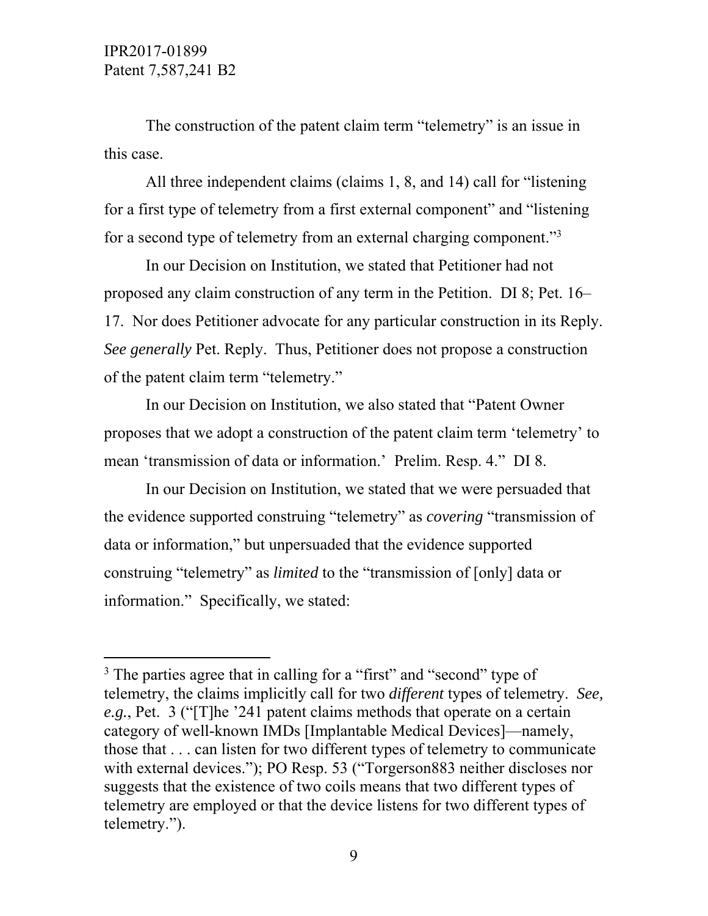The construction of the patent claim term "telemetry" is an issue in this case.

All three independent claims (claims 1, 8, and 14) call for "listening for a first type of telemetry from a first external component" and "listening for a second type of telemetry from an external charging component."[3]

In our Decision on Institution, we stated that Petitioner had not proposed any claim construction of any term in the Petition. DI 8; Pet. 16–17. Nor does Petitioner advocate for any particular construction in its Reply. *See generally* Pet. Reply. Thus, Petitioner does not propose a construction of the patent claim term "telemetry."

In our Decision on Institution, we also stated that "Patent Owner proposes that we adopt a construction of the patent claim term 'telemetry' to mean 'transmission of data or information.' Prelim. Resp. 4." DI 8.

In our Decision on Institution, we stated that we were persuaded that the evidence supported construing "telemetry" as *covering* "transmission of data or information," but unpersuaded that the evidence supported construing "telemetry" as *limited* to the "transmission of [only] data or information." Specifically, we stated:

---

[3] The parties agree that in calling for a "first" and "second" type of telemetry, the claims implicitly call for two *different* types of telemetry. *See, e.g.*, Pet. 3 ("[T]he '241 patent claims methods that operate on a certain category of well-known IMDs [Implantable Medical Devices]—namely, those that . . . can listen for two different types of telemetry to communicate with external devices."); PO Resp. 53 ("Torgerson883 neither discloses nor suggests that the existence of two coils means that two different types of telemetry are employed or that the device listens for two different types of telemetry.").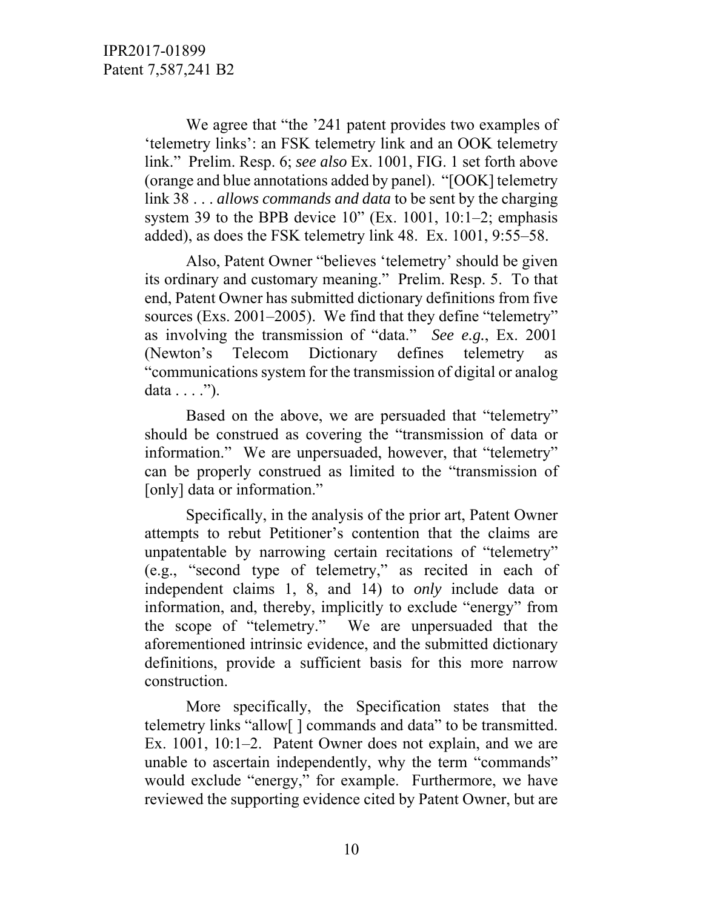We agree that "the '241 patent provides two examples of 'telemetry links': an FSK telemetry link and an OOK telemetry link." Prelim. Resp. 6; *see also* Ex. 1001, FIG. 1 set forth above (orange and blue annotations added by panel). "[OOK] telemetry link 38 . . . *allows commands and data* to be sent by the charging system 39 to the BPB device 10" (Ex. 1001, 10:1–2; emphasis added), as does the FSK telemetry link 48. Ex. 1001, 9:55–58.

Also, Patent Owner "believes 'telemetry' should be given its ordinary and customary meaning." Prelim. Resp. 5. To that end, Patent Owner has submitted dictionary definitions from five sources (Exs. 2001–2005). We find that they define "telemetry" as involving the transmission of "data." *See e.g.*, Ex. 2001 (Newton's Telecom Dictionary defines telemetry as "communications system for the transmission of digital or analog data . . . .").

Based on the above, we are persuaded that "telemetry" should be construed as covering the "transmission of data or information." We are unpersuaded, however, that "telemetry" can be properly construed as limited to the "transmission of [only] data or information."

Specifically, in the analysis of the prior art, Patent Owner attempts to rebut Petitioner's contention that the claims are unpatentable by narrowing certain recitations of "telemetry" (e.g., "second type of telemetry," as recited in each of independent claims 1, 8, and 14) to *only* include data or information, and, thereby, implicitly to exclude "energy" from the scope of "telemetry." We are unpersuaded that the aforementioned intrinsic evidence, and the submitted dictionary definitions, provide a sufficient basis for this more narrow construction.

More specifically, the Specification states that the telemetry links "allow[ ] commands and data" to be transmitted. Ex. 1001, 10:1–2. Patent Owner does not explain, and we are unable to ascertain independently, why the term "commands" would exclude "energy," for example. Furthermore, we have reviewed the supporting evidence cited by Patent Owner, but are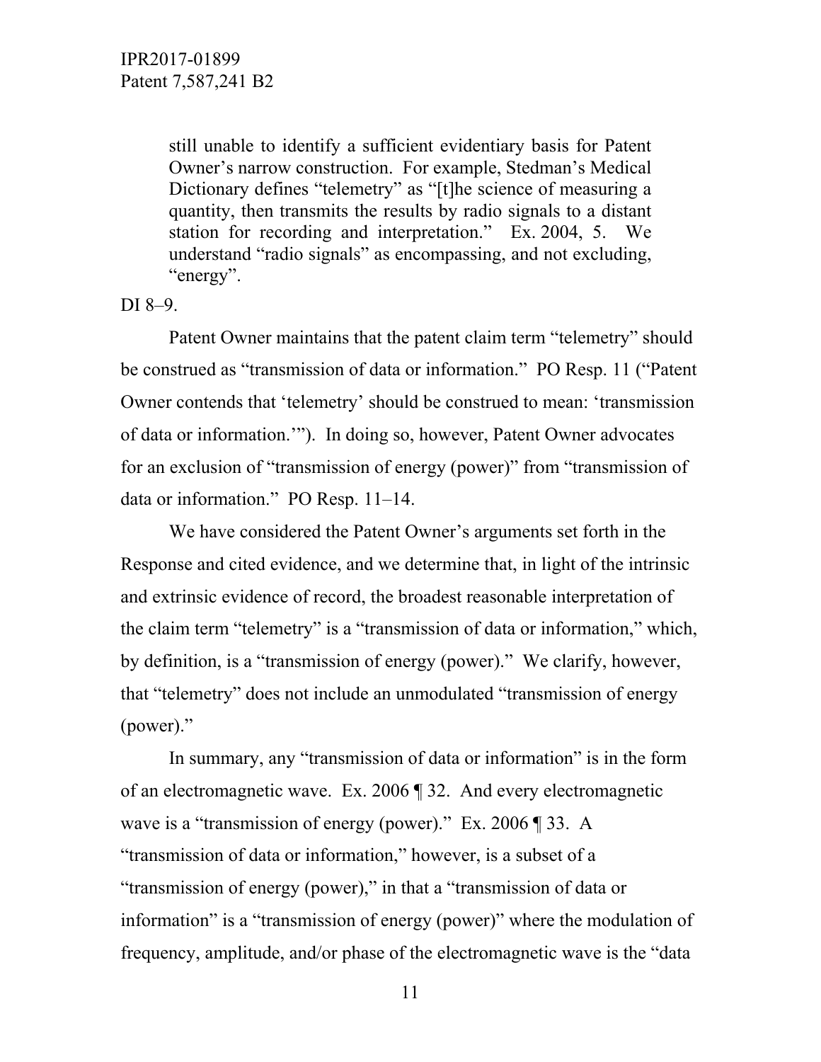> still unable to identify a sufficient evidentiary basis for Patent Owner's narrow construction. For example, Stedman's Medical Dictionary defines "telemetry" as "[t]he science of measuring a quantity, then transmits the results by radio signals to a distant station for recording and interpretation." Ex. 2004, 5. We understand "radio signals" as encompassing, and not excluding, "energy".

DI 8–9.

Patent Owner maintains that the patent claim term "telemetry" should be construed as "transmission of data or information." PO Resp. 11 ("Patent Owner contends that 'telemetry' should be construed to mean: 'transmission of data or information.'"). In doing so, however, Patent Owner advocates for an exclusion of "transmission of energy (power)" from "transmission of data or information." PO Resp. 11–14.

We have considered the Patent Owner's arguments set forth in the Response and cited evidence, and we determine that, in light of the intrinsic and extrinsic evidence of record, the broadest reasonable interpretation of the claim term "telemetry" is a "transmission of data or information," which, by definition, is a "transmission of energy (power)." We clarify, however, that "telemetry" does not include an unmodulated "transmission of energy (power)."

In summary, any "transmission of data or information" is in the form of an electromagnetic wave. Ex. 2006 ¶ 32. And every electromagnetic wave is a "transmission of energy (power)." Ex. 2006 ¶ 33. A "transmission of data or information," however, is a subset of a "transmission of energy (power)," in that a "transmission of data or information" is a "transmission of energy (power)" where the modulation of frequency, amplitude, and/or phase of the electromagnetic wave is the "data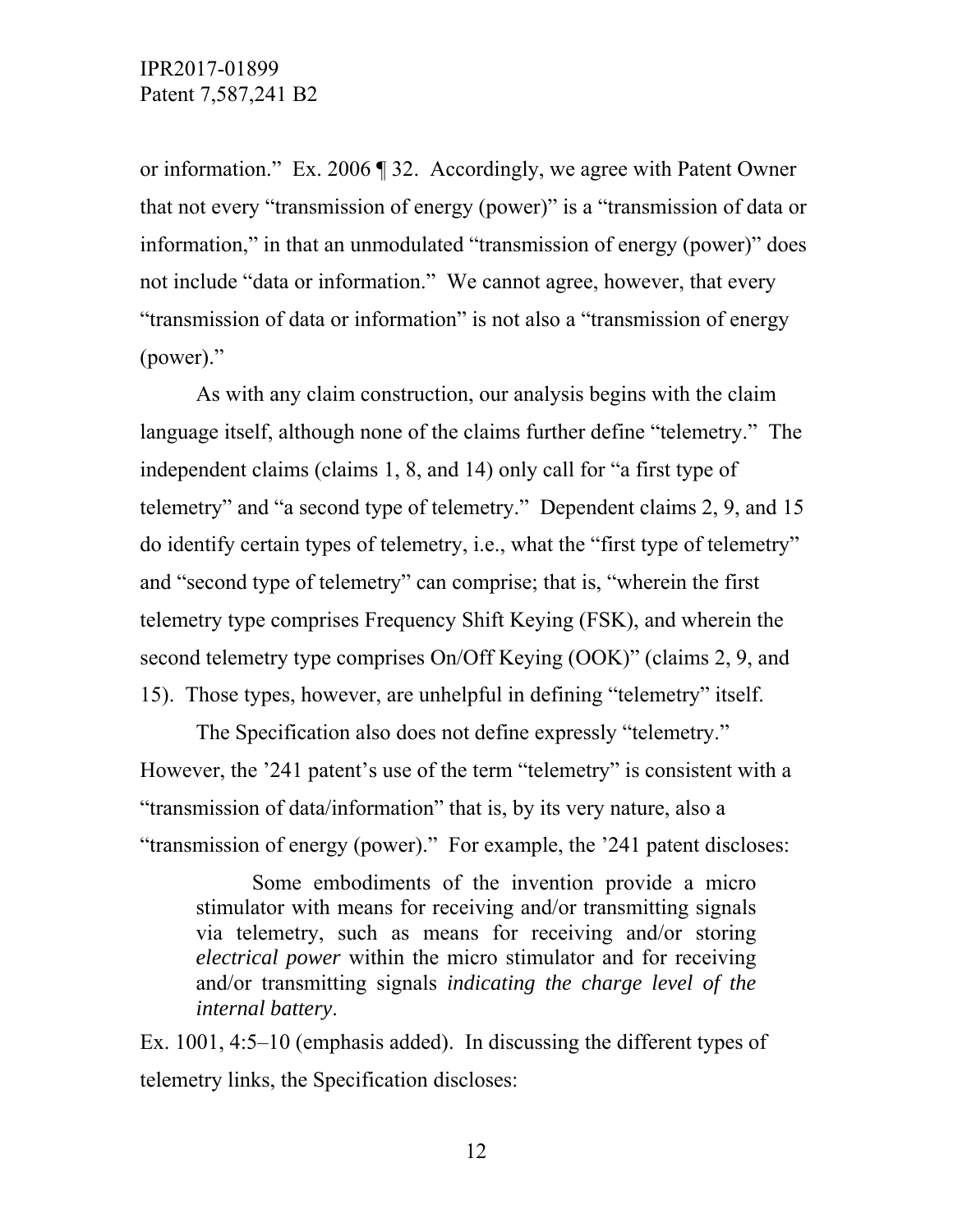or information." Ex. 2006 ¶ 32. Accordingly, we agree with Patent Owner that not every "transmission of energy (power)" is a "transmission of data or information," in that an unmodulated "transmission of energy (power)" does not include "data or information." We cannot agree, however, that every "transmission of data or information" is not also a "transmission of energy (power)."

As with any claim construction, our analysis begins with the claim language itself, although none of the claims further define "telemetry." The independent claims (claims 1, 8, and 14) only call for "a first type of telemetry" and "a second type of telemetry." Dependent claims 2, 9, and 15 do identify certain types of telemetry, i.e., what the "first type of telemetry" and "second type of telemetry" can comprise; that is, "wherein the first telemetry type comprises Frequency Shift Keying (FSK), and wherein the second telemetry type comprises On/Off Keying (OOK)" (claims 2, 9, and 15). Those types, however, are unhelpful in defining "telemetry" itself.

The Specification also does not define expressly "telemetry." However, the '241 patent's use of the term "telemetry" is consistent with a "transmission of data/information" that is, by its very nature, also a "transmission of energy (power)." For example, the '241 patent discloses:

> Some embodiments of the invention provide a micro stimulator with means for receiving and/or transmitting signals via telemetry, such as means for receiving and/or storing *electrical power* within the micro stimulator and for receiving and/or transmitting signals *indicating the charge level of the internal battery*.

Ex. 1001, 4:5–10 (emphasis added). In discussing the different types of telemetry links, the Specification discloses: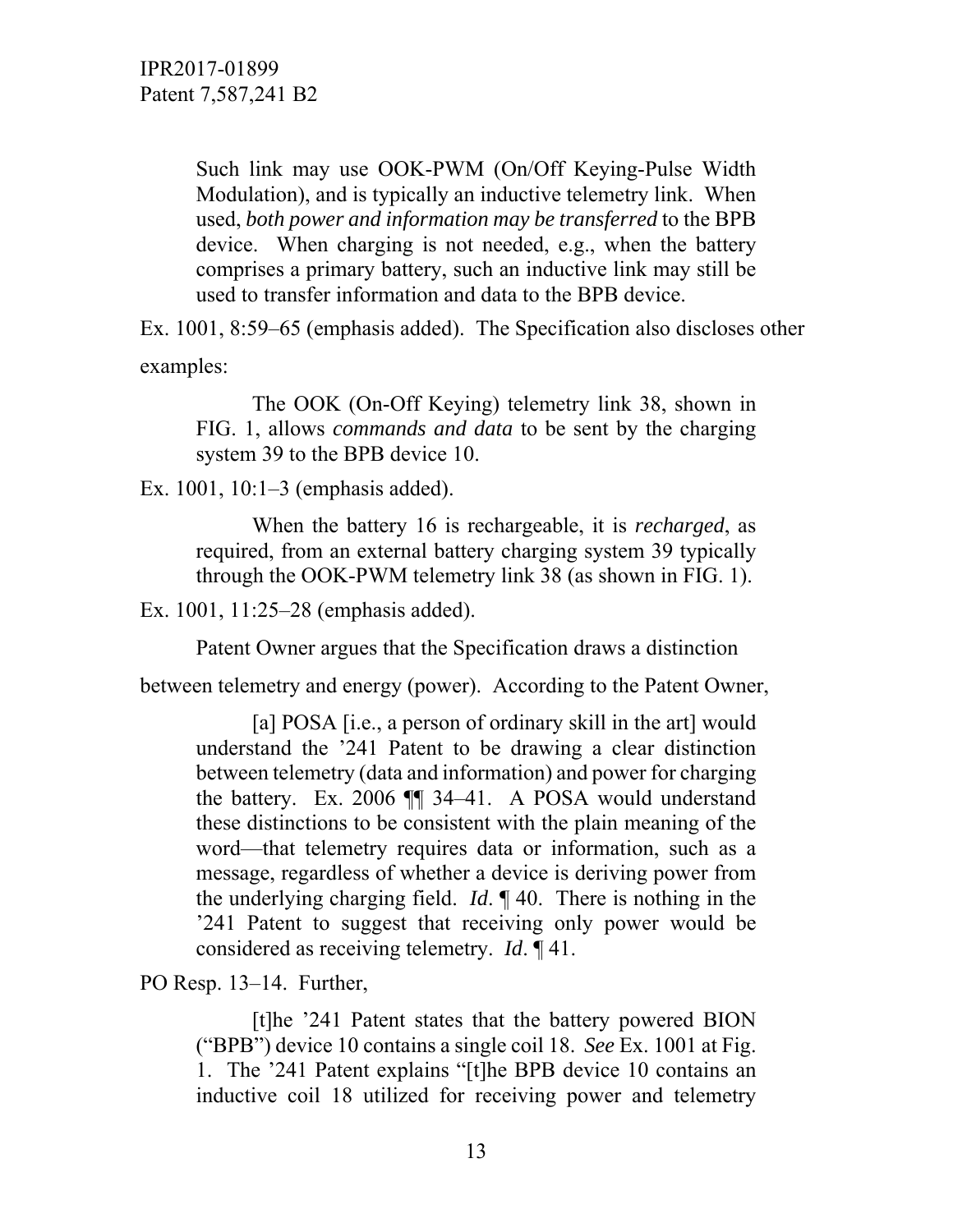> Such link may use OOK-PWM (On/Off Keying-Pulse Width Modulation), and is typically an inductive telemetry link. When used, *both power and information may be transferred* to the BPB device. When charging is not needed, e.g., when the battery comprises a primary battery, such an inductive link may still be used to transfer information and data to the BPB device.

Ex. 1001, 8:59–65 (emphasis added). The Specification also discloses other examples:

> The OOK (On-Off Keying) telemetry link 38, shown in FIG. 1, allows *commands and data* to be sent by the charging system 39 to the BPB device 10.

Ex. 1001, 10:1–3 (emphasis added).

> When the battery 16 is rechargeable, it is *recharged*, as required, from an external battery charging system 39 typically through the OOK-PWM telemetry link 38 (as shown in FIG. 1).

Ex. 1001, 11:25–28 (emphasis added).

Patent Owner argues that the Specification draws a distinction between telemetry and energy (power). According to the Patent Owner,

> [a] POSA [i.e., a person of ordinary skill in the art] would understand the '241 Patent to be drawing a clear distinction between telemetry (data and information) and power for charging the battery. Ex. 2006 ¶¶ 34–41. A POSA would understand these distinctions to be consistent with the plain meaning of the word—that telemetry requires data or information, such as a message, regardless of whether a device is deriving power from the underlying charging field. *Id*. ¶ 40. There is nothing in the '241 Patent to suggest that receiving only power would be considered as receiving telemetry. *Id*. ¶ 41.

PO Resp. 13–14. Further,

> [t]he '241 Patent states that the battery powered BION ("BPB") device 10 contains a single coil 18. *See* Ex. 1001 at Fig. 1. The '241 Patent explains "[t]he BPB device 10 contains an inductive coil 18 utilized for receiving power and telemetry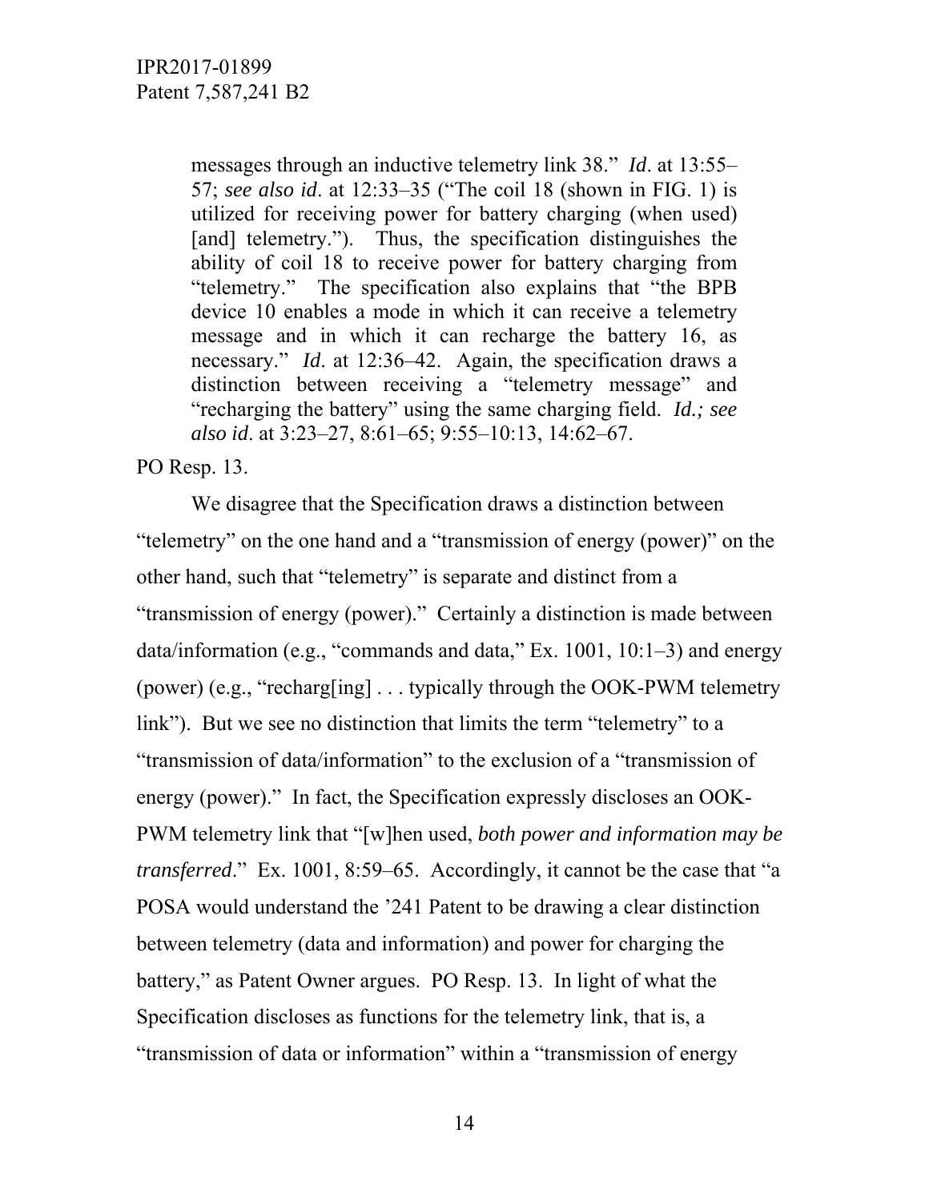> messages through an inductive telemetry link 38." *Id*. at 13:55–57; *see also id*. at 12:33–35 ("The coil 18 (shown in FIG. 1) is utilized for receiving power for battery charging (when used) [and] telemetry."). Thus, the specification distinguishes the ability of coil 18 to receive power for battery charging from "telemetry." The specification also explains that "the BPB device 10 enables a mode in which it can receive a telemetry message and in which it can recharge the battery 16, as necessary." *Id*. at 12:36–42. Again, the specification draws a distinction between receiving a "telemetry message" and "recharging the battery" using the same charging field. *Id.; see also id*. at 3:23–27, 8:61–65; 9:55–10:13, 14:62–67.

PO Resp. 13.

We disagree that the Specification draws a distinction between "telemetry" on the one hand and a "transmission of energy (power)" on the other hand, such that "telemetry" is separate and distinct from a "transmission of energy (power)." Certainly a distinction is made between data/information (e.g., "commands and data," Ex. 1001, 10:1–3) and energy (power) (e.g., "recharg[ing] . . . typically through the OOK-PWM telemetry link"). But we see no distinction that limits the term "telemetry" to a "transmission of data/information" to the exclusion of a "transmission of energy (power)." In fact, the Specification expressly discloses an OOK-PWM telemetry link that "[w]hen used, *both power and information may be transferred*." Ex. 1001, 8:59–65. Accordingly, it cannot be the case that "a POSA would understand the '241 Patent to be drawing a clear distinction between telemetry (data and information) and power for charging the battery," as Patent Owner argues. PO Resp. 13. In light of what the Specification discloses as functions for the telemetry link, that is, a "transmission of data or information" within a "transmission of energy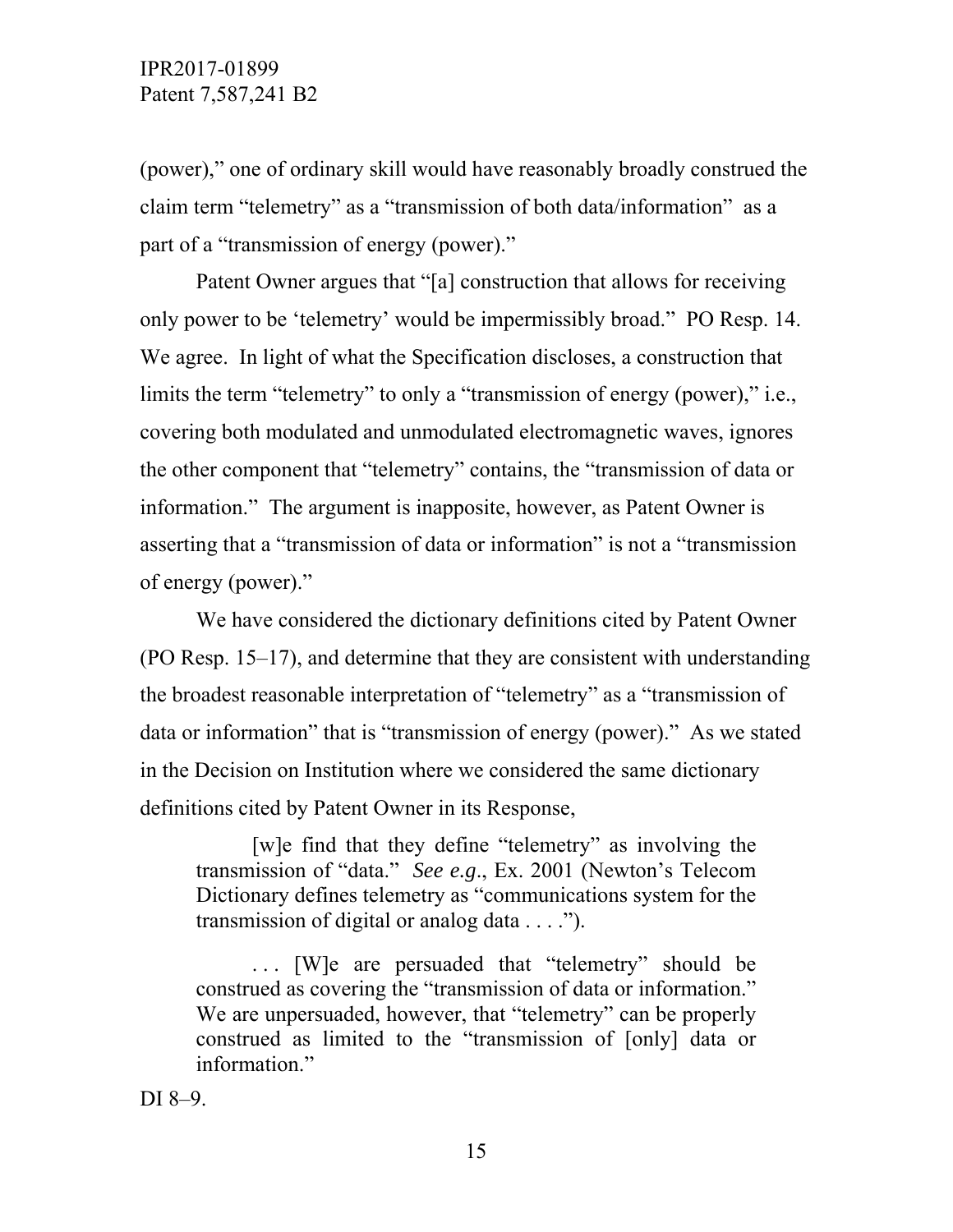(power)," one of ordinary skill would have reasonably broadly construed the claim term "telemetry" as a "transmission of both data/information" as a part of a "transmission of energy (power)."

Patent Owner argues that "[a] construction that allows for receiving only power to be 'telemetry' would be impermissibly broad." PO Resp. 14. We agree. In light of what the Specification discloses, a construction that limits the term "telemetry" to only a "transmission of energy (power)," i.e., covering both modulated and unmodulated electromagnetic waves, ignores the other component that "telemetry" contains, the "transmission of data or information." The argument is inapposite, however, as Patent Owner is asserting that a "transmission of data or information" is not a "transmission of energy (power)."

We have considered the dictionary definitions cited by Patent Owner (PO Resp. 15–17), and determine that they are consistent with understanding the broadest reasonable interpretation of "telemetry" as a "transmission of data or information" that is "transmission of energy (power)." As we stated in the Decision on Institution where we considered the same dictionary definitions cited by Patent Owner in its Response,

> [w]e find that they define "telemetry" as involving the transmission of "data." *See e.g.*, Ex. 2001 (Newton's Telecom Dictionary defines telemetry as "communications system for the transmission of digital or analog data . . . .").
>
> . . . [W]e are persuaded that "telemetry" should be construed as covering the "transmission of data or information." We are unpersuaded, however, that "telemetry" can be properly construed as limited to the "transmission of [only] data or information."

DI 8–9.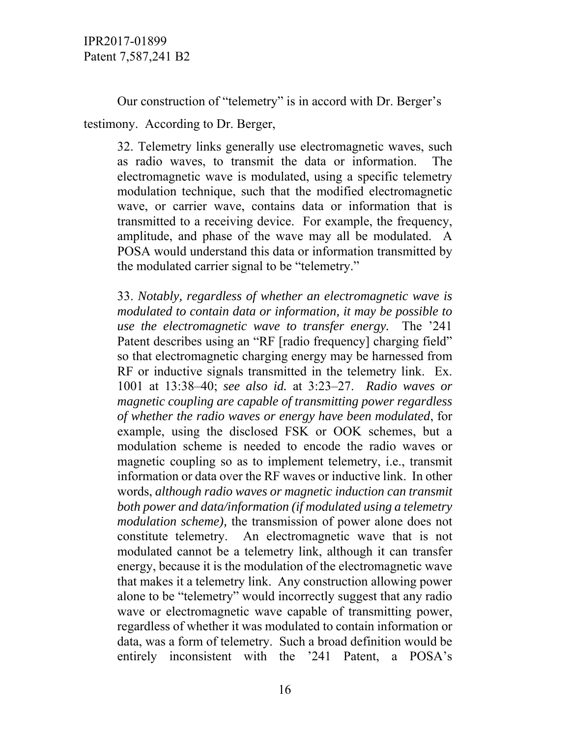Our construction of "telemetry" is in accord with Dr. Berger's testimony. According to Dr. Berger,

> 32. Telemetry links generally use electromagnetic waves, such as radio waves, to transmit the data or information. The electromagnetic wave is modulated, using a specific telemetry modulation technique, such that the modified electromagnetic wave, or carrier wave, contains data or information that is transmitted to a receiving device. For example, the frequency, amplitude, and phase of the wave may all be modulated. A POSA would understand this data or information transmitted by the modulated carrier signal to be "telemetry."
>
> 33. *Notably, regardless of whether an electromagnetic wave is modulated to contain data or information, it may be possible to use the electromagnetic wave to transfer energy.* The '241 Patent describes using an "RF [radio frequency] charging field" so that electromagnetic charging energy may be harnessed from RF or inductive signals transmitted in the telemetry link. Ex. 1001 at 13:38–40; *see also id.* at 3:23–27. *Radio waves or magnetic coupling are capable of transmitting power regardless of whether the radio waves or energy have been modulated*, for example, using the disclosed FSK or OOK schemes, but a modulation scheme is needed to encode the radio waves or magnetic coupling so as to implement telemetry, i.e., transmit information or data over the RF waves or inductive link. In other words, *although radio waves or magnetic induction can transmit both power and data/information (if modulated using a telemetry modulation scheme),* the transmission of power alone does not constitute telemetry. An electromagnetic wave that is not modulated cannot be a telemetry link, although it can transfer energy, because it is the modulation of the electromagnetic wave that makes it a telemetry link. Any construction allowing power alone to be "telemetry" would incorrectly suggest that any radio wave or electromagnetic wave capable of transmitting power, regardless of whether it was modulated to contain information or data, was a form of telemetry. Such a broad definition would be entirely inconsistent with the '241 Patent, a POSA's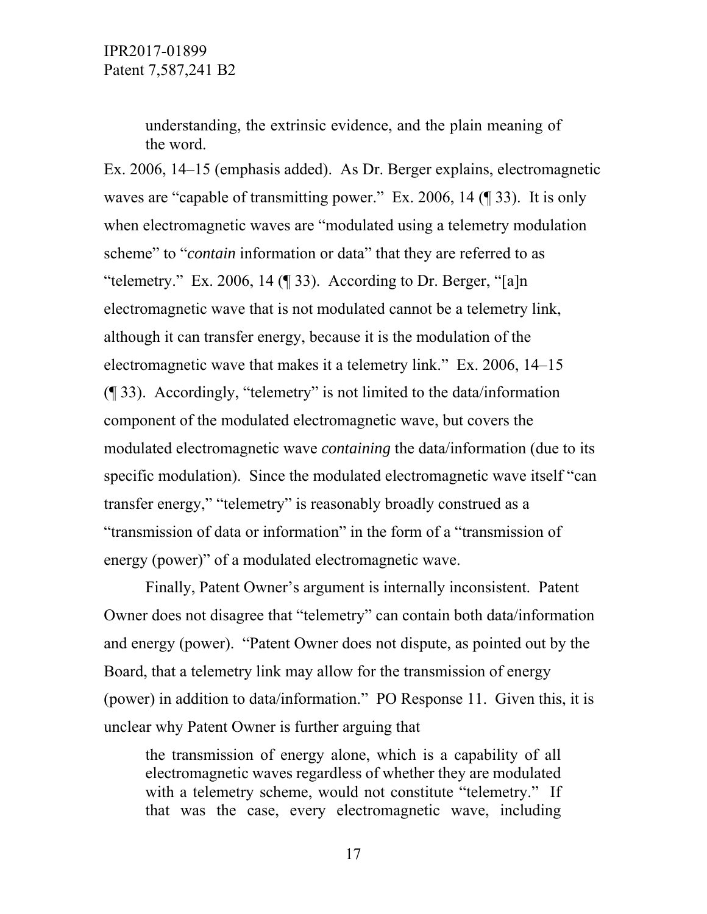> understanding, the extrinsic evidence, and the plain meaning of the word.

Ex. 2006, 14–15 (emphasis added). As Dr. Berger explains, electromagnetic waves are "capable of transmitting power." Ex. 2006, 14 (¶ 33). It is only when electromagnetic waves are "modulated using a telemetry modulation scheme" to "*contain* information or data" that they are referred to as "telemetry." Ex. 2006, 14 (¶ 33). According to Dr. Berger, "[a]n electromagnetic wave that is not modulated cannot be a telemetry link, although it can transfer energy, because it is the modulation of the electromagnetic wave that makes it a telemetry link." Ex. 2006, 14–15 (¶ 33). Accordingly, "telemetry" is not limited to the data/information component of the modulated electromagnetic wave, but covers the modulated electromagnetic wave *containing* the data/information (due to its specific modulation). Since the modulated electromagnetic wave itself "can transfer energy," "telemetry" is reasonably broadly construed as a "transmission of data or information" in the form of a "transmission of energy (power)" of a modulated electromagnetic wave.

Finally, Patent Owner's argument is internally inconsistent. Patent Owner does not disagree that "telemetry" can contain both data/information and energy (power). "Patent Owner does not dispute, as pointed out by the Board, that a telemetry link may allow for the transmission of energy (power) in addition to data/information." PO Response 11. Given this, it is unclear why Patent Owner is further arguing that

> the transmission of energy alone, which is a capability of all electromagnetic waves regardless of whether they are modulated with a telemetry scheme, would not constitute "telemetry." If that was the case, every electromagnetic wave, including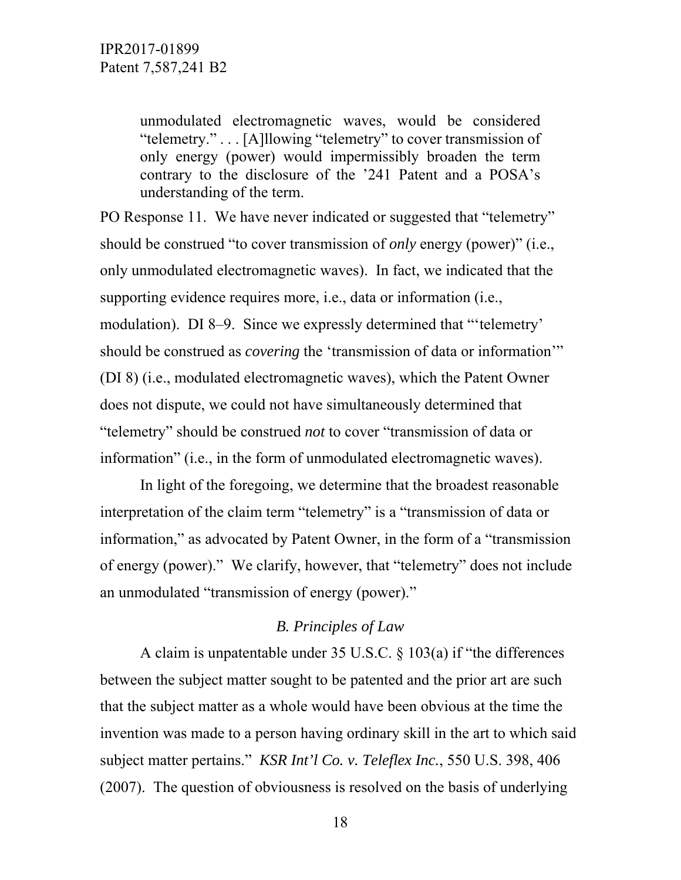> unmodulated electromagnetic waves, would be considered "telemetry." . . . [A]llowing "telemetry" to cover transmission of only energy (power) would impermissibly broaden the term contrary to the disclosure of the '241 Patent and a POSA's understanding of the term.

PO Response 11. We have never indicated or suggested that "telemetry" should be construed "to cover transmission of *only* energy (power)" (i.e., only unmodulated electromagnetic waves). In fact, we indicated that the supporting evidence requires more, i.e., data or information (i.e., modulation). DI 8–9. Since we expressly determined that "'telemetry' should be construed as *covering* the 'transmission of data or information'" (DI 8) (i.e., modulated electromagnetic waves), which the Patent Owner does not dispute, we could not have simultaneously determined that "telemetry" should be construed *not* to cover "transmission of data or information" (i.e., in the form of unmodulated electromagnetic waves).

In light of the foregoing, we determine that the broadest reasonable interpretation of the claim term "telemetry" is a "transmission of data or information," as advocated by Patent Owner, in the form of a "transmission of energy (power)." We clarify, however, that "telemetry" does not include an unmodulated "transmission of energy (power)."

### *B. Principles of Law*

A claim is unpatentable under 35 U.S.C. § 103(a) if "the differences between the subject matter sought to be patented and the prior art are such that the subject matter as a whole would have been obvious at the time the invention was made to a person having ordinary skill in the art to which said subject matter pertains." *KSR Int'l Co. v. Teleflex Inc.*, 550 U.S. 398, 406 (2007). The question of obviousness is resolved on the basis of underlying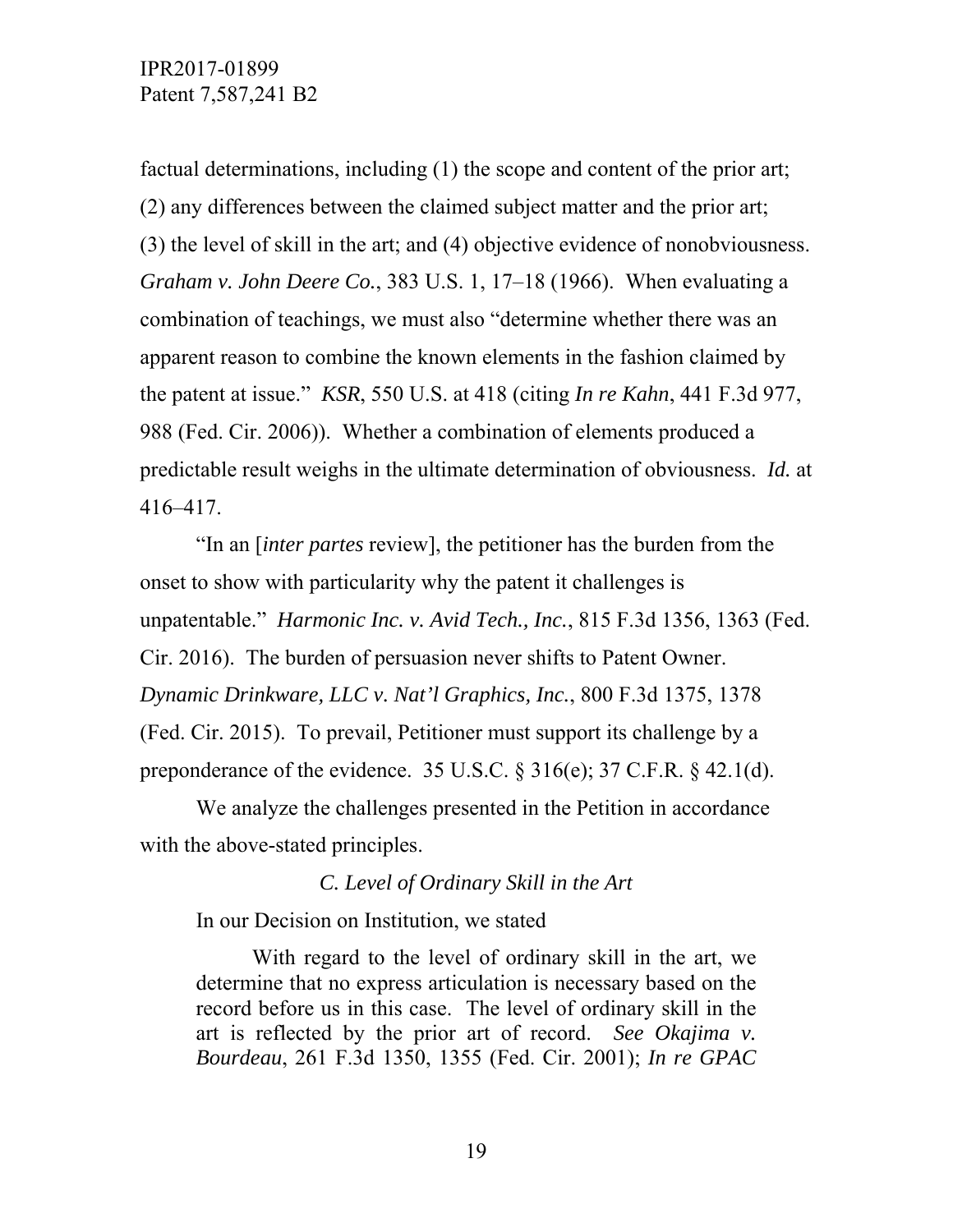factual determinations, including (1) the scope and content of the prior art; (2) any differences between the claimed subject matter and the prior art; (3) the level of skill in the art; and (4) objective evidence of nonobviousness. *Graham v. John Deere Co.*, 383 U.S. 1, 17–18 (1966). When evaluating a combination of teachings, we must also "determine whether there was an apparent reason to combine the known elements in the fashion claimed by the patent at issue." *KSR*, 550 U.S. at 418 (citing *In re Kahn*, 441 F.3d 977, 988 (Fed. Cir. 2006)). Whether a combination of elements produced a predictable result weighs in the ultimate determination of obviousness. *Id.* at 416–417.

"In an [*inter partes* review], the petitioner has the burden from the onset to show with particularity why the patent it challenges is unpatentable." *Harmonic Inc. v. Avid Tech., Inc.*, 815 F.3d 1356, 1363 (Fed. Cir. 2016). The burden of persuasion never shifts to Patent Owner. *Dynamic Drinkware, LLC v. Nat'l Graphics, Inc.*, 800 F.3d 1375, 1378 (Fed. Cir. 2015). To prevail, Petitioner must support its challenge by a preponderance of the evidence. 35 U.S.C. § 316(e); 37 C.F.R. § 42.1(d).

We analyze the challenges presented in the Petition in accordance with the above-stated principles.

### *C. Level of Ordinary Skill in the Art*

In our Decision on Institution, we stated

> With regard to the level of ordinary skill in the art, we determine that no express articulation is necessary based on the record before us in this case. The level of ordinary skill in the art is reflected by the prior art of record. *See Okajima v. Bourdeau*, 261 F.3d 1350, 1355 (Fed. Cir. 2001); *In re GPAC*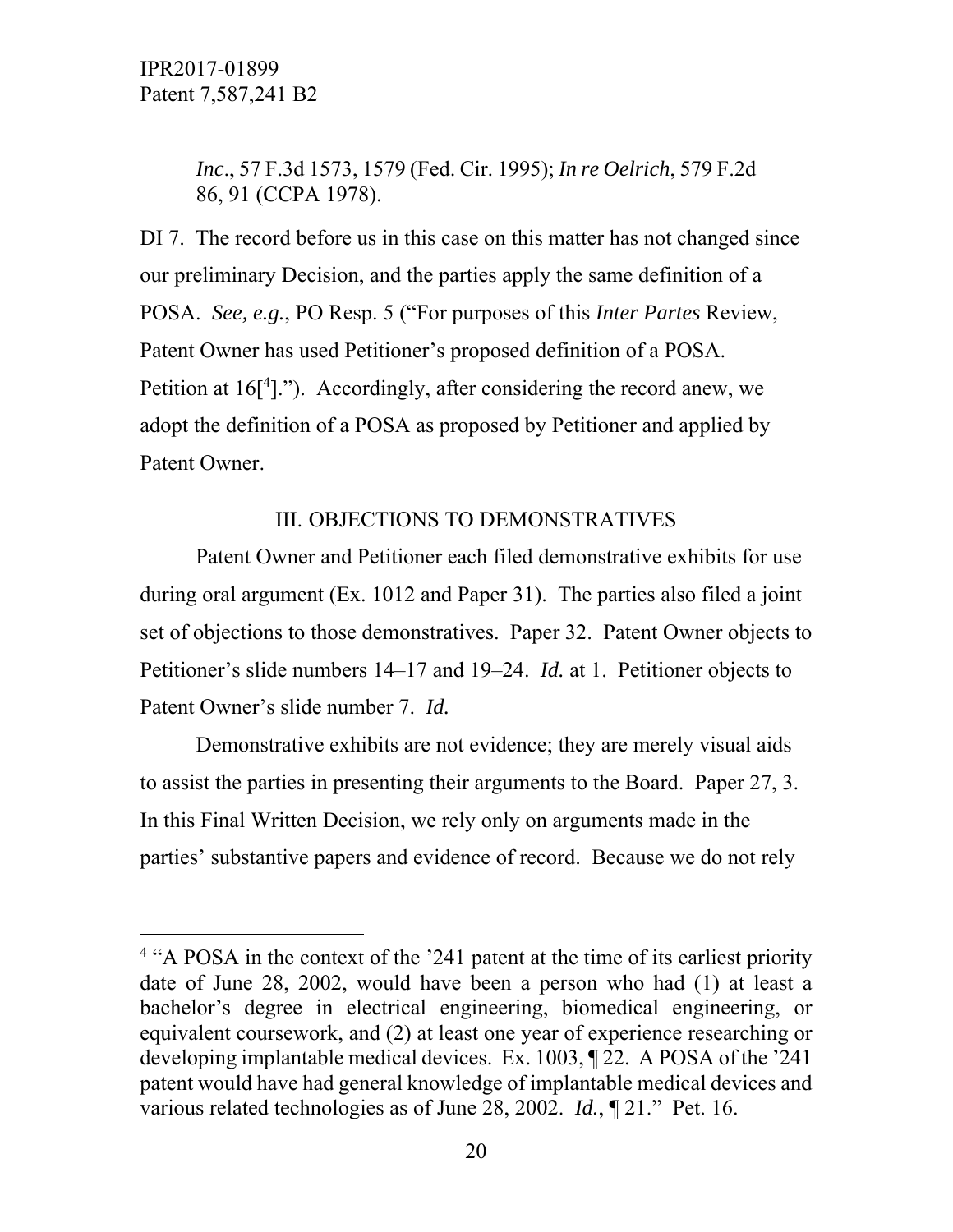> *Inc*., 57 F.3d 1573, 1579 (Fed. Cir. 1995); *In re Oelrich*, 579 F.2d 86, 91 (CCPA 1978).

DI 7. The record before us in this case on this matter has not changed since our preliminary Decision, and the parties apply the same definition of a POSA. *See, e.g.*, PO Resp. 5 ("For purposes of this *Inter Partes* Review, Patent Owner has used Petitioner's proposed definition of a POSA. Petition at 16[[4]]."). Accordingly, after considering the record anew, we adopt the definition of a POSA as proposed by Petitioner and applied by Patent Owner.

## III. OBJECTIONS TO DEMONSTRATIVES

Patent Owner and Petitioner each filed demonstrative exhibits for use during oral argument (Ex. 1012 and Paper 31). The parties also filed a joint set of objections to those demonstratives. Paper 32. Patent Owner objects to Petitioner's slide numbers 14–17 and 19–24. *Id.* at 1. Petitioner objects to Patent Owner's slide number 7. *Id.*

Demonstrative exhibits are not evidence; they are merely visual aids to assist the parties in presenting their arguments to the Board. Paper 27, 3. In this Final Written Decision, we rely only on arguments made in the parties' substantive papers and evidence of record. Because we do not rely

---

[4] "A POSA in the context of the '241 patent at the time of its earliest priority date of June 28, 2002, would have been a person who had (1) at least a bachelor's degree in electrical engineering, biomedical engineering, or equivalent coursework, and (2) at least one year of experience researching or developing implantable medical devices. Ex. 1003, ¶ 22. A POSA of the '241 patent would have had general knowledge of implantable medical devices and various related technologies as of June 28, 2002. *Id.*, ¶ 21." Pet. 16.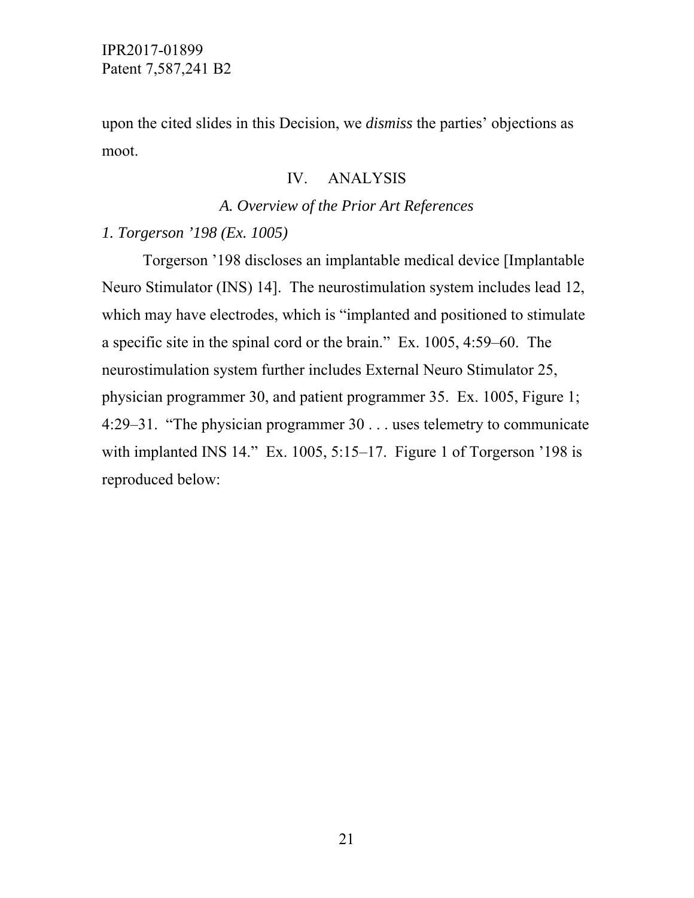upon the cited slides in this Decision, we *dismiss* the parties' objections as moot.

## IV. ANALYSIS

### *A. Overview of the Prior Art References*

#### *1. Torgerson '198 (Ex. 1005)*

Torgerson '198 discloses an implantable medical device [Implantable Neuro Stimulator (INS) 14]. The neurostimulation system includes lead 12, which may have electrodes, which is "implanted and positioned to stimulate a specific site in the spinal cord or the brain." Ex. 1005, 4:59–60. The neurostimulation system further includes External Neuro Stimulator 25, physician programmer 30, and patient programmer 35. Ex. 1005, Figure 1; 4:29–31. "The physician programmer 30 . . . uses telemetry to communicate with implanted INS 14." Ex. 1005, 5:15–17. Figure 1 of Torgerson '198 is reproduced below: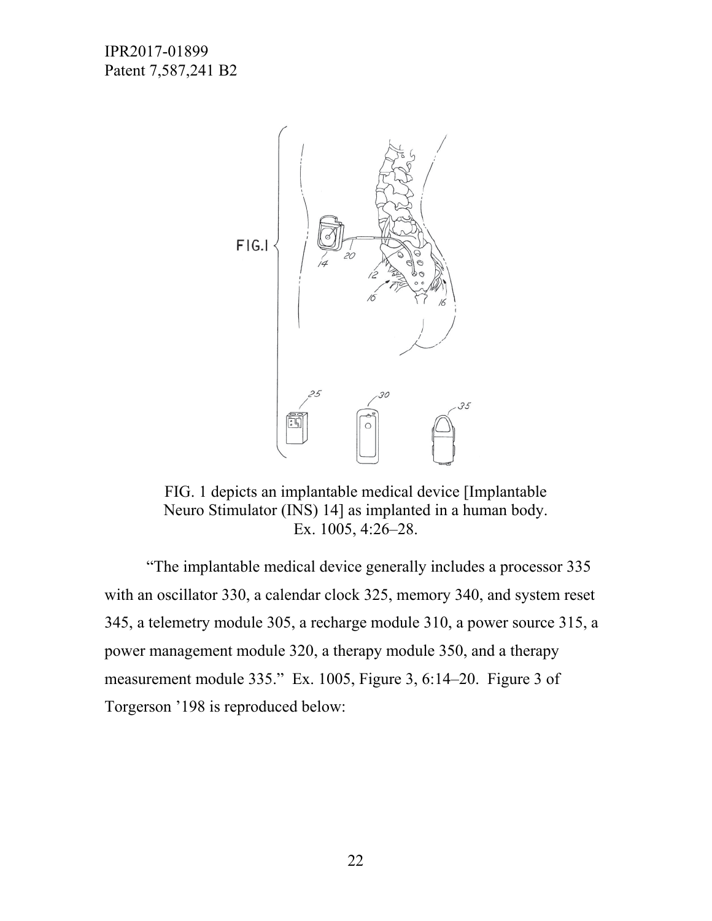FIG. 1 depicts an implantable medical device [Implantable Neuro Stimulator (INS) 14] as implanted in a human body. Ex. 1005, 4:26–28.

"The implantable medical device generally includes a processor 335 with an oscillator 330, a calendar clock 325, memory 340, and system reset 345, a telemetry module 305, a recharge module 310, a power source 315, a power management module 320, a therapy module 350, and a therapy measurement module 335." Ex. 1005, Figure 3, 6:14–20. Figure 3 of Torgerson '198 is reproduced below: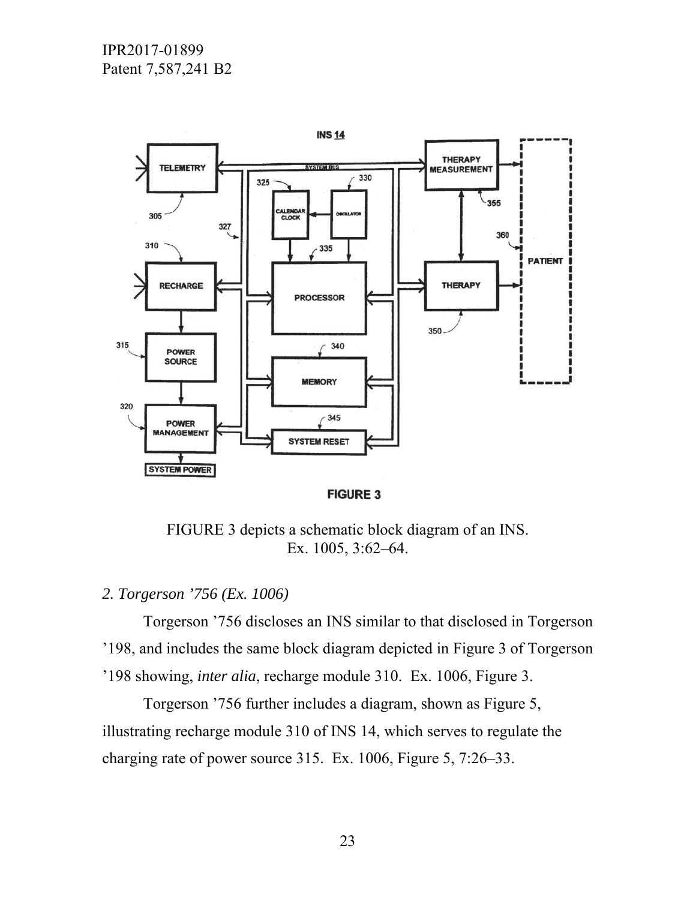FIGURE 3 depicts a schematic block diagram of an INS.
Ex. 1005, 3:62–64.

*2. Torgerson '756 (Ex. 1006)*

Torgerson '756 discloses an INS similar to that disclosed in Torgerson '198, and includes the same block diagram depicted in Figure 3 of Torgerson '198 showing, *inter alia*, recharge module 310. Ex. 1006, Figure 3.

Torgerson '756 further includes a diagram, shown as Figure 5, illustrating recharge module 310 of INS 14, which serves to regulate the charging rate of power source 315. Ex. 1006, Figure 5, 7:26–33.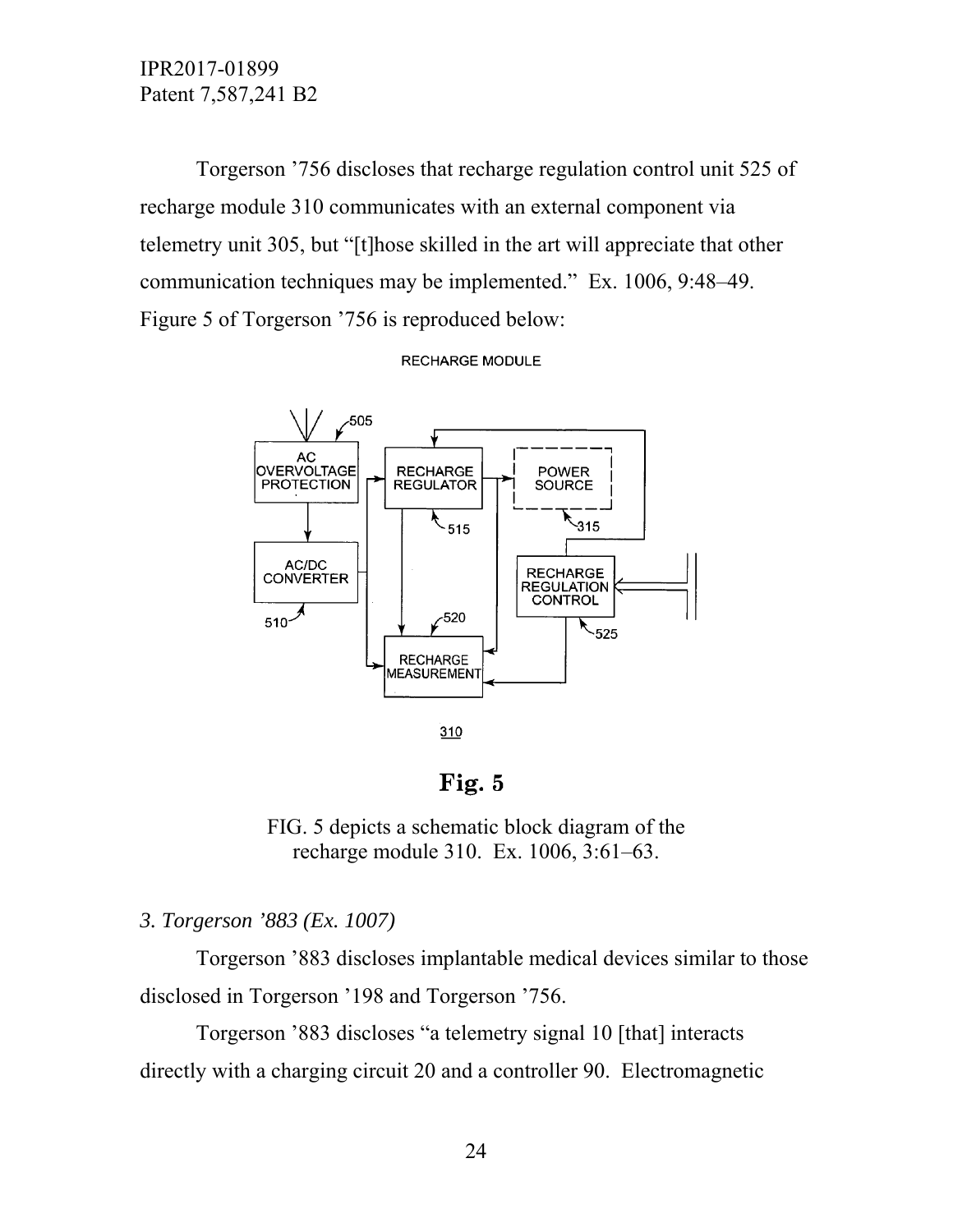Torgerson '756 discloses that recharge regulation control unit 525 of recharge module 310 communicates with an external component via telemetry unit 305, but "[t]hose skilled in the art will appreciate that other communication techniques may be implemented." Ex. 1006, 9:48–49. Figure 5 of Torgerson '756 is reproduced below:

**Fig. 5**

FIG. 5 depicts a schematic block diagram of the recharge module 310. Ex. 1006, 3:61–63.

*3. Torgerson '883 (Ex. 1007)*

Torgerson '883 discloses implantable medical devices similar to those disclosed in Torgerson '198 and Torgerson '756.

Torgerson '883 discloses "a telemetry signal 10 [that] interacts directly with a charging circuit 20 and a controller 90. Electromagnetic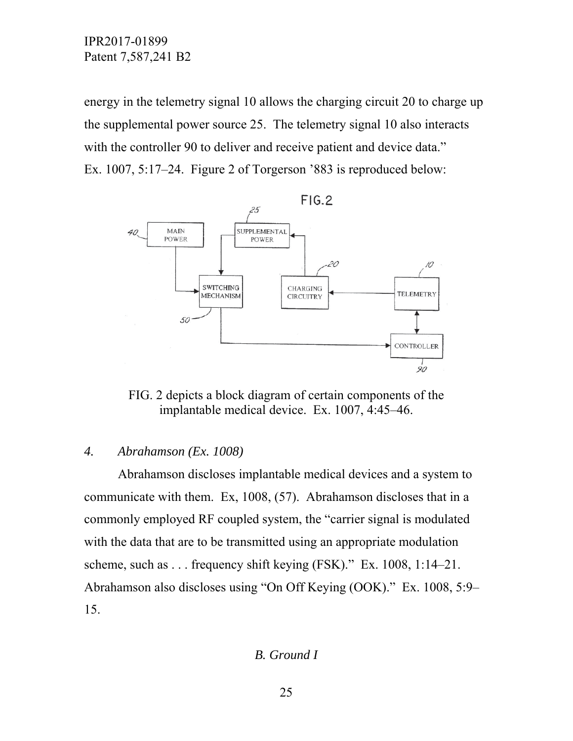energy in the telemetry signal 10 allows the charging circuit 20 to charge up the supplemental power source 25. The telemetry signal 10 also interacts with the controller 90 to deliver and receive patient and device data." Ex. 1007, 5:17–24. Figure 2 of Torgerson '883 is reproduced below:

FIG. 2 depicts a block diagram of certain components of the implantable medical device. Ex. 1007, 4:45–46.

### *4. Abrahamson (Ex. 1008)*

Abrahamson discloses implantable medical devices and a system to communicate with them. Ex, 1008, (57). Abrahamson discloses that in a commonly employed RF coupled system, the "carrier signal is modulated with the data that are to be transmitted using an appropriate modulation scheme, such as . . . frequency shift keying (FSK)." Ex. 1008, 1:14–21. Abrahamson also discloses using "On Off Keying (OOK)." Ex. 1008, 5:9–15.

## *B. Ground I*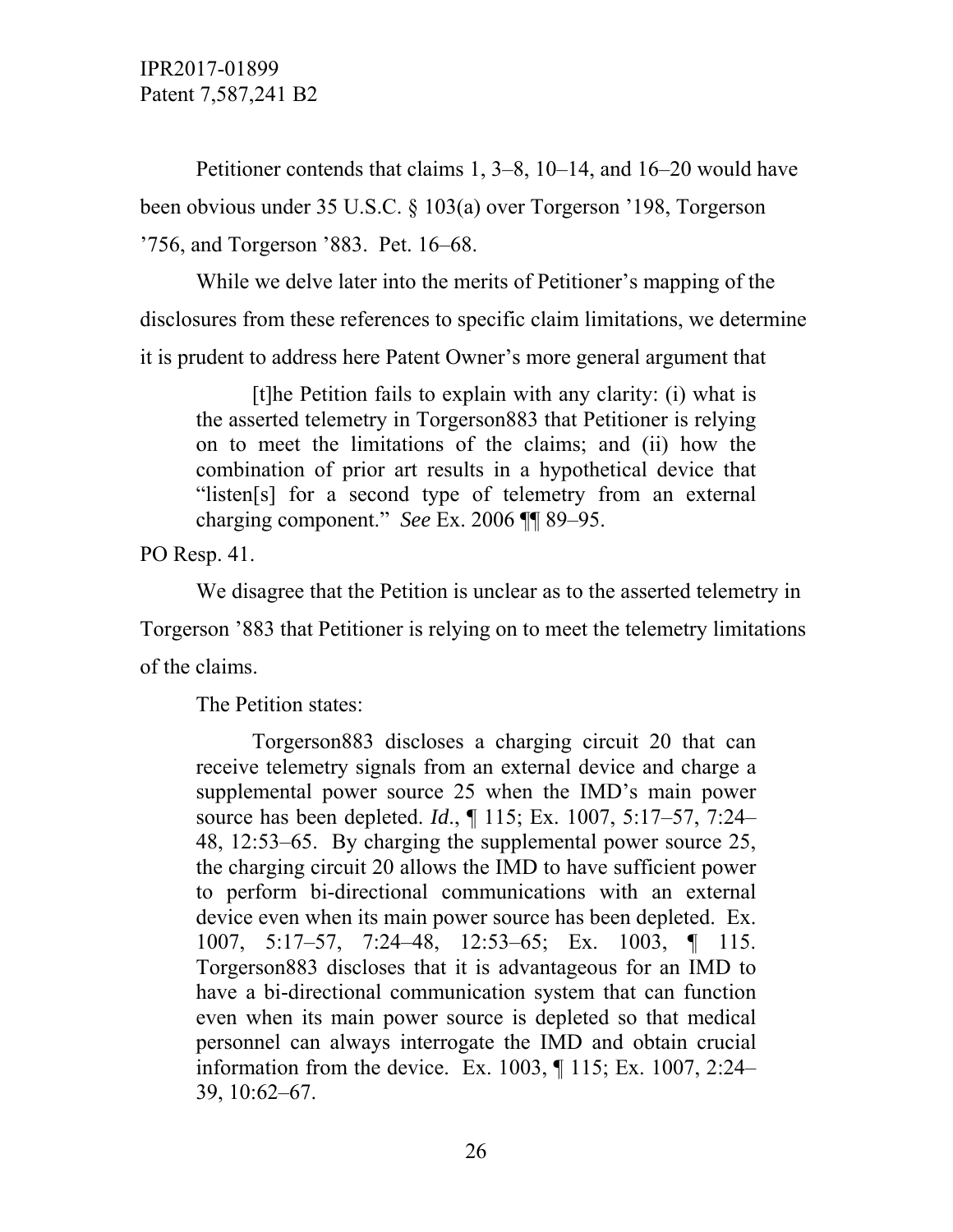Petitioner contends that claims 1, 3–8, 10–14, and 16–20 would have been obvious under 35 U.S.C. § 103(a) over Torgerson ’198, Torgerson ’756, and Torgerson ’883. Pet. 16–68.

While we delve later into the merits of Petitioner’s mapping of the disclosures from these references to specific claim limitations, we determine it is prudent to address here Patent Owner’s more general argument that

> [t]he Petition fails to explain with any clarity: (i) what is the asserted telemetry in Torgerson883 that Petitioner is relying on to meet the limitations of the claims; and (ii) how the combination of prior art results in a hypothetical device that "listen[s] for a second type of telemetry from an external charging component." *See* Ex. 2006 ¶¶ 89–95.

PO Resp. 41.

We disagree that the Petition is unclear as to the asserted telemetry in Torgerson ’883 that Petitioner is relying on to meet the telemetry limitations of the claims.

The Petition states:

> Torgerson883 discloses a charging circuit 20 that can receive telemetry signals from an external device and charge a supplemental power source 25 when the IMD’s main power source has been depleted. *Id*., ¶ 115; Ex. 1007, 5:17–57, 7:24–48, 12:53–65. By charging the supplemental power source 25, the charging circuit 20 allows the IMD to have sufficient power to perform bi-directional communications with an external device even when its main power source has been depleted. Ex. 1007, 5:17–57, 7:24–48, 12:53–65; Ex. 1003, ¶ 115. Torgerson883 discloses that it is advantageous for an IMD to have a bi-directional communication system that can function even when its main power source is depleted so that medical personnel can always interrogate the IMD and obtain crucial information from the device. Ex. 1003, ¶ 115; Ex. 1007, 2:24–39, 10:62–67.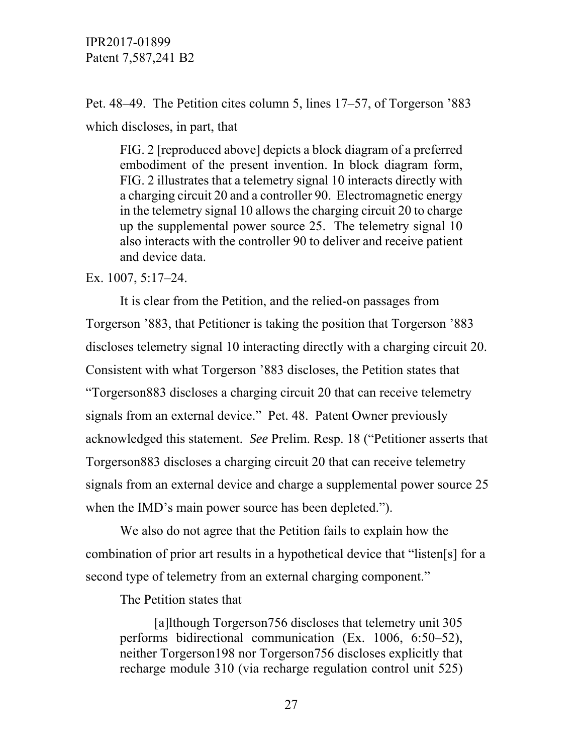Pet. 48–49. The Petition cites column 5, lines 17–57, of Torgerson ’883 which discloses, in part, that

> FIG. 2 [reproduced above] depicts a block diagram of a preferred embodiment of the present invention. In block diagram form, FIG. 2 illustrates that a telemetry signal 10 interacts directly with a charging circuit 20 and a controller 90. Electromagnetic energy in the telemetry signal 10 allows the charging circuit 20 to charge up the supplemental power source 25. The telemetry signal 10 also interacts with the controller 90 to deliver and receive patient and device data.

Ex. 1007, 5:17–24.

It is clear from the Petition, and the relied-on passages from Torgerson ’883, that Petitioner is taking the position that Torgerson ’883 discloses telemetry signal 10 interacting directly with a charging circuit 20. Consistent with what Torgerson ’883 discloses, the Petition states that “Torgerson883 discloses a charging circuit 20 that can receive telemetry signals from an external device.” Pet. 48. Patent Owner previously acknowledged this statement. *See* Prelim. Resp. 18 (“Petitioner asserts that Torgerson883 discloses a charging circuit 20 that can receive telemetry signals from an external device and charge a supplemental power source 25 when the IMD’s main power source has been depleted.”).

We also do not agree that the Petition fails to explain how the combination of prior art results in a hypothetical device that “listen[s] for a second type of telemetry from an external charging component.”

The Petition states that

> [a]lthough Torgerson756 discloses that telemetry unit 305 performs bidirectional communication (Ex. 1006, 6:50–52), neither Torgerson198 nor Torgerson756 discloses explicitly that recharge module 310 (via recharge regulation control unit 525)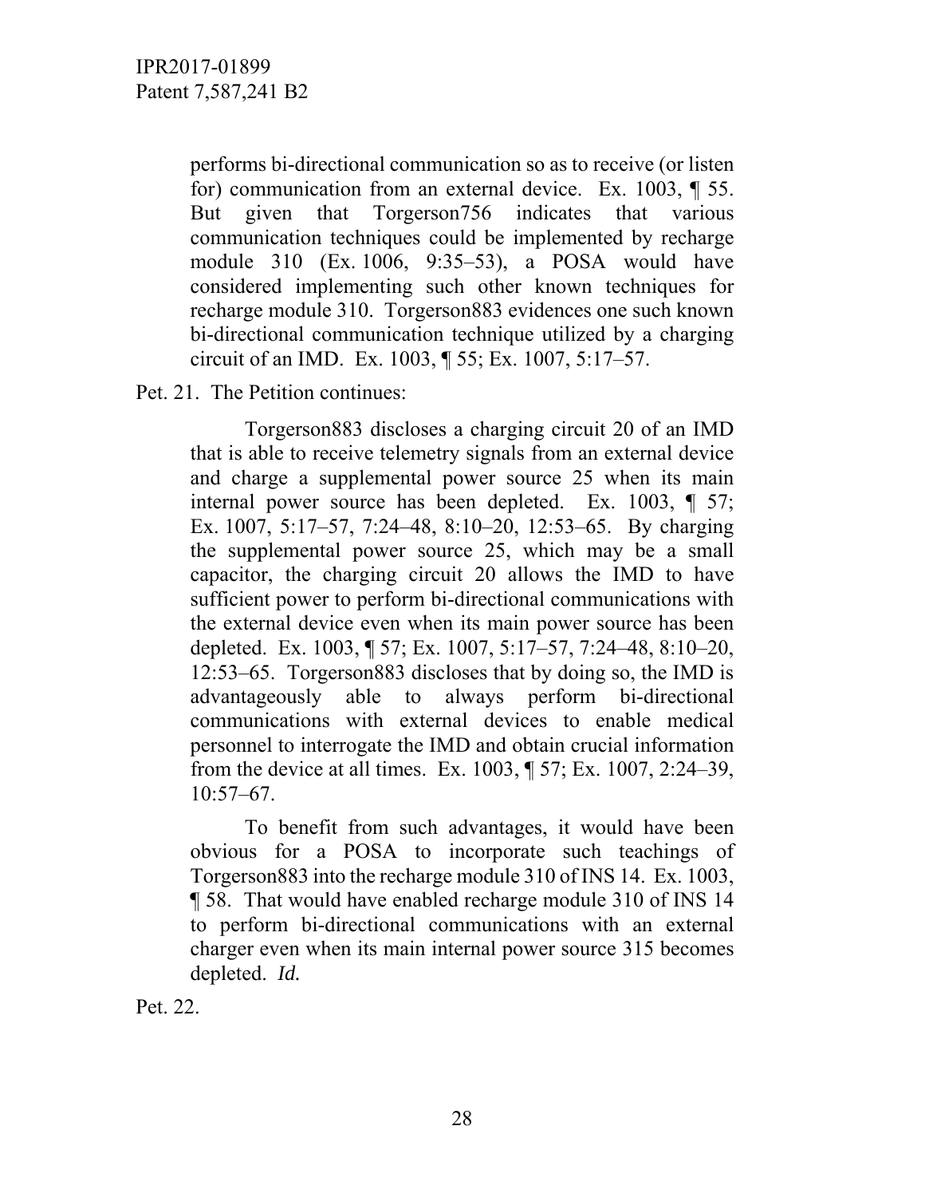> performs bi-directional communication so as to receive (or listen for) communication from an external device. Ex. 1003, ¶ 55. But given that Torgerson756 indicates that various communication techniques could be implemented by recharge module 310 (Ex. 1006, 9:35–53), a POSA would have considered implementing such other known techniques for recharge module 310. Torgerson883 evidences one such known bi-directional communication technique utilized by a charging circuit of an IMD. Ex. 1003, ¶ 55; Ex. 1007, 5:17–57.

Pet. 21. The Petition continues:

> Torgerson883 discloses a charging circuit 20 of an IMD that is able to receive telemetry signals from an external device and charge a supplemental power source 25 when its main internal power source has been depleted. Ex. 1003, ¶ 57; Ex. 1007, 5:17–57, 7:24–48, 8:10–20, 12:53–65. By charging the supplemental power source 25, which may be a small capacitor, the charging circuit 20 allows the IMD to have sufficient power to perform bi-directional communications with the external device even when its main power source has been depleted. Ex. 1003, ¶ 57; Ex. 1007, 5:17–57, 7:24–48, 8:10–20, 12:53–65. Torgerson883 discloses that by doing so, the IMD is advantageously able to always perform bi-directional communications with external devices to enable medical personnel to interrogate the IMD and obtain crucial information from the device at all times. Ex. 1003, ¶ 57; Ex. 1007, 2:24–39, 10:57–67.
>
> To benefit from such advantages, it would have been obvious for a POSA to incorporate such teachings of Torgerson883 into the recharge module 310 of INS 14. Ex. 1003, ¶ 58. That would have enabled recharge module 310 of INS 14 to perform bi-directional communications with an external charger even when its main internal power source 315 becomes depleted. *Id.*

Pet. 22.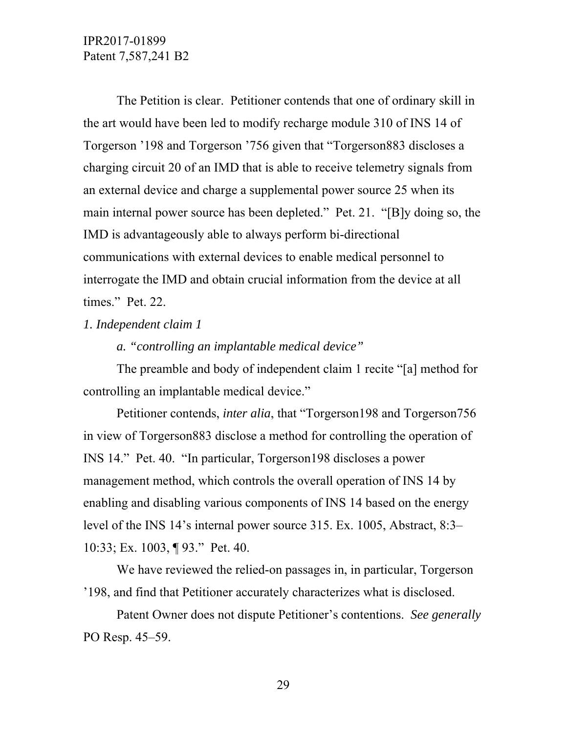The Petition is clear. Petitioner contends that one of ordinary skill in the art would have been led to modify recharge module 310 of INS 14 of Torgerson ’198 and Torgerson ’756 given that “Torgerson883 discloses a charging circuit 20 of an IMD that is able to receive telemetry signals from an external device and charge a supplemental power source 25 when its main internal power source has been depleted.” Pet. 21. “[B]y doing so, the IMD is advantageously able to always perform bi-directional communications with external devices to enable medical personnel to interrogate the IMD and obtain crucial information from the device at all times.” Pet. 22.

*1. Independent claim 1*

*a. “controlling an implantable medical device”*

The preamble and body of independent claim 1 recite “[a] method for controlling an implantable medical device.”

Petitioner contends, *inter alia*, that “Torgerson198 and Torgerson756 in view of Torgerson883 disclose a method for controlling the operation of INS 14.” Pet. 40. “In particular, Torgerson198 discloses a power management method, which controls the overall operation of INS 14 by enabling and disabling various components of INS 14 based on the energy level of the INS 14’s internal power source 315. Ex. 1005, Abstract, 8:3–10:33; Ex. 1003, ¶ 93.” Pet. 40.

We have reviewed the relied-on passages in, in particular, Torgerson ’198, and find that Petitioner accurately characterizes what is disclosed.

Patent Owner does not dispute Petitioner’s contentions. *See generally* PO Resp. 45–59.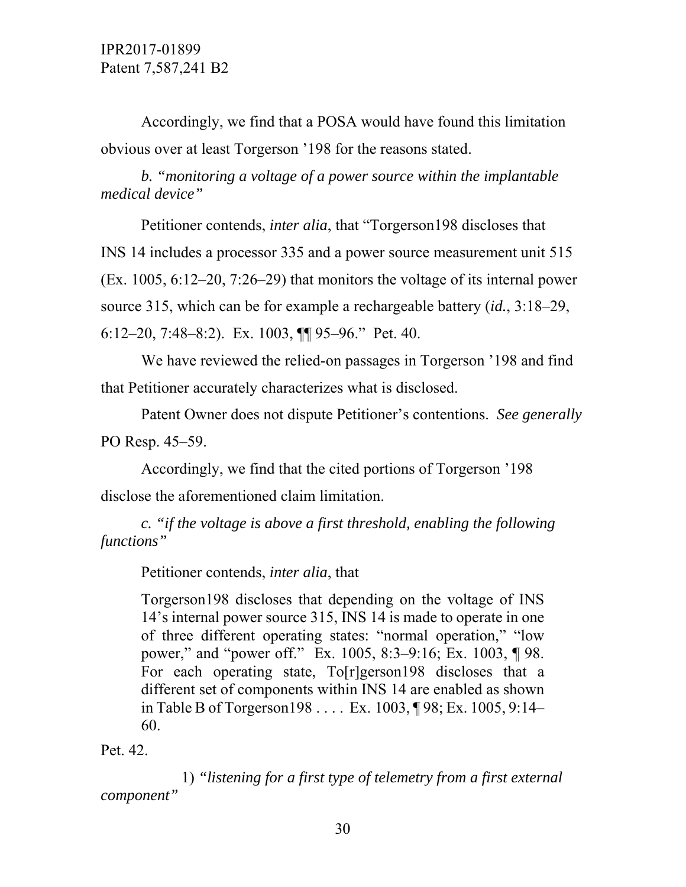Accordingly, we find that a POSA would have found this limitation obvious over at least Torgerson ’198 for the reasons stated.

*b. “monitoring a voltage of a power source within the implantable medical device”*

Petitioner contends, *inter alia*, that “Torgerson198 discloses that INS 14 includes a processor 335 and a power source measurement unit 515 (Ex. 1005, 6:12–20, 7:26–29) that monitors the voltage of its internal power source 315, which can be for example a rechargeable battery (*id.*, 3:18–29, 6:12–20, 7:48–8:2). Ex. 1003, ¶¶ 95–96.” Pet. 40.

We have reviewed the relied-on passages in Torgerson ’198 and find that Petitioner accurately characterizes what is disclosed.

Patent Owner does not dispute Petitioner’s contentions. *See generally* PO Resp. 45–59.

Accordingly, we find that the cited portions of Torgerson ’198 disclose the aforementioned claim limitation.

*c. “if the voltage is above a first threshold, enabling the following functions”*

Petitioner contends, *inter alia*, that

> Torgerson198 discloses that depending on the voltage of INS 14’s internal power source 315, INS 14 is made to operate in one of three different operating states: “normal operation,” “low power,” and “power off.” Ex. 1005, 8:3–9:16; Ex. 1003, ¶ 98. For each operating state, To[r]gerson198 discloses that a different set of components within INS 14 are enabled as shown in Table B of Torgerson198 . . . . Ex. 1003, ¶ 98; Ex. 1005, 9:14–60.

Pet. 42.

1) *“listening for a first type of telemetry from a first external component”*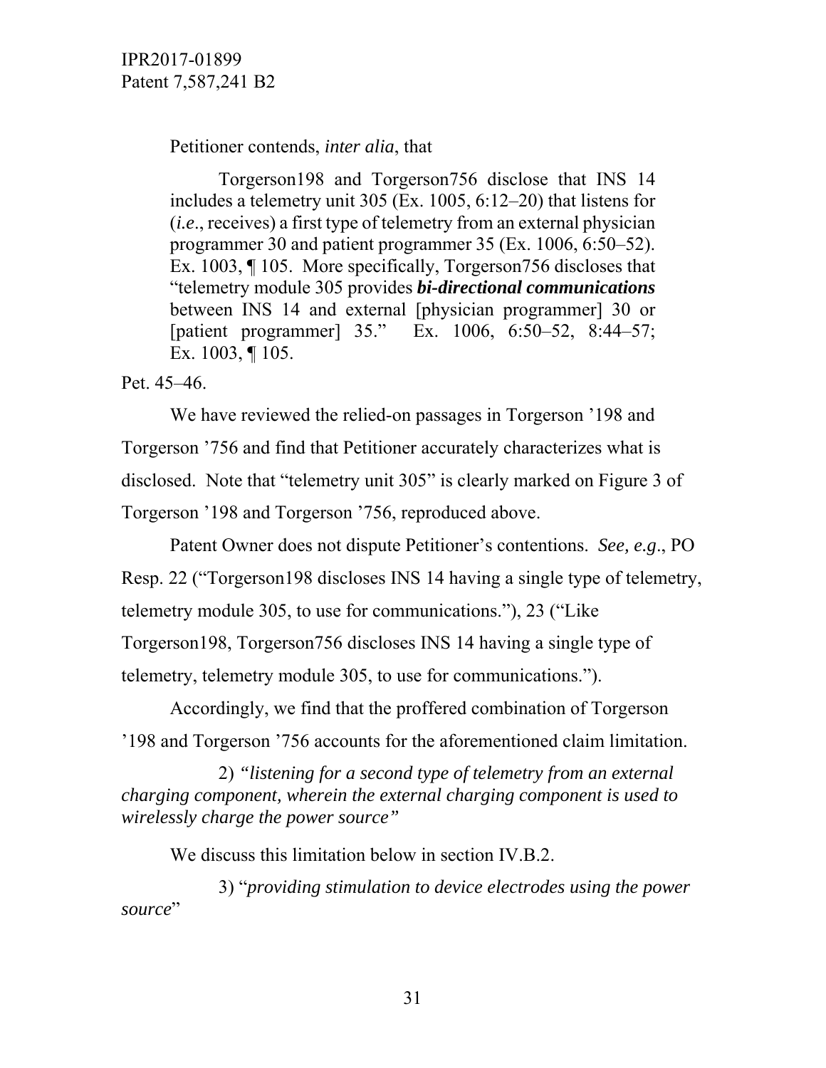Petitioner contends, *inter alia*, that

> Torgerson198 and Torgerson756 disclose that INS 14 includes a telemetry unit 305 (Ex. 1005, 6:12–20) that listens for (*i.e*., receives) a first type of telemetry from an external physician programmer 30 and patient programmer 35 (Ex. 1006, 6:50–52). Ex. 1003, ¶ 105. More specifically, Torgerson756 discloses that "telemetry module 305 provides ***bi-directional communications*** between INS 14 and external [physician programmer] 30 or [patient programmer] 35." Ex. 1006, 6:50–52, 8:44–57; Ex. 1003, ¶ 105.

Pet. 45–46.

We have reviewed the relied-on passages in Torgerson '198 and Torgerson '756 and find that Petitioner accurately characterizes what is disclosed. Note that "telemetry unit 305" is clearly marked on Figure 3 of Torgerson '198 and Torgerson '756, reproduced above.

Patent Owner does not dispute Petitioner's contentions. *See, e.g*., PO Resp. 22 ("Torgerson198 discloses INS 14 having a single type of telemetry, telemetry module 305, to use for communications."), 23 ("Like Torgerson198, Torgerson756 discloses INS 14 having a single type of telemetry, telemetry module 305, to use for communications.").

Accordingly, we find that the proffered combination of Torgerson '198 and Torgerson '756 accounts for the aforementioned claim limitation.

2) *"listening for a second type of telemetry from an external charging component, wherein the external charging component is used to wirelessly charge the power source"*

We discuss this limitation below in section IV.B.2.

3) "*providing stimulation to device electrodes using the power source*"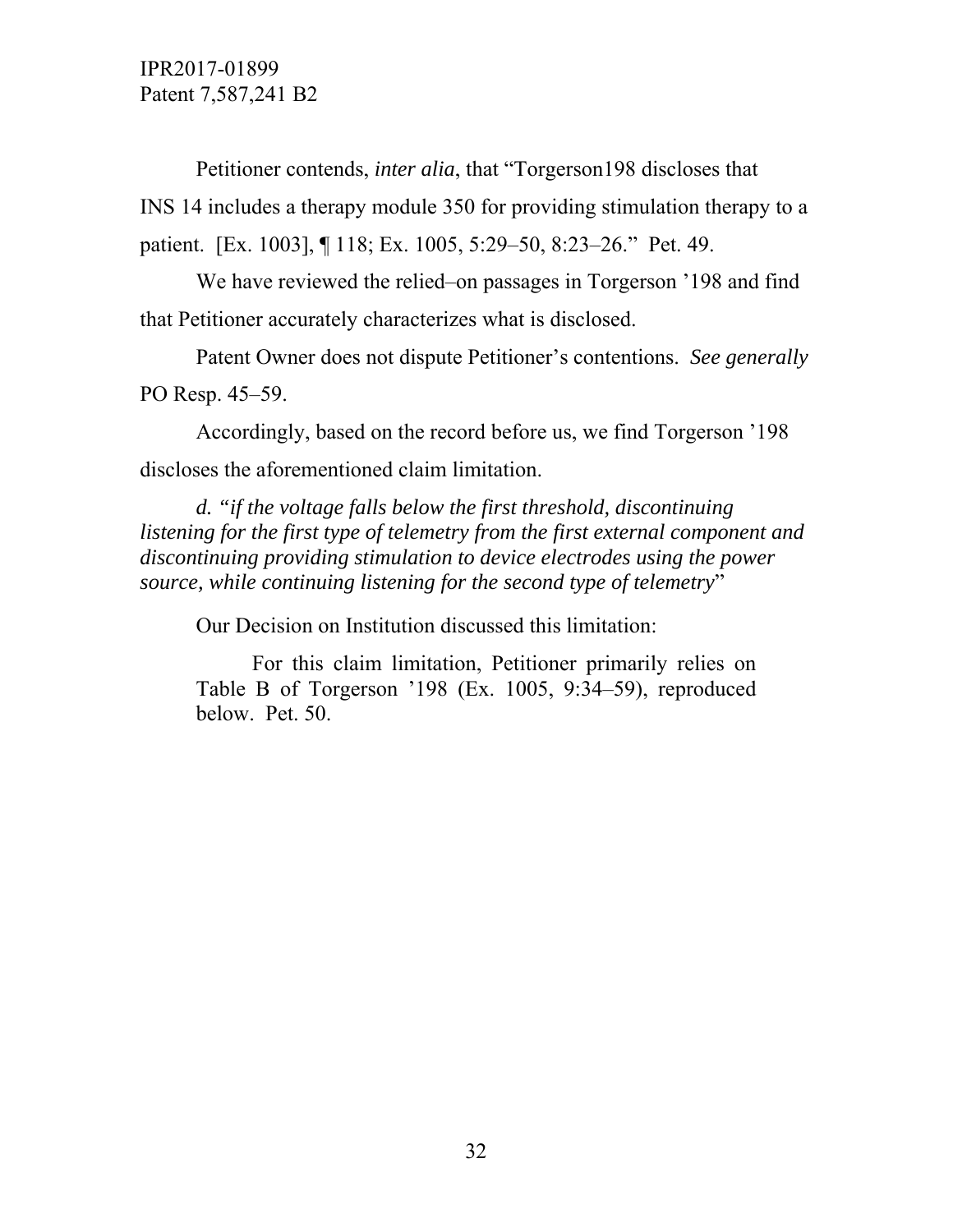Petitioner contends, *inter alia*, that "Torgerson198 discloses that INS 14 includes a therapy module 350 for providing stimulation therapy to a patient. [Ex. 1003], ¶ 118; Ex. 1005, 5:29–50, 8:23–26." Pet. 49.

We have reviewed the relied–on passages in Torgerson '198 and find that Petitioner accurately characterizes what is disclosed.

Patent Owner does not dispute Petitioner's contentions. *See generally* PO Resp. 45–59.

Accordingly, based on the record before us, we find Torgerson '198 discloses the aforementioned claim limitation.

*d. "if the voltage falls below the first threshold, discontinuing listening for the first type of telemetry from the first external component and discontinuing providing stimulation to device electrodes using the power source, while continuing listening for the second type of telemetry*"

Our Decision on Institution discussed this limitation:

> For this claim limitation, Petitioner primarily relies on Table B of Torgerson '198 (Ex. 1005, 9:34–59), reproduced below. Pet. 50.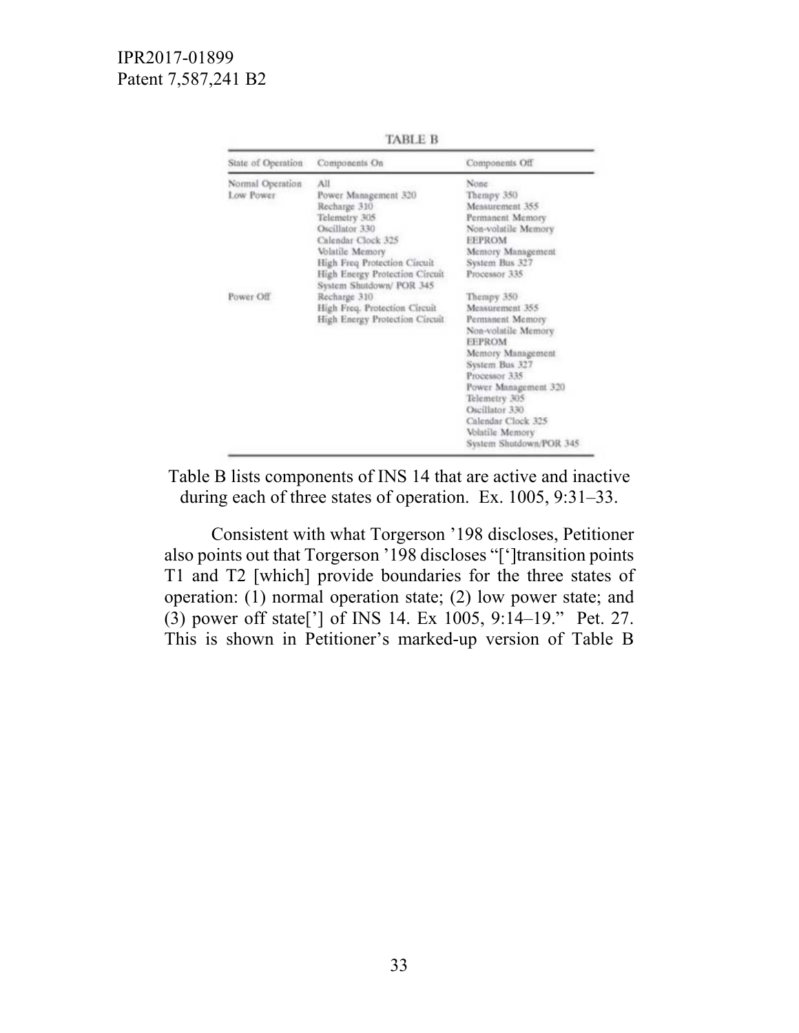TABLE B

| State of Operation | Components On | Components Off |
|---|---|---|
| Normal Operation | All | None |
| Low Power | Power Management 320<br>Recharge 310<br>Telemetry 305<br>Oscillator 330<br>Calendar Clock 325<br>Volatile Memory<br>High Freq Protection Circuit<br>High Energy Protection Circuit<br>System Shutdown/ POR 345 | Therapy 350<br>Measurement 355<br>Permanent Memory<br>Non-volatile Memory<br>EEPROM<br>Memory Management<br>System Bus 327<br>Processor 335 |
| Power Off | Recharge 310<br>High Freq. Protection Circuit<br>High Energy Protection Circuit | Therapy 350<br>Measurement 355<br>Permanent Memory<br>Non-volatile Memory<br>EEPROM<br>Memory Management<br>System Bus 327<br>Processor 335<br>Power Management 320<br>Telemetry 305<br>Oscillator 330<br>Calendar Clock 325<br>Volatile Memory<br>System Shutdown/POR 345 |

Table B lists components of INS 14 that are active and inactive during each of three states of operation. Ex. 1005, 9:31–33.

Consistent with what Torgerson '198 discloses, Petitioner also points out that Torgerson '198 discloses "[']transition points T1 and T2 [which] provide boundaries for the three states of operation: (1) normal operation state; (2) low power state; and (3) power off state['] of INS 14. Ex 1005, 9:14–19." Pet. 27. This is shown in Petitioner's marked-up version of Table B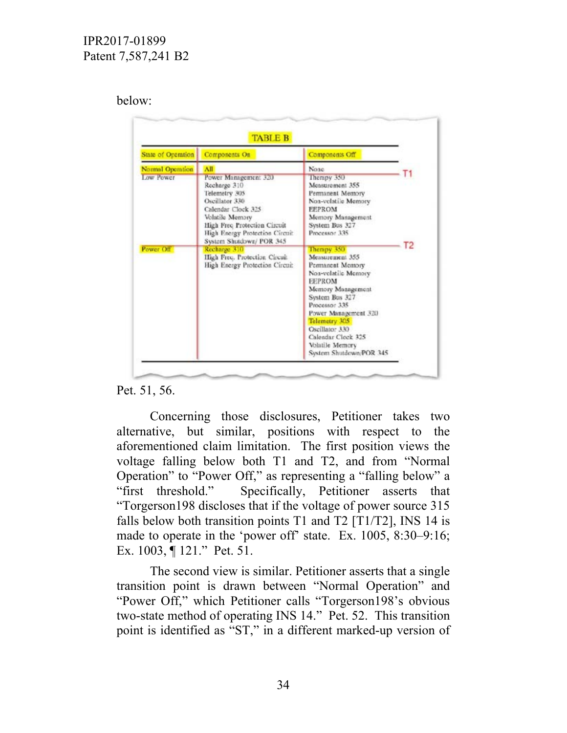below:

TABLE B

| State of Operation | Components On | Components Off |
|---|---|---|
| Normal Operation | All | None |
| Low Power | Power Management 320<br>Recharge 310<br>Telemetry 305<br>Oscillator 330<br>Calendar Clock 325<br>Volatile Memory<br>High Freq Protection Circuit<br>High Energy Protection Circuit<br>System Shutdown/ POR 345 | Therapy 350<br>Measurement 355<br>Permanent Memory<br>Non-volatile Memory<br>EEPROM<br>Memory Management<br>System Bus 327<br>Processor 335 |
| Power Off | Recharge 310<br>High Freq. Protection Circuit<br>High Energy Protection Circuit | Therapy 350<br>Measurement 355<br>Permanent Memory<br>Non-volatile Memory<br>EEPROM<br>Memory Management<br>System Bus 327<br>Processor 335<br>Power Management 320<br>Telemetry 305<br>Oscillator 330<br>Calendar Clock 325<br>Volatile Memory<br>System Shutdown/POR 345 |

T1 (between Normal Operation and Low Power)
T2 (between Low Power and Power Off)

Pet. 51, 56.

Concerning those disclosures, Petitioner takes two alternative, but similar, positions with respect to the aforementioned claim limitation. The first position views the voltage falling below both T1 and T2, and from "Normal Operation" to "Power Off," as representing a "falling below" a "first threshold." Specifically, Petitioner asserts that "Torgerson198 discloses that if the voltage of power source 315 falls below both transition points T1 and T2 [T1/T2], INS 14 is made to operate in the 'power off' state. Ex. 1005, 8:30–9:16; Ex. 1003, ¶ 121." Pet. 51.

The second view is similar. Petitioner asserts that a single transition point is drawn between "Normal Operation" and "Power Off," which Petitioner calls "Torgerson198's obvious two-state method of operating INS 14." Pet. 52. This transition point is identified as "ST," in a different marked-up version of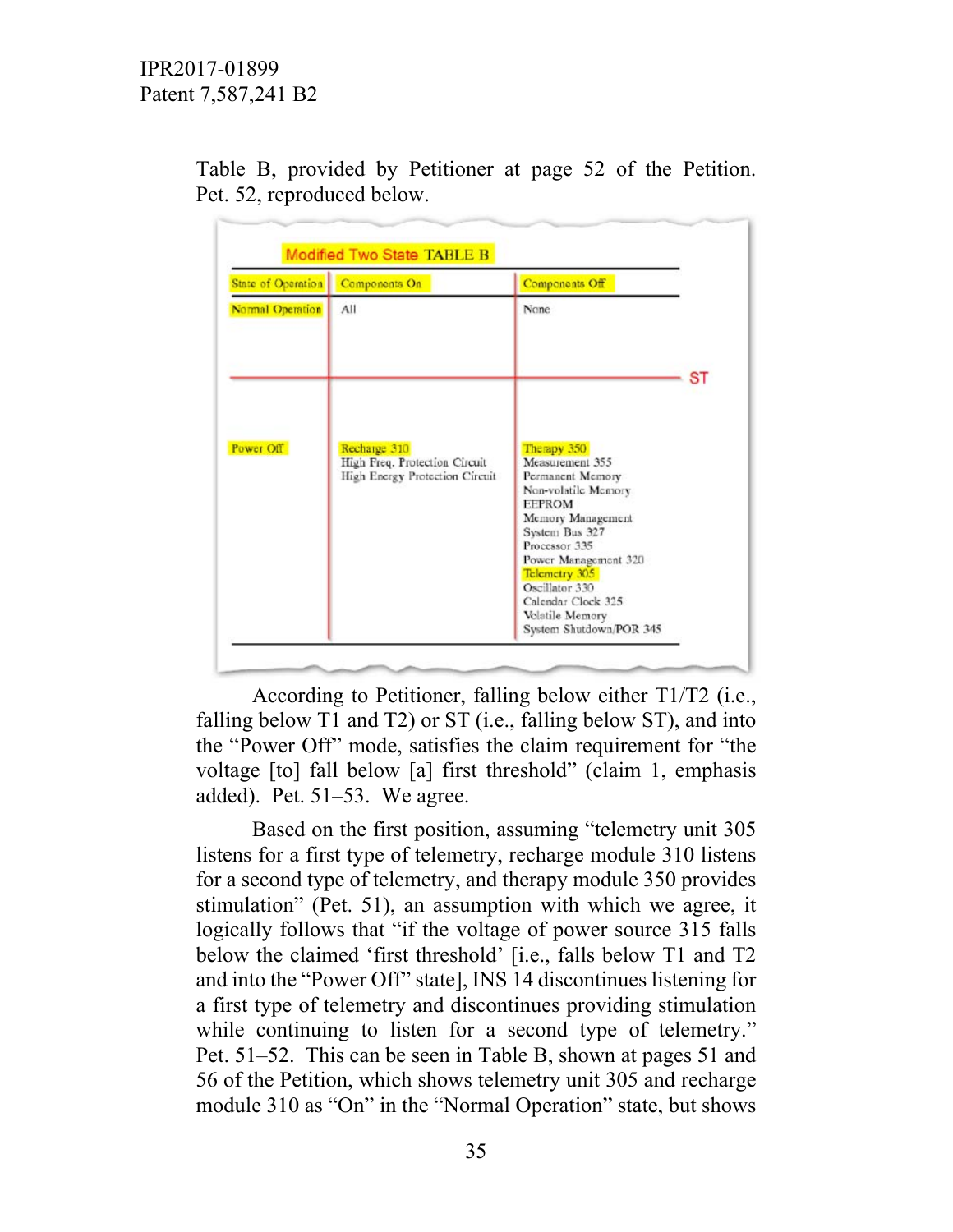Table B, provided by Petitioner at page 52 of the Petition. Pet. 52, reproduced below.

Modified Two State TABLE B

| State of Operation | Components On | Components Off |
| --- | --- | --- |
| Normal Operation | All | None |
| Power Off | Recharge 310<br>High Freq. Protection Circuit<br>High Energy Protection Circuit | Therapy 350<br>Measurement 355<br>Permanent Memory<br>Non-volatile Memory<br>EEPROM<br>Memory Management<br>System Bus 327<br>Processor 335<br>Power Management 320<br>Telemetry 305<br>Oscillator 330<br>Calendar Clock 325<br>Volatile Memory<br>System Shutdown/POR 345 |

ST

According to Petitioner, falling below either T1/T2 (i.e., falling below T1 and T2) or ST (i.e., falling below ST), and into the "Power Off" mode, satisfies the claim requirement for "the voltage [to] fall below [a] first threshold" (claim 1, emphasis added). Pet. 51–53. We agree.

Based on the first position, assuming "telemetry unit 305 listens for a first type of telemetry, recharge module 310 listens for a second type of telemetry, and therapy module 350 provides stimulation" (Pet. 51), an assumption with which we agree, it logically follows that "if the voltage of power source 315 falls below the claimed 'first threshold' [i.e., falls below T1 and T2 and into the "Power Off" state], INS 14 discontinues listening for a first type of telemetry and discontinues providing stimulation while continuing to listen for a second type of telemetry." Pet. 51–52. This can be seen in Table B, shown at pages 51 and 56 of the Petition, which shows telemetry unit 305 and recharge module 310 as "On" in the "Normal Operation" state, but shows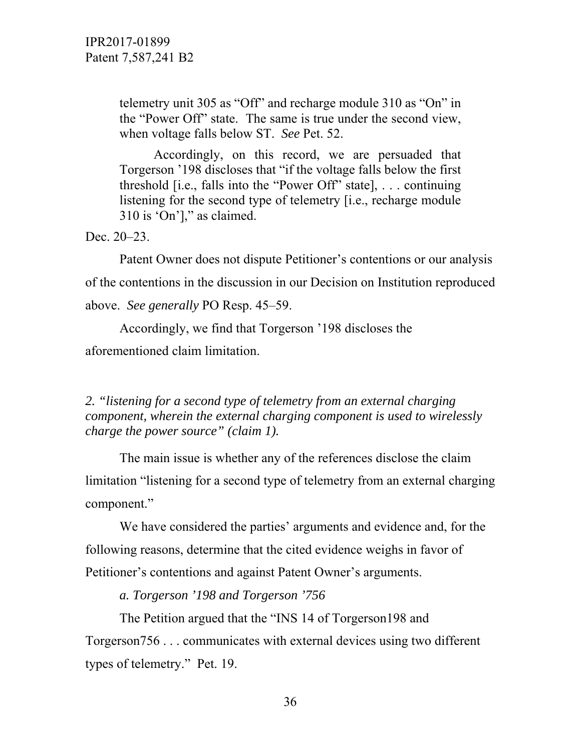> telemetry unit 305 as "Off" and recharge module 310 as "On" in the "Power Off" state. The same is true under the second view, when voltage falls below ST. *See* Pet. 52.
>
> Accordingly, on this record, we are persuaded that Torgerson '198 discloses that "if the voltage falls below the first threshold [i.e., falls into the "Power Off" state], . . . continuing listening for the second type of telemetry [i.e., recharge module 310 is 'On']," as claimed.

Dec. 20–23.

Patent Owner does not dispute Petitioner's contentions or our analysis of the contentions in the discussion in our Decision on Institution reproduced above. *See generally* PO Resp. 45–59.

Accordingly, we find that Torgerson '198 discloses the aforementioned claim limitation.

*2. "listening for a second type of telemetry from an external charging component, wherein the external charging component is used to wirelessly charge the power source" (claim 1).*

The main issue is whether any of the references disclose the claim limitation "listening for a second type of telemetry from an external charging component."

We have considered the parties' arguments and evidence and, for the following reasons, determine that the cited evidence weighs in favor of Petitioner's contentions and against Patent Owner's arguments.

*a. Torgerson '198 and Torgerson '756*

The Petition argued that the "INS 14 of Torgerson198 and Torgerson756 . . . communicates with external devices using two different types of telemetry." Pet. 19.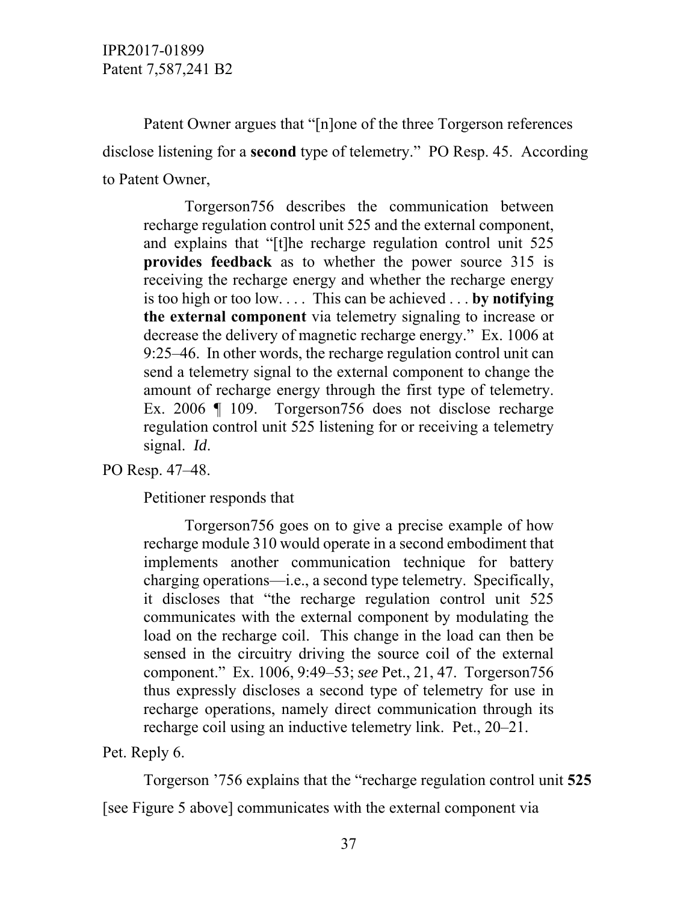Patent Owner argues that "[n]one of the three Torgerson references disclose listening for a **second** type of telemetry." PO Resp. 45. According to Patent Owner,

> Torgerson756 describes the communication between recharge regulation control unit 525 and the external component, and explains that "[t]he recharge regulation control unit 525 **provides feedback** as to whether the power source 315 is receiving the recharge energy and whether the recharge energy is too high or too low. . . . This can be achieved . . . **by notifying the external component** via telemetry signaling to increase or decrease the delivery of magnetic recharge energy." Ex. 1006 at 9:25–46. In other words, the recharge regulation control unit can send a telemetry signal to the external component to change the amount of recharge energy through the first type of telemetry. Ex. 2006 ¶ 109. Torgerson756 does not disclose recharge regulation control unit 525 listening for or receiving a telemetry signal. *Id.*

PO Resp. 47–48.

Petitioner responds that

> Torgerson756 goes on to give a precise example of how recharge module 310 would operate in a second embodiment that implements another communication technique for battery charging operations—i.e., a second type telemetry. Specifically, it discloses that "the recharge regulation control unit 525 communicates with the external component by modulating the load on the recharge coil. This change in the load can then be sensed in the circuitry driving the source coil of the external component." Ex. 1006, 9:49–53; *see* Pet., 21, 47. Torgerson756 thus expressly discloses a second type of telemetry for use in recharge operations, namely direct communication through its recharge coil using an inductive telemetry link. Pet., 20–21.

Pet. Reply 6.

Torgerson '756 explains that the "recharge regulation control unit **525** [see Figure 5 above] communicates with the external component via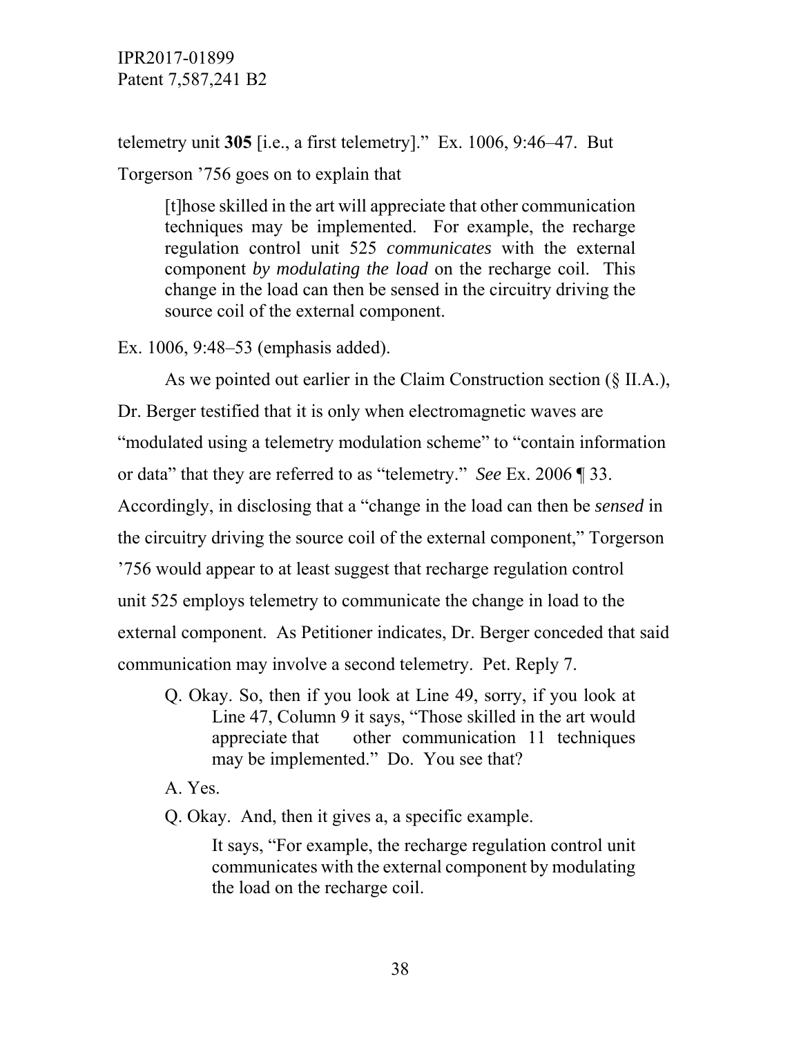telemetry unit **305** [i.e., a first telemetry].” Ex. 1006, 9:46–47. But Torgerson ’756 goes on to explain that

> [t]hose skilled in the art will appreciate that other communication techniques may be implemented. For example, the recharge regulation control unit 525 *communicates* with the external component *by modulating the load* on the recharge coil. This change in the load can then be sensed in the circuitry driving the source coil of the external component.

Ex. 1006, 9:48–53 (emphasis added).

As we pointed out earlier in the Claim Construction section (§ II.A.), Dr. Berger testified that it is only when electromagnetic waves are “modulated using a telemetry modulation scheme” to “contain information or data” that they are referred to as “telemetry.” *See* Ex. 2006 ¶ 33. Accordingly, in disclosing that a “change in the load can then be *sensed* in the circuitry driving the source coil of the external component,” Torgerson ’756 would appear to at least suggest that recharge regulation control unit 525 employs telemetry to communicate the change in load to the external component. As Petitioner indicates, Dr. Berger conceded that said communication may involve a second telemetry. Pet. Reply 7.

> Q. Okay. So, then if you look at Line 49, sorry, if you look at Line 47, Column 9 it says, “Those skilled in the art would appreciate that other communication 11 techniques may be implemented.” Do. You see that?
>
> A. Yes.
>
> Q. Okay. And, then it gives a, a specific example.
>
> It says, “For example, the recharge regulation control unit communicates with the external component by modulating the load on the recharge coil.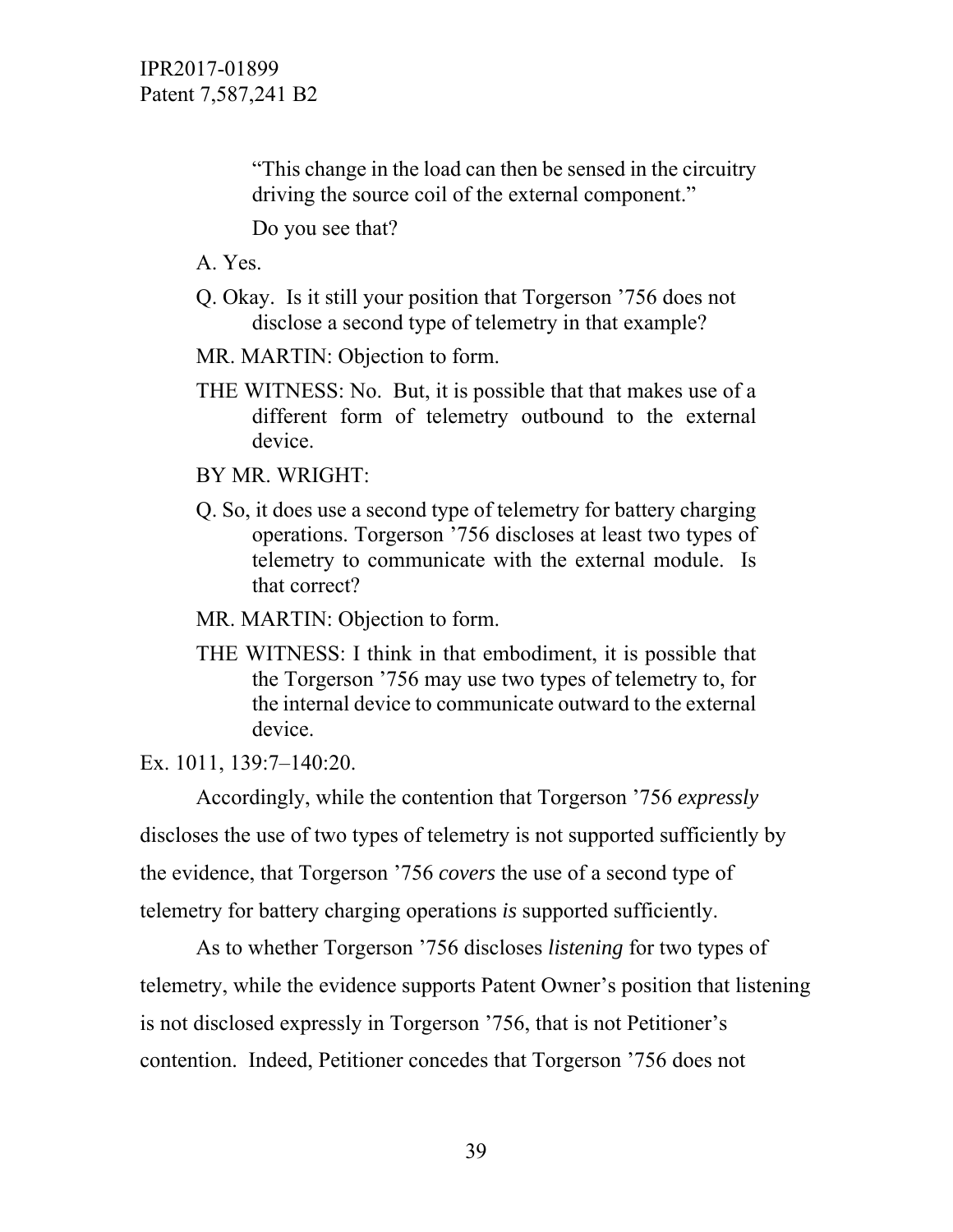> "This change in the load can then be sensed in the circuitry driving the source coil of the external component."
>
> Do you see that?
>
> A. Yes.
>
> Q. Okay. Is it still your position that Torgerson '756 does not disclose a second type of telemetry in that example?
>
> MR. MARTIN: Objection to form.
>
> THE WITNESS: No. But, it is possible that that makes use of a different form of telemetry outbound to the external device.
>
> BY MR. WRIGHT:
>
> Q. So, it does use a second type of telemetry for battery charging operations. Torgerson '756 discloses at least two types of telemetry to communicate with the external module. Is that correct?
>
> MR. MARTIN: Objection to form.
>
> THE WITNESS: I think in that embodiment, it is possible that the Torgerson '756 may use two types of telemetry to, for the internal device to communicate outward to the external device.

Ex. 1011, 139:7–140:20.

Accordingly, while the contention that Torgerson '756 *expressly* discloses the use of two types of telemetry is not supported sufficiently by the evidence, that Torgerson '756 *covers* the use of a second type of telemetry for battery charging operations *is* supported sufficiently.

As to whether Torgerson '756 discloses *listening* for two types of telemetry, while the evidence supports Patent Owner's position that listening is not disclosed expressly in Torgerson '756, that is not Petitioner's contention. Indeed, Petitioner concedes that Torgerson '756 does not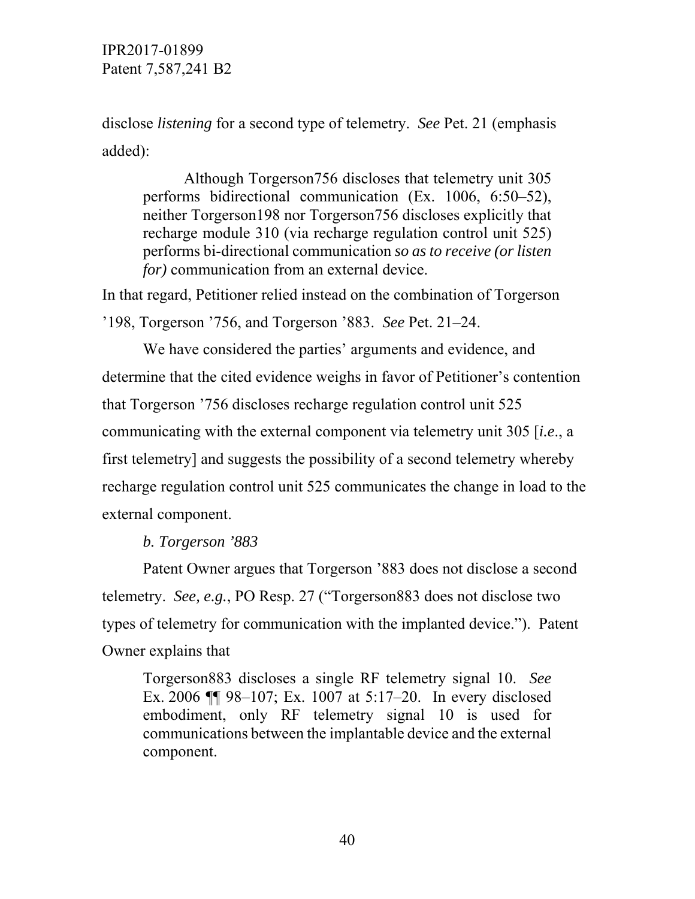disclose *listening* for a second type of telemetry. *See* Pet. 21 (emphasis added):

> Although Torgerson756 discloses that telemetry unit 305 performs bidirectional communication (Ex. 1006, 6:50–52), neither Torgerson198 nor Torgerson756 discloses explicitly that recharge module 310 (via recharge regulation control unit 525) performs bi-directional communication *so as to receive (or listen for)* communication from an external device.

In that regard, Petitioner relied instead on the combination of Torgerson ’198, Torgerson ’756, and Torgerson ’883. *See* Pet. 21–24.

We have considered the parties’ arguments and evidence, and determine that the cited evidence weighs in favor of Petitioner’s contention that Torgerson ’756 discloses recharge regulation control unit 525 communicating with the external component via telemetry unit 305 [*i.e.*, a first telemetry] and suggests the possibility of a second telemetry whereby recharge regulation control unit 525 communicates the change in load to the external component.

*b. Torgerson ’883*

Patent Owner argues that Torgerson ’883 does not disclose a second telemetry. *See, e.g.*, PO Resp. 27 (“Torgerson883 does not disclose two types of telemetry for communication with the implanted device.”). Patent Owner explains that

> Torgerson883 discloses a single RF telemetry signal 10. *See* Ex. 2006 ¶¶ 98–107; Ex. 1007 at 5:17–20. In every disclosed embodiment, only RF telemetry signal 10 is used for communications between the implantable device and the external component.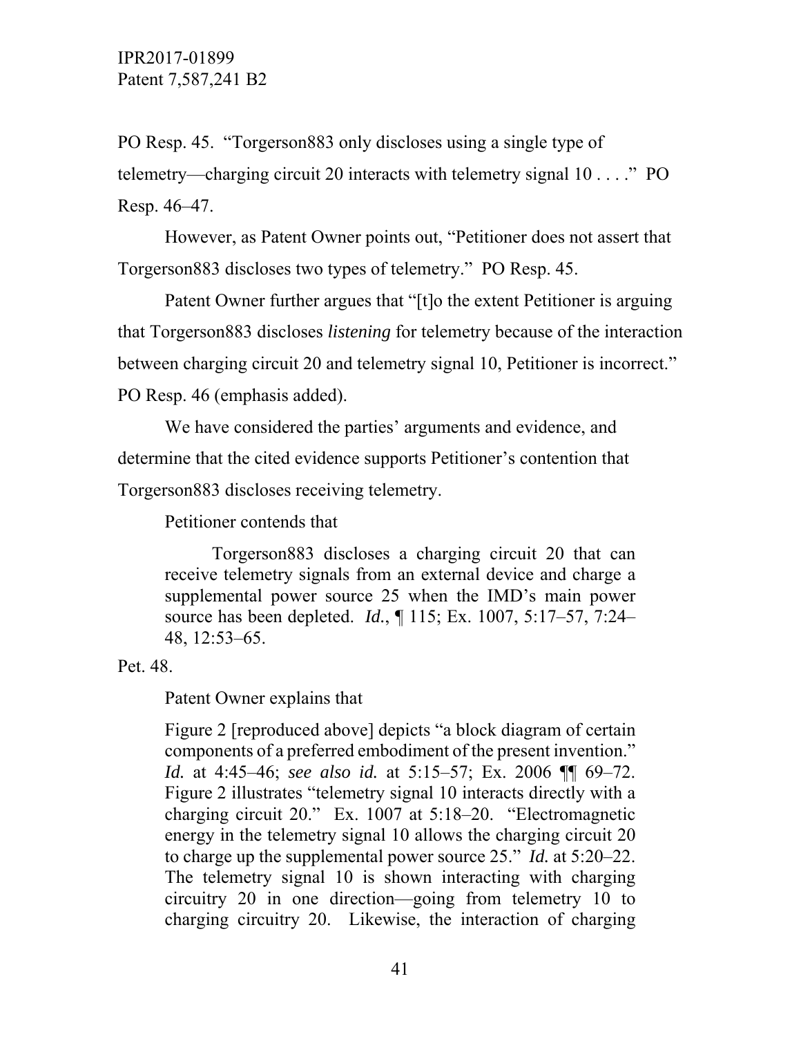PO Resp. 45. "Torgerson883 only discloses using a single type of telemetry—charging circuit 20 interacts with telemetry signal 10 . . . ." PO Resp. 46–47.

However, as Patent Owner points out, "Petitioner does not assert that Torgerson883 discloses two types of telemetry." PO Resp. 45.

Patent Owner further argues that "[t]o the extent Petitioner is arguing that Torgerson883 discloses *listening* for telemetry because of the interaction between charging circuit 20 and telemetry signal 10, Petitioner is incorrect." PO Resp. 46 (emphasis added).

We have considered the parties' arguments and evidence, and determine that the cited evidence supports Petitioner's contention that Torgerson883 discloses receiving telemetry.

Petitioner contends that

> Torgerson883 discloses a charging circuit 20 that can receive telemetry signals from an external device and charge a supplemental power source 25 when the IMD's main power source has been depleted. *Id.*, ¶ 115; Ex. 1007, 5:17–57, 7:24–48, 12:53–65.

Pet. 48.

Patent Owner explains that

> Figure 2 [reproduced above] depicts "a block diagram of certain components of a preferred embodiment of the present invention." *Id.* at 4:45–46; *see also id.* at 5:15–57; Ex. 2006 ¶¶ 69–72. Figure 2 illustrates "telemetry signal 10 interacts directly with a charging circuit 20." Ex. 1007 at 5:18–20. "Electromagnetic energy in the telemetry signal 10 allows the charging circuit 20 to charge up the supplemental power source 25." *Id.* at 5:20–22. The telemetry signal 10 is shown interacting with charging circuitry 20 in one direction—going from telemetry 10 to charging circuitry 20. Likewise, the interaction of charging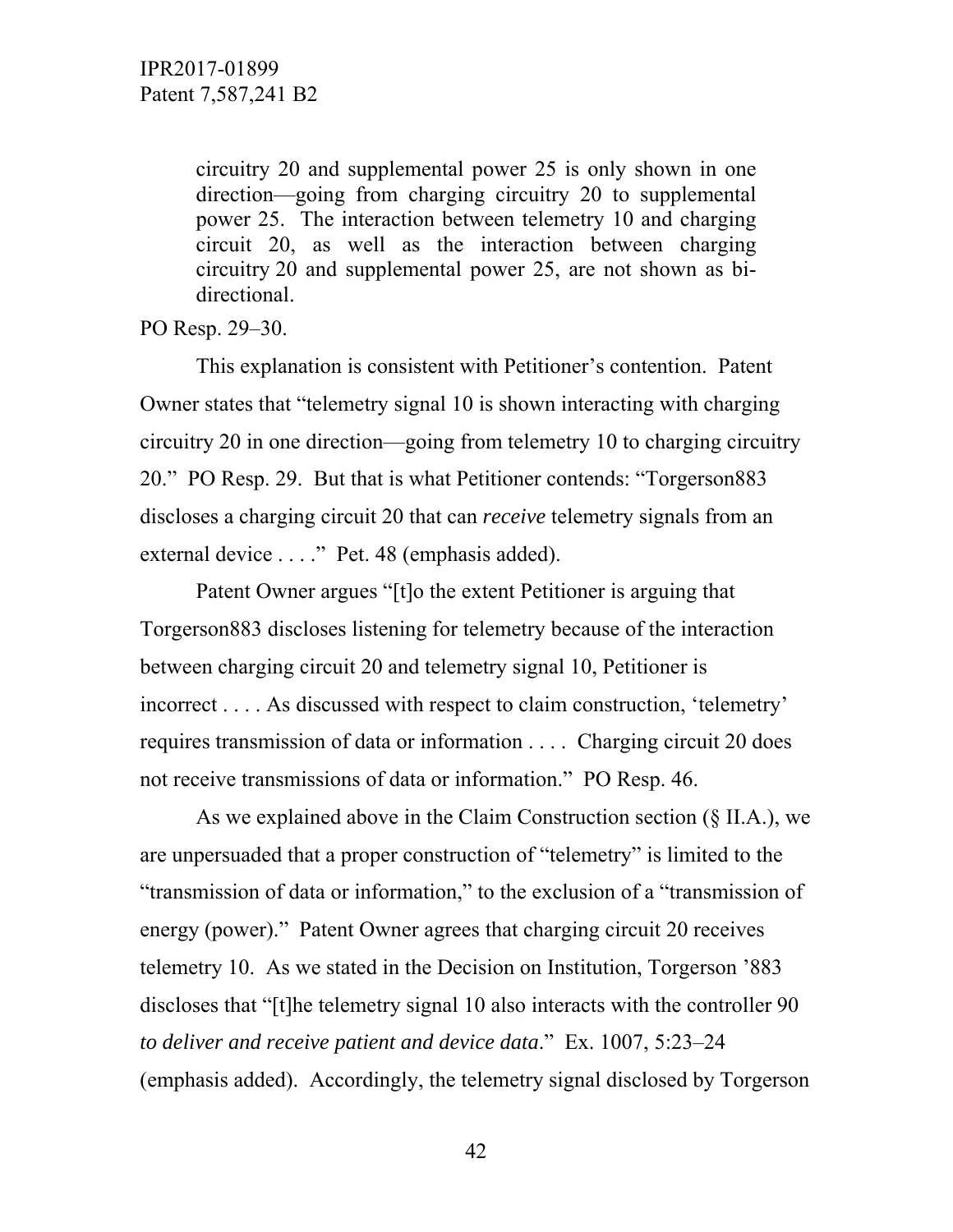> circuitry 20 and supplemental power 25 is only shown in one direction—going from charging circuitry 20 to supplemental power 25. The interaction between telemetry 10 and charging circuit 20, as well as the interaction between charging circuitry 20 and supplemental power 25, are not shown as bi-directional.

PO Resp. 29–30.

This explanation is consistent with Petitioner's contention. Patent Owner states that "telemetry signal 10 is shown interacting with charging circuitry 20 in one direction—going from telemetry 10 to charging circuitry 20." PO Resp. 29. But that is what Petitioner contends: "Torgerson883 discloses a charging circuit 20 that can *receive* telemetry signals from an external device . . . ." Pet. 48 (emphasis added).

Patent Owner argues "[t]o the extent Petitioner is arguing that Torgerson883 discloses listening for telemetry because of the interaction between charging circuit 20 and telemetry signal 10, Petitioner is incorrect . . . . As discussed with respect to claim construction, 'telemetry' requires transmission of data or information . . . . Charging circuit 20 does not receive transmissions of data or information." PO Resp. 46.

As we explained above in the Claim Construction section (§ II.A.), we are unpersuaded that a proper construction of "telemetry" is limited to the "transmission of data or information," to the exclusion of a "transmission of energy (power)." Patent Owner agrees that charging circuit 20 receives telemetry 10. As we stated in the Decision on Institution, Torgerson '883 discloses that "[t]he telemetry signal 10 also interacts with the controller 90 *to deliver and receive patient and device data*." Ex. 1007, 5:23–24 (emphasis added). Accordingly, the telemetry signal disclosed by Torgerson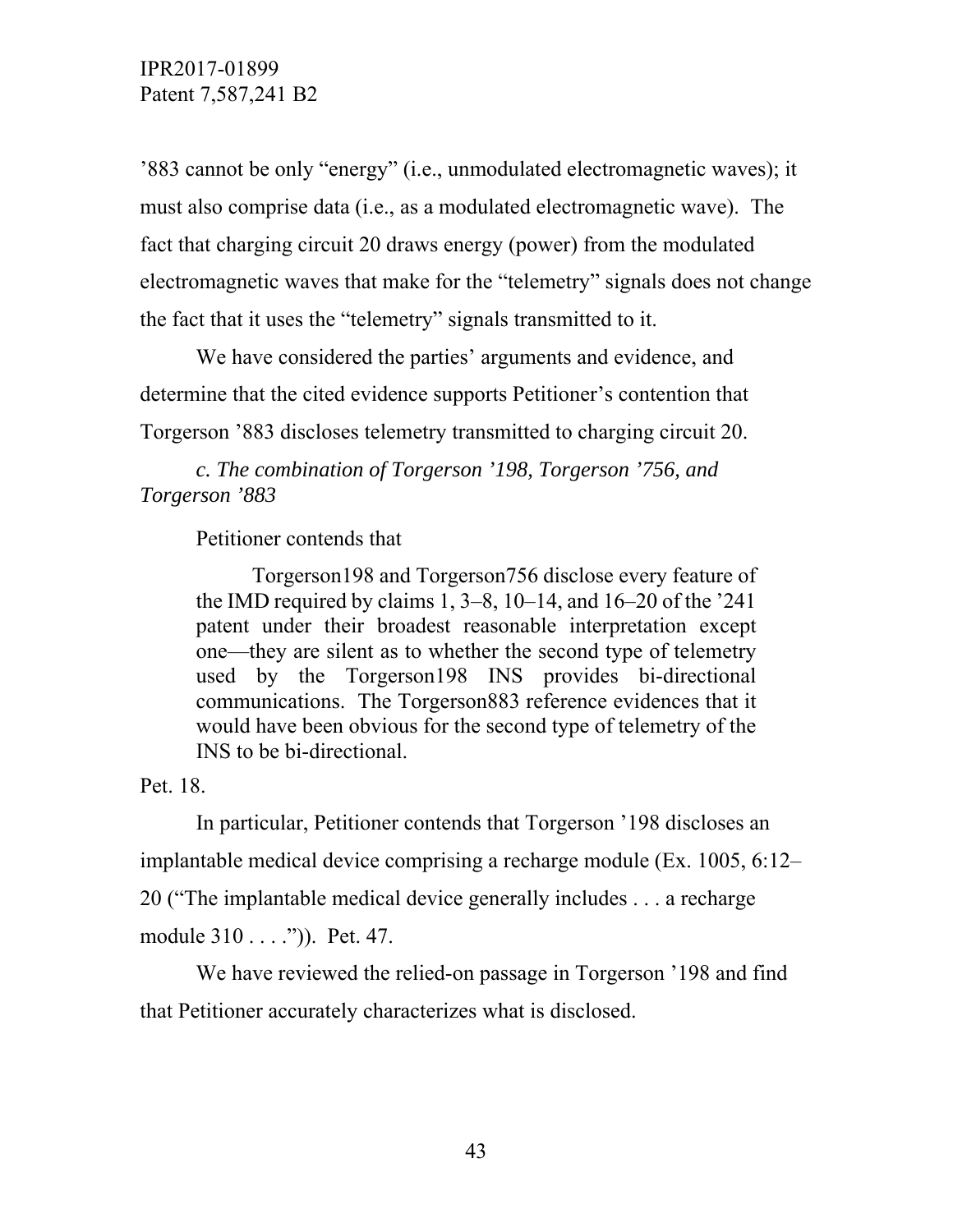’883 cannot be only “energy” (i.e., unmodulated electromagnetic waves); it must also comprise data (i.e., as a modulated electromagnetic wave). The fact that charging circuit 20 draws energy (power) from the modulated electromagnetic waves that make for the “telemetry” signals does not change the fact that it uses the “telemetry” signals transmitted to it.

We have considered the parties’ arguments and evidence, and determine that the cited evidence supports Petitioner’s contention that Torgerson ’883 discloses telemetry transmitted to charging circuit 20.

*c. The combination of Torgerson ’198, Torgerson ’756, and Torgerson ’883*

Petitioner contends that

> Torgerson198 and Torgerson756 disclose every feature of the IMD required by claims 1, 3–8, 10–14, and 16–20 of the ’241 patent under their broadest reasonable interpretation except one—they are silent as to whether the second type of telemetry used by the Torgerson198 INS provides bi-directional communications. The Torgerson883 reference evidences that it would have been obvious for the second type of telemetry of the INS to be bi-directional.

Pet. 18.

In particular, Petitioner contends that Torgerson ’198 discloses an implantable medical device comprising a recharge module (Ex. 1005, 6:12–20 (“The implantable medical device generally includes . . . a recharge module 310 . . . .”)). Pet. 47.

We have reviewed the relied-on passage in Torgerson ’198 and find that Petitioner accurately characterizes what is disclosed.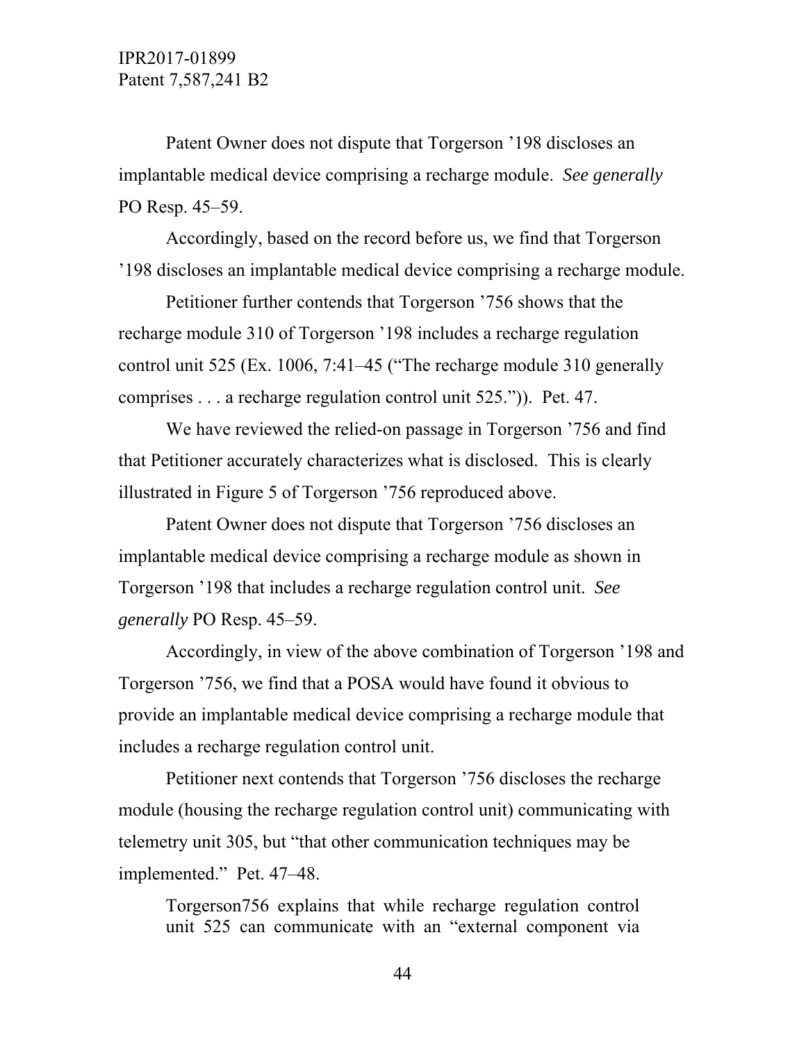Patent Owner does not dispute that Torgerson '198 discloses an implantable medical device comprising a recharge module. *See generally* PO Resp. 45–59.

Accordingly, based on the record before us, we find that Torgerson '198 discloses an implantable medical device comprising a recharge module.

Petitioner further contends that Torgerson '756 shows that the recharge module 310 of Torgerson '198 includes a recharge regulation control unit 525 (Ex. 1006, 7:41–45 ("The recharge module 310 generally comprises . . . a recharge regulation control unit 525.")). Pet. 47.

We have reviewed the relied-on passage in Torgerson '756 and find that Petitioner accurately characterizes what is disclosed. This is clearly illustrated in Figure 5 of Torgerson '756 reproduced above.

Patent Owner does not dispute that Torgerson '756 discloses an implantable medical device comprising a recharge module as shown in Torgerson '198 that includes a recharge regulation control unit. *See generally* PO Resp. 45–59.

Accordingly, in view of the above combination of Torgerson '198 and Torgerson '756, we find that a POSA would have found it obvious to provide an implantable medical device comprising a recharge module that includes a recharge regulation control unit.

Petitioner next contends that Torgerson '756 discloses the recharge module (housing the recharge regulation control unit) communicating with telemetry unit 305, but "that other communication techniques may be implemented." Pet. 47–48.

> Torgerson756 explains that while recharge regulation control unit 525 can communicate with an "external component via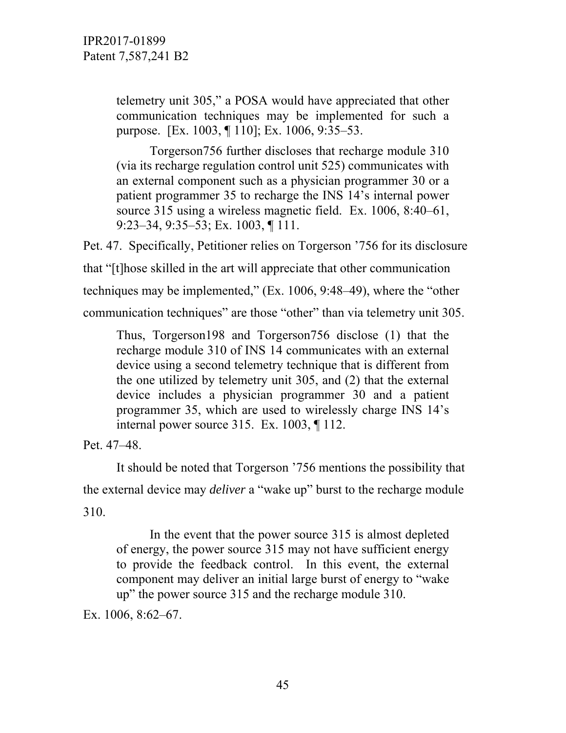> telemetry unit 305," a POSA would have appreciated that other communication techniques may be implemented for such a purpose. [Ex. 1003, ¶ 110]; Ex. 1006, 9:35–53.
>
> Torgerson756 further discloses that recharge module 310 (via its recharge regulation control unit 525) communicates with an external component such as a physician programmer 30 or a patient programmer 35 to recharge the INS 14's internal power source 315 using a wireless magnetic field. Ex. 1006, 8:40–61, 9:23–34, 9:35–53; Ex. 1003, ¶ 111.

Pet. 47. Specifically, Petitioner relies on Torgerson '756 for its disclosure that "[t]hose skilled in the art will appreciate that other communication techniques may be implemented," (Ex. 1006, 9:48–49), where the "other communication techniques" are those "other" than via telemetry unit 305.

> Thus, Torgerson198 and Torgerson756 disclose (1) that the recharge module 310 of INS 14 communicates with an external device using a second telemetry technique that is different from the one utilized by telemetry unit 305, and (2) that the external device includes a physician programmer 30 and a patient programmer 35, which are used to wirelessly charge INS 14's internal power source 315. Ex. 1003, ¶ 112.

Pet. 47–48.

It should be noted that Torgerson '756 mentions the possibility that the external device may *deliver* a "wake up" burst to the recharge module 310.

> In the event that the power source 315 is almost depleted of energy, the power source 315 may not have sufficient energy to provide the feedback control. In this event, the external component may deliver an initial large burst of energy to "wake up" the power source 315 and the recharge module 310.

Ex. 1006, 8:62–67.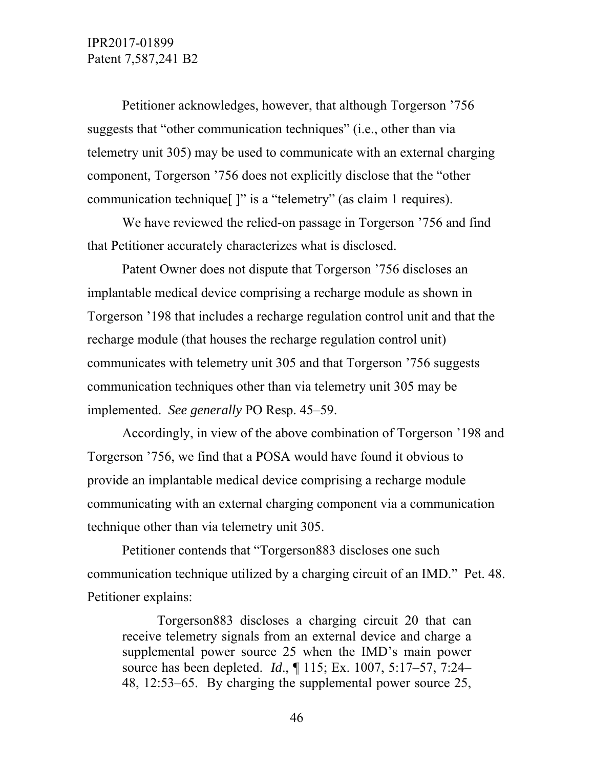Petitioner acknowledges, however, that although Torgerson ’756 suggests that “other communication techniques” (i.e., other than via telemetry unit 305) may be used to communicate with an external charging component, Torgerson ’756 does not explicitly disclose that the “other communication technique[ ]” is a “telemetry” (as claim 1 requires).

We have reviewed the relied-on passage in Torgerson ’756 and find that Petitioner accurately characterizes what is disclosed.

Patent Owner does not dispute that Torgerson ’756 discloses an implantable medical device comprising a recharge module as shown in Torgerson ’198 that includes a recharge regulation control unit and that the recharge module (that houses the recharge regulation control unit) communicates with telemetry unit 305 and that Torgerson ’756 suggests communication techniques other than via telemetry unit 305 may be implemented. *See generally* PO Resp. 45–59.

Accordingly, in view of the above combination of Torgerson ’198 and Torgerson ’756, we find that a POSA would have found it obvious to provide an implantable medical device comprising a recharge module communicating with an external charging component via a communication technique other than via telemetry unit 305.

Petitioner contends that “Torgerson883 discloses one such communication technique utilized by a charging circuit of an IMD.” Pet. 48. Petitioner explains:

> Torgerson883 discloses a charging circuit 20 that can receive telemetry signals from an external device and charge a supplemental power source 25 when the IMD’s main power source has been depleted. *Id*., ¶ 115; Ex. 1007, 5:17–57, 7:24–48, 12:53–65. By charging the supplemental power source 25,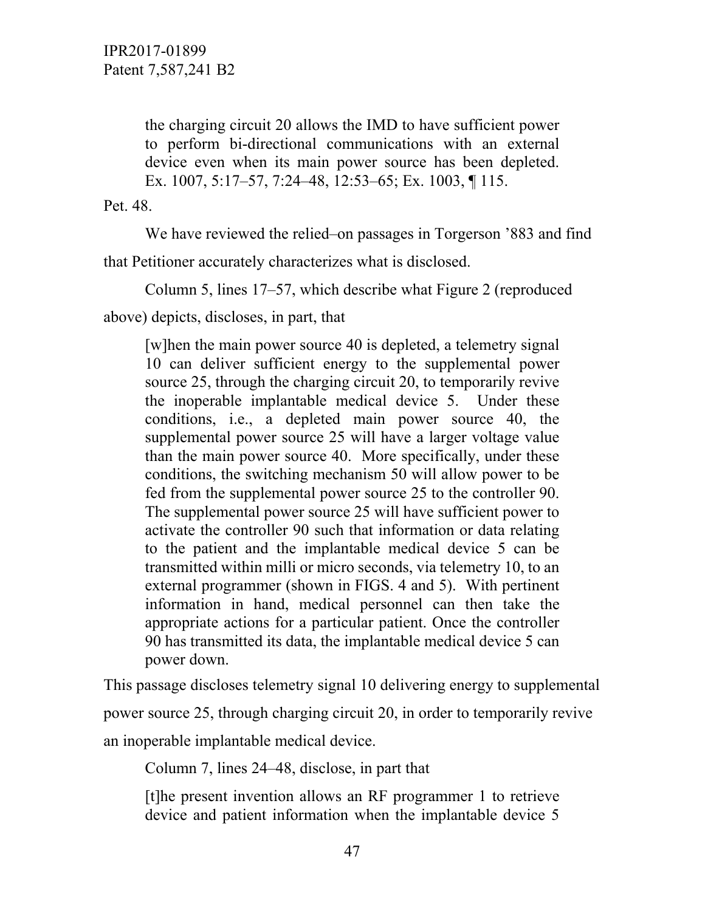> the charging circuit 20 allows the IMD to have sufficient power to perform bi-directional communications with an external device even when its main power source has been depleted. Ex. 1007, 5:17–57, 7:24–48, 12:53–65; Ex. 1003, ¶ 115.

Pet. 48.

We have reviewed the relied–on passages in Torgerson ’883 and find that Petitioner accurately characterizes what is disclosed.

Column 5, lines 17–57, which describe what Figure 2 (reproduced above) depicts, discloses, in part, that

> [w]hen the main power source 40 is depleted, a telemetry signal 10 can deliver sufficient energy to the supplemental power source 25, through the charging circuit 20, to temporarily revive the inoperable implantable medical device 5. Under these conditions, i.e., a depleted main power source 40, the supplemental power source 25 will have a larger voltage value than the main power source 40. More specifically, under these conditions, the switching mechanism 50 will allow power to be fed from the supplemental power source 25 to the controller 90. The supplemental power source 25 will have sufficient power to activate the controller 90 such that information or data relating to the patient and the implantable medical device 5 can be transmitted within milli or micro seconds, via telemetry 10, to an external programmer (shown in FIGS. 4 and 5). With pertinent information in hand, medical personnel can then take the appropriate actions for a particular patient. Once the controller 90 has transmitted its data, the implantable medical device 5 can power down.

This passage discloses telemetry signal 10 delivering energy to supplemental power source 25, through charging circuit 20, in order to temporarily revive an inoperable implantable medical device.

Column 7, lines 24–48, disclose, in part that

> [t]he present invention allows an RF programmer 1 to retrieve device and patient information when the implantable device 5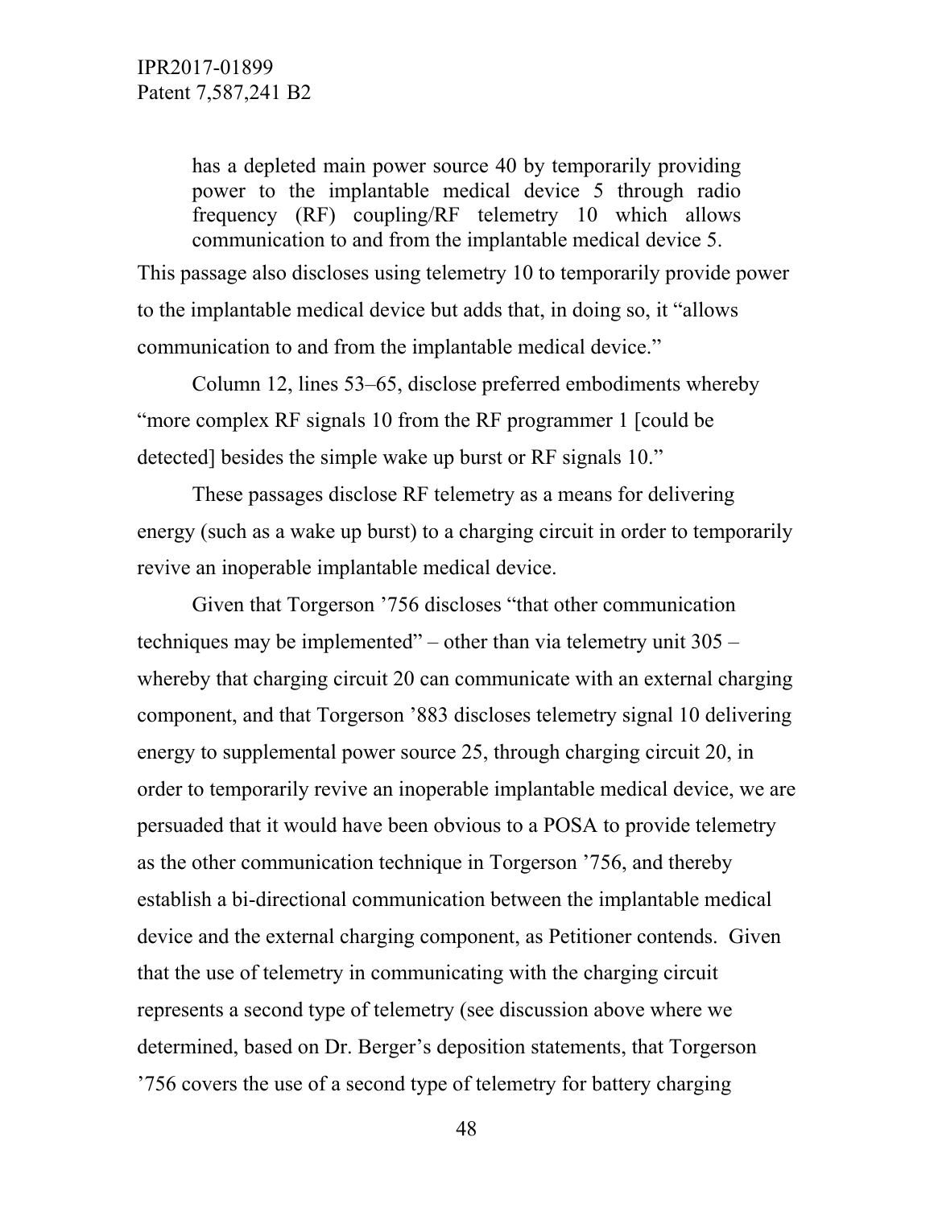> has a depleted main power source 40 by temporarily providing power to the implantable medical device 5 through radio frequency (RF) coupling/RF telemetry 10 which allows communication to and from the implantable medical device 5.

This passage also discloses using telemetry 10 to temporarily provide power to the implantable medical device but adds that, in doing so, it "allows communication to and from the implantable medical device."

Column 12, lines 53–65, disclose preferred embodiments whereby "more complex RF signals 10 from the RF programmer 1 [could be detected] besides the simple wake up burst or RF signals 10."

These passages disclose RF telemetry as a means for delivering energy (such as a wake up burst) to a charging circuit in order to temporarily revive an inoperable implantable medical device.

Given that Torgerson '756 discloses "that other communication techniques may be implemented" – other than via telemetry unit 305 – whereby that charging circuit 20 can communicate with an external charging component, and that Torgerson '883 discloses telemetry signal 10 delivering energy to supplemental power source 25, through charging circuit 20, in order to temporarily revive an inoperable implantable medical device, we are persuaded that it would have been obvious to a POSA to provide telemetry as the other communication technique in Torgerson '756, and thereby establish a bi-directional communication between the implantable medical device and the external charging component, as Petitioner contends. Given that the use of telemetry in communicating with the charging circuit represents a second type of telemetry (see discussion above where we determined, based on Dr. Berger's deposition statements, that Torgerson '756 covers the use of a second type of telemetry for battery charging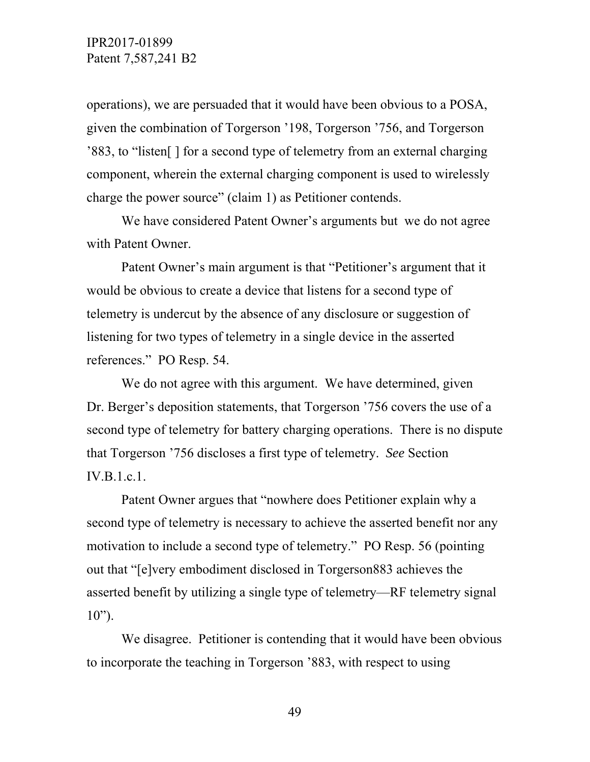operations), we are persuaded that it would have been obvious to a POSA, given the combination of Torgerson '198, Torgerson '756, and Torgerson '883, to "listen[ ] for a second type of telemetry from an external charging component, wherein the external charging component is used to wirelessly charge the power source" (claim 1) as Petitioner contends.

We have considered Patent Owner's arguments but we do not agree with Patent Owner.

Patent Owner's main argument is that "Petitioner's argument that it would be obvious to create a device that listens for a second type of telemetry is undercut by the absence of any disclosure or suggestion of listening for two types of telemetry in a single device in the asserted references." PO Resp. 54.

We do not agree with this argument. We have determined, given Dr. Berger's deposition statements, that Torgerson '756 covers the use of a second type of telemetry for battery charging operations. There is no dispute that Torgerson '756 discloses a first type of telemetry. *See* Section IV.B.1.c.1.

Patent Owner argues that "nowhere does Petitioner explain why a second type of telemetry is necessary to achieve the asserted benefit nor any motivation to include a second type of telemetry." PO Resp. 56 (pointing out that "[e]very embodiment disclosed in Torgerson883 achieves the asserted benefit by utilizing a single type of telemetry—RF telemetry signal 10").

We disagree. Petitioner is contending that it would have been obvious to incorporate the teaching in Torgerson '883, with respect to using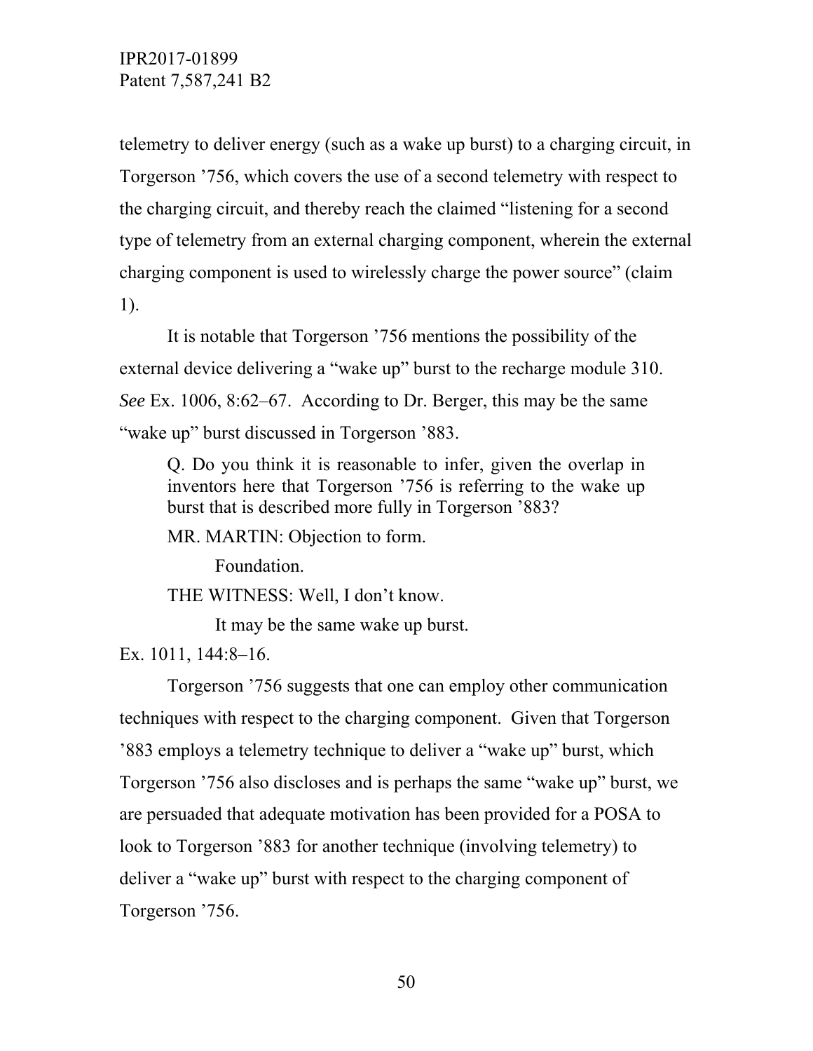telemetry to deliver energy (such as a wake up burst) to a charging circuit, in Torgerson '756, which covers the use of a second telemetry with respect to the charging circuit, and thereby reach the claimed "listening for a second type of telemetry from an external charging component, wherein the external charging component is used to wirelessly charge the power source" (claim 1).

It is notable that Torgerson '756 mentions the possibility of the external device delivering a "wake up" burst to the recharge module 310. *See* Ex. 1006, 8:62–67. According to Dr. Berger, this may be the same "wake up" burst discussed in Torgerson '883.

> Q. Do you think it is reasonable to infer, given the overlap in inventors here that Torgerson '756 is referring to the wake up burst that is described more fully in Torgerson '883?
>
> MR. MARTIN: Objection to form.
>
> Foundation.
>
> THE WITNESS: Well, I don't know.
>
> It may be the same wake up burst.

Ex. 1011, 144:8–16.

Torgerson '756 suggests that one can employ other communication techniques with respect to the charging component. Given that Torgerson '883 employs a telemetry technique to deliver a "wake up" burst, which Torgerson '756 also discloses and is perhaps the same "wake up" burst, we are persuaded that adequate motivation has been provided for a POSA to look to Torgerson '883 for another technique (involving telemetry) to deliver a "wake up" burst with respect to the charging component of Torgerson '756.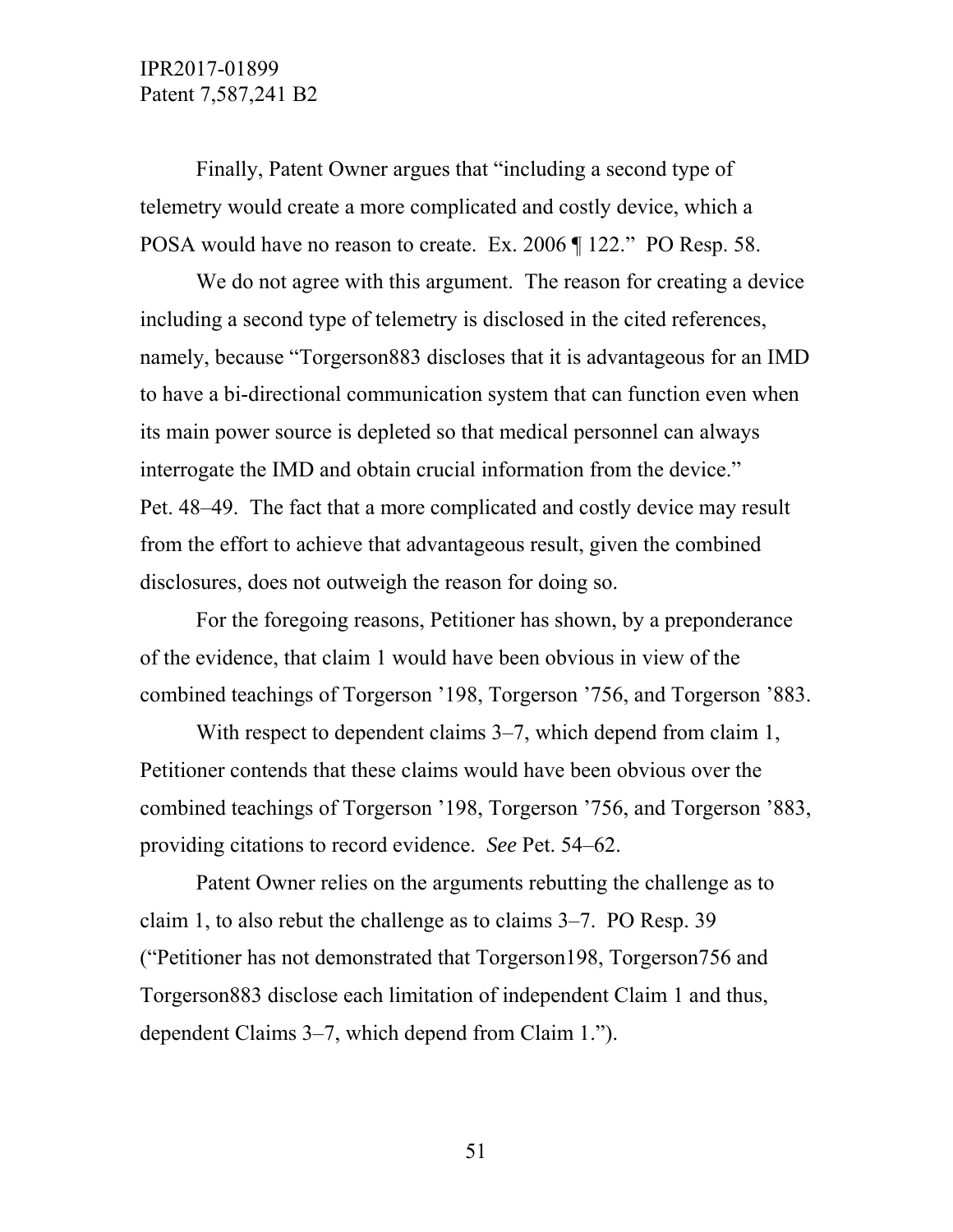Finally, Patent Owner argues that "including a second type of telemetry would create a more complicated and costly device, which a POSA would have no reason to create. Ex. 2006 ¶ 122." PO Resp. 58.

We do not agree with this argument. The reason for creating a device including a second type of telemetry is disclosed in the cited references, namely, because "Torgerson883 discloses that it is advantageous for an IMD to have a bi-directional communication system that can function even when its main power source is depleted so that medical personnel can always interrogate the IMD and obtain crucial information from the device." Pet. 48–49. The fact that a more complicated and costly device may result from the effort to achieve that advantageous result, given the combined disclosures, does not outweigh the reason for doing so.

For the foregoing reasons, Petitioner has shown, by a preponderance of the evidence, that claim 1 would have been obvious in view of the combined teachings of Torgerson '198, Torgerson '756, and Torgerson '883.

With respect to dependent claims 3–7, which depend from claim 1, Petitioner contends that these claims would have been obvious over the combined teachings of Torgerson '198, Torgerson '756, and Torgerson '883, providing citations to record evidence. *See* Pet. 54–62.

Patent Owner relies on the arguments rebutting the challenge as to claim 1, to also rebut the challenge as to claims 3–7. PO Resp. 39 ("Petitioner has not demonstrated that Torgerson198, Torgerson756 and Torgerson883 disclose each limitation of independent Claim 1 and thus, dependent Claims 3–7, which depend from Claim 1.").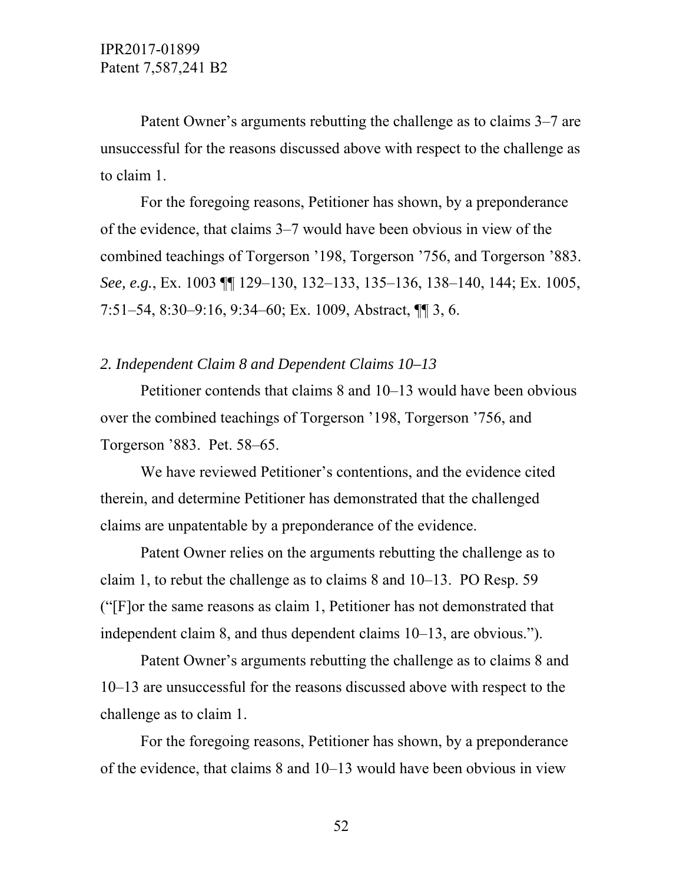Patent Owner's arguments rebutting the challenge as to claims 3–7 are unsuccessful for the reasons discussed above with respect to the challenge as to claim 1.

For the foregoing reasons, Petitioner has shown, by a preponderance of the evidence, that claims 3–7 would have been obvious in view of the combined teachings of Torgerson '198, Torgerson '756, and Torgerson '883. *See, e.g.*, Ex. 1003 ¶¶ 129–130, 132–133, 135–136, 138–140, 144; Ex. 1005, 7:51–54, 8:30–9:16, 9:34–60; Ex. 1009, Abstract, ¶¶ 3, 6.

### *2. Independent Claim 8 and Dependent Claims 10–13*

Petitioner contends that claims 8 and 10–13 would have been obvious over the combined teachings of Torgerson '198, Torgerson '756, and Torgerson '883. Pet. 58–65.

We have reviewed Petitioner's contentions, and the evidence cited therein, and determine Petitioner has demonstrated that the challenged claims are unpatentable by a preponderance of the evidence.

Patent Owner relies on the arguments rebutting the challenge as to claim 1, to rebut the challenge as to claims 8 and 10–13. PO Resp. 59 ("[F]or the same reasons as claim 1, Petitioner has not demonstrated that independent claim 8, and thus dependent claims 10–13, are obvious.").

Patent Owner's arguments rebutting the challenge as to claims 8 and 10–13 are unsuccessful for the reasons discussed above with respect to the challenge as to claim 1.

For the foregoing reasons, Petitioner has shown, by a preponderance of the evidence, that claims 8 and 10–13 would have been obvious in view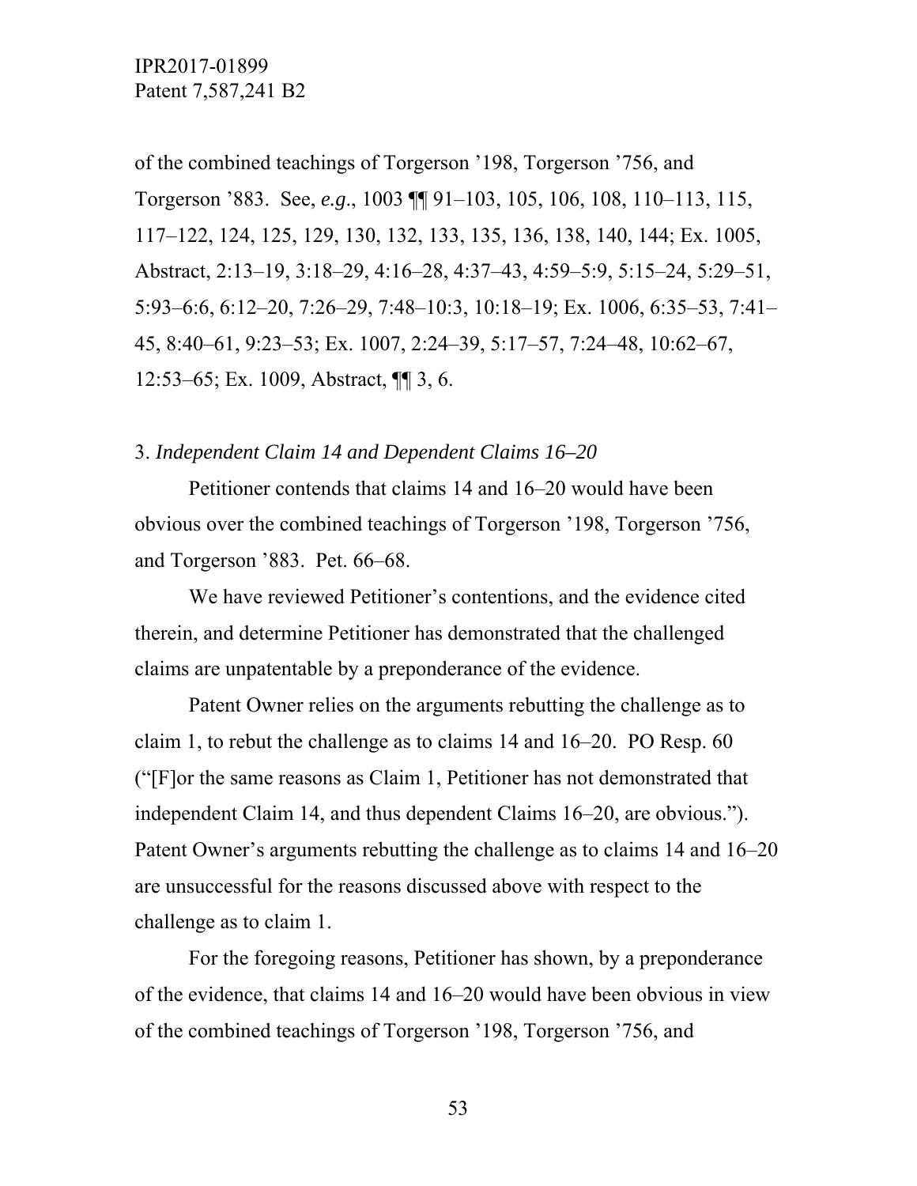of the combined teachings of Torgerson '198, Torgerson '756, and Torgerson '883. See, *e.g.*, 1003 ¶¶ 91–103, 105, 106, 108, 110–113, 115, 117–122, 124, 125, 129, 130, 132, 133, 135, 136, 138, 140, 144; Ex. 1005, Abstract, 2:13–19, 3:18–29, 4:16–28, 4:37–43, 4:59–5:9, 5:15–24, 5:29–51, 5:93–6:6, 6:12–20, 7:26–29, 7:48–10:3, 10:18–19; Ex. 1006, 6:35–53, 7:41–45, 8:40–61, 9:23–53; Ex. 1007, 2:24–39, 5:17–57, 7:24–48, 10:62–67, 12:53–65; Ex. 1009, Abstract, ¶¶ 3, 6.

### 3. *Independent Claim 14 and Dependent Claims 16–20*

Petitioner contends that claims 14 and 16–20 would have been obvious over the combined teachings of Torgerson '198, Torgerson '756, and Torgerson '883. Pet. 66–68.

We have reviewed Petitioner's contentions, and the evidence cited therein, and determine Petitioner has demonstrated that the challenged claims are unpatentable by a preponderance of the evidence.

Patent Owner relies on the arguments rebutting the challenge as to claim 1, to rebut the challenge as to claims 14 and 16–20. PO Resp. 60 ("[F]or the same reasons as Claim 1, Petitioner has not demonstrated that independent Claim 14, and thus dependent Claims 16–20, are obvious."). Patent Owner's arguments rebutting the challenge as to claims 14 and 16–20 are unsuccessful for the reasons discussed above with respect to the challenge as to claim 1.

For the foregoing reasons, Petitioner has shown, by a preponderance of the evidence, that claims 14 and 16–20 would have been obvious in view of the combined teachings of Torgerson '198, Torgerson '756, and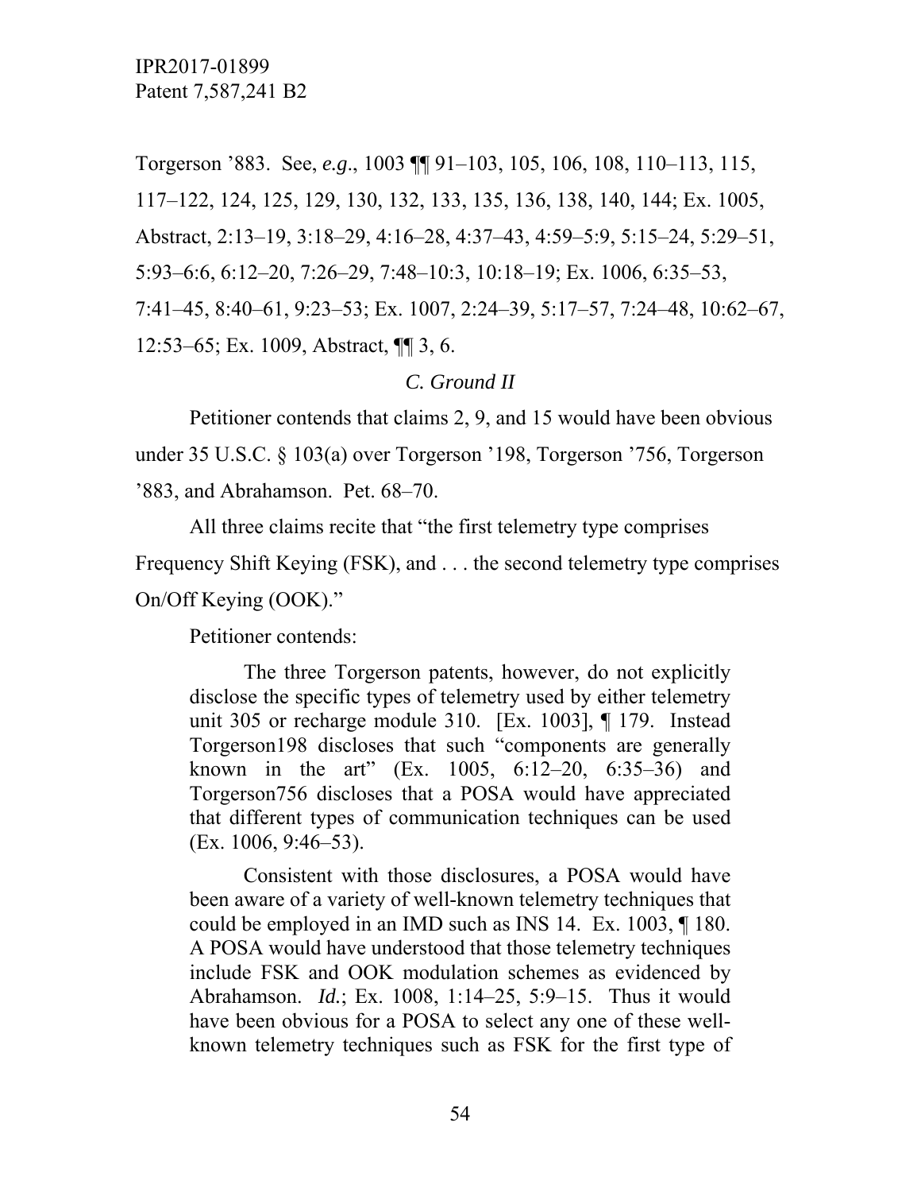Torgerson '883. See, *e.g.*, 1003 ¶¶ 91–103, 105, 106, 108, 110–113, 115, 117–122, 124, 125, 129, 130, 132, 133, 135, 136, 138, 140, 144; Ex. 1005, Abstract, 2:13–19, 3:18–29, 4:16–28, 4:37–43, 4:59–5:9, 5:15–24, 5:29–51, 5:93–6:6, 6:12–20, 7:26–29, 7:48–10:3, 10:18–19; Ex. 1006, 6:35–53, 7:41–45, 8:40–61, 9:23–53; Ex. 1007, 2:24–39, 5:17–57, 7:24–48, 10:62–67, 12:53–65; Ex. 1009, Abstract, ¶¶ 3, 6.

### *C. Ground II*

Petitioner contends that claims 2, 9, and 15 would have been obvious under 35 U.S.C. § 103(a) over Torgerson '198, Torgerson '756, Torgerson '883, and Abrahamson. Pet. 68–70.

All three claims recite that "the first telemetry type comprises Frequency Shift Keying (FSK), and . . . the second telemetry type comprises On/Off Keying (OOK)."

Petitioner contends:

> The three Torgerson patents, however, do not explicitly disclose the specific types of telemetry used by either telemetry unit 305 or recharge module 310. [Ex. 1003], ¶ 179. Instead Torgerson198 discloses that such "components are generally known in the art" (Ex. 1005, 6:12–20, 6:35–36) and Torgerson756 discloses that a POSA would have appreciated that different types of communication techniques can be used (Ex. 1006, 9:46–53).
>
> Consistent with those disclosures, a POSA would have been aware of a variety of well-known telemetry techniques that could be employed in an IMD such as INS 14. Ex. 1003, ¶ 180. A POSA would have understood that those telemetry techniques include FSK and OOK modulation schemes as evidenced by Abrahamson. *Id.*; Ex. 1008, 1:14–25, 5:9–15. Thus it would have been obvious for a POSA to select any one of these well-known telemetry techniques such as FSK for the first type of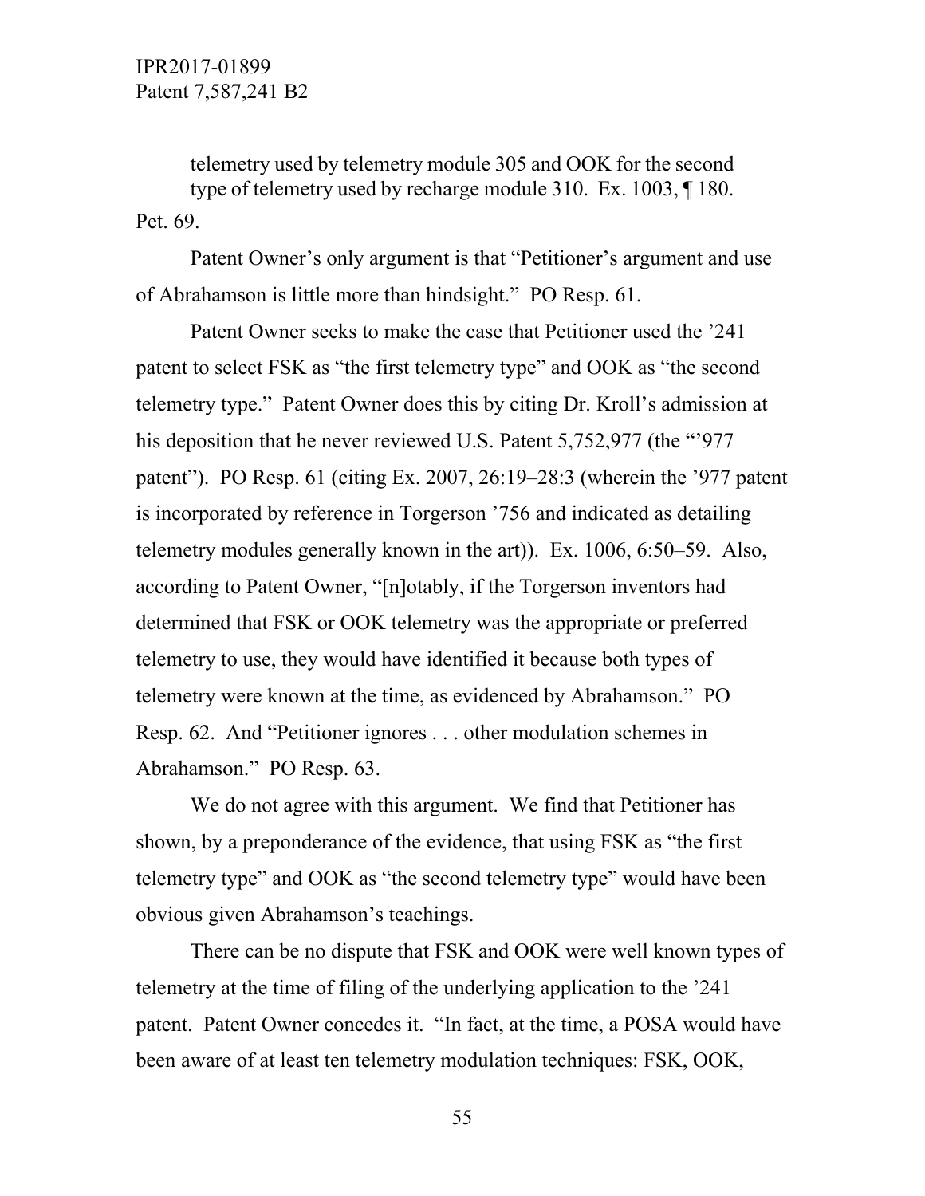telemetry used by telemetry module 305 and OOK for the second type of telemetry used by recharge module 310. Ex. 1003, ¶ 180.

Pet. 69.

Patent Owner's only argument is that "Petitioner's argument and use of Abrahamson is little more than hindsight." PO Resp. 61.

Patent Owner seeks to make the case that Petitioner used the '241 patent to select FSK as "the first telemetry type" and OOK as "the second telemetry type." Patent Owner does this by citing Dr. Kroll's admission at his deposition that he never reviewed U.S. Patent 5,752,977 (the "'977 patent"). PO Resp. 61 (citing Ex. 2007, 26:19–28:3 (wherein the '977 patent is incorporated by reference in Torgerson '756 and indicated as detailing telemetry modules generally known in the art)). Ex. 1006, 6:50–59. Also, according to Patent Owner, "[n]otably, if the Torgerson inventors had determined that FSK or OOK telemetry was the appropriate or preferred telemetry to use, they would have identified it because both types of telemetry were known at the time, as evidenced by Abrahamson." PO Resp. 62. And "Petitioner ignores . . . other modulation schemes in Abrahamson." PO Resp. 63.

We do not agree with this argument. We find that Petitioner has shown, by a preponderance of the evidence, that using FSK as "the first telemetry type" and OOK as "the second telemetry type" would have been obvious given Abrahamson's teachings.

There can be no dispute that FSK and OOK were well known types of telemetry at the time of filing of the underlying application to the '241 patent. Patent Owner concedes it. "In fact, at the time, a POSA would have been aware of at least ten telemetry modulation techniques: FSK, OOK,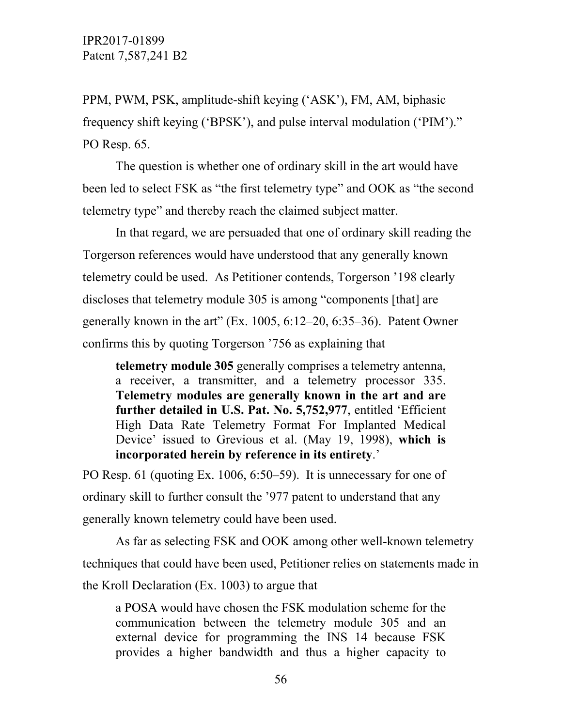PPM, PWM, PSK, amplitude-shift keying ('ASK'), FM, AM, biphasic frequency shift keying ('BPSK'), and pulse interval modulation ('PIM')." PO Resp. 65.

The question is whether one of ordinary skill in the art would have been led to select FSK as "the first telemetry type" and OOK as "the second telemetry type" and thereby reach the claimed subject matter.

In that regard, we are persuaded that one of ordinary skill reading the Torgerson references would have understood that any generally known telemetry could be used. As Petitioner contends, Torgerson '198 clearly discloses that telemetry module 305 is among "components [that] are generally known in the art" (Ex. 1005, 6:12–20, 6:35–36). Patent Owner confirms this by quoting Torgerson '756 as explaining that

> **telemetry module 305** generally comprises a telemetry antenna, a receiver, a transmitter, and a telemetry processor 335. **Telemetry modules are generally known in the art and are further detailed in U.S. Pat. No. 5,752,977**, entitled 'Efficient High Data Rate Telemetry Format For Implanted Medical Device' issued to Grevious et al. (May 19, 1998), **which is incorporated herein by reference in its entirety**.'

PO Resp. 61 (quoting Ex. 1006, 6:50–59). It is unnecessary for one of ordinary skill to further consult the '977 patent to understand that any generally known telemetry could have been used.

As far as selecting FSK and OOK among other well-known telemetry techniques that could have been used, Petitioner relies on statements made in the Kroll Declaration (Ex. 1003) to argue that

> a POSA would have chosen the FSK modulation scheme for the communication between the telemetry module 305 and an external device for programming the INS 14 because FSK provides a higher bandwidth and thus a higher capacity to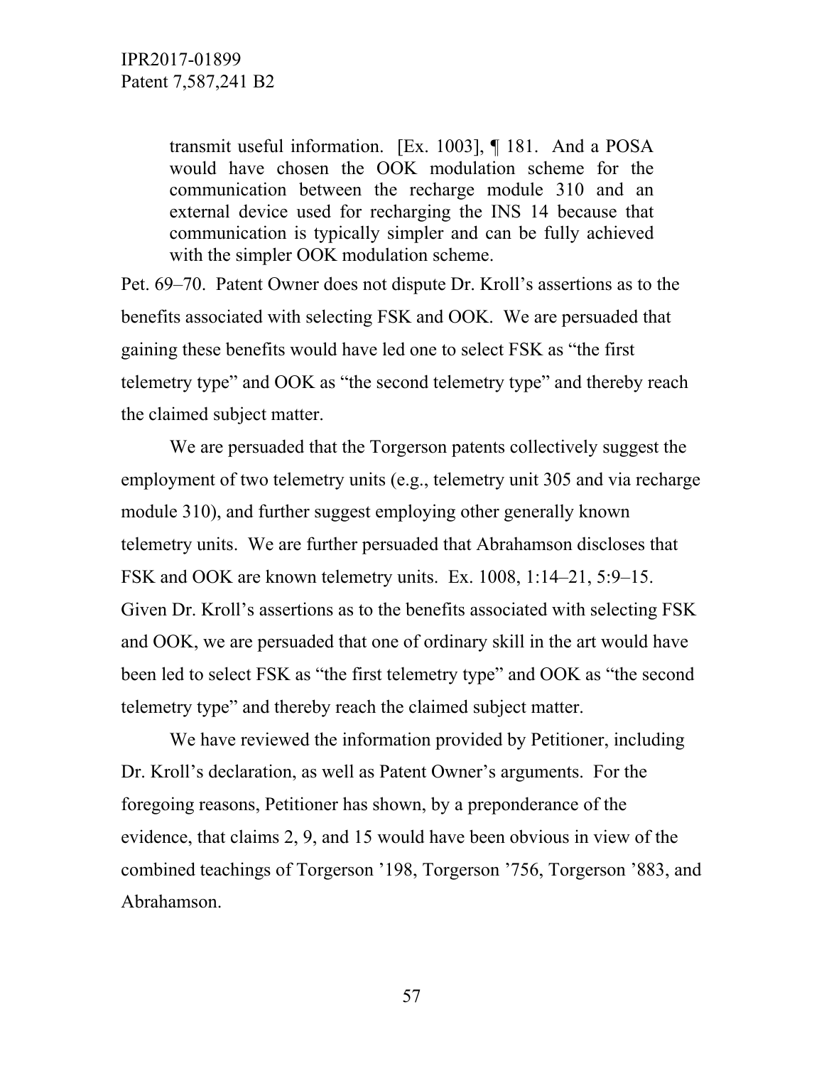> transmit useful information. [Ex. 1003], ¶ 181. And a POSA would have chosen the OOK modulation scheme for the communication between the recharge module 310 and an external device used for recharging the INS 14 because that communication is typically simpler and can be fully achieved with the simpler OOK modulation scheme.

Pet. 69–70. Patent Owner does not dispute Dr. Kroll's assertions as to the benefits associated with selecting FSK and OOK. We are persuaded that gaining these benefits would have led one to select FSK as "the first telemetry type" and OOK as "the second telemetry type" and thereby reach the claimed subject matter.

We are persuaded that the Torgerson patents collectively suggest the employment of two telemetry units (e.g., telemetry unit 305 and via recharge module 310), and further suggest employing other generally known telemetry units. We are further persuaded that Abrahamson discloses that FSK and OOK are known telemetry units. Ex. 1008, 1:14–21, 5:9–15. Given Dr. Kroll's assertions as to the benefits associated with selecting FSK and OOK, we are persuaded that one of ordinary skill in the art would have been led to select FSK as "the first telemetry type" and OOK as "the second telemetry type" and thereby reach the claimed subject matter.

We have reviewed the information provided by Petitioner, including Dr. Kroll's declaration, as well as Patent Owner's arguments. For the foregoing reasons, Petitioner has shown, by a preponderance of the evidence, that claims 2, 9, and 15 would have been obvious in view of the combined teachings of Torgerson '198, Torgerson '756, Torgerson '883, and Abrahamson.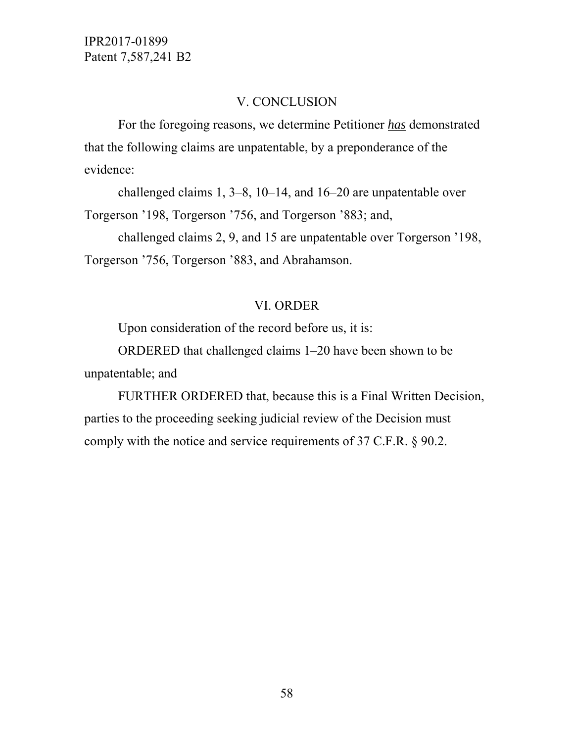## V. CONCLUSION

For the foregoing reasons, we determine Petitioner ***has*** demonstrated that the following claims are unpatentable, by a preponderance of the evidence:

challenged claims 1, 3–8, 10–14, and 16–20 are unpatentable over Torgerson '198, Torgerson '756, and Torgerson '883; and,

challenged claims 2, 9, and 15 are unpatentable over Torgerson '198, Torgerson '756, Torgerson '883, and Abrahamson.

## VI. ORDER

Upon consideration of the record before us, it is:

ORDERED that challenged claims 1–20 have been shown to be unpatentable; and

FURTHER ORDERED that, because this is a Final Written Decision, parties to the proceeding seeking judicial review of the Decision must comply with the notice and service requirements of 37 C.F.R. § 90.2.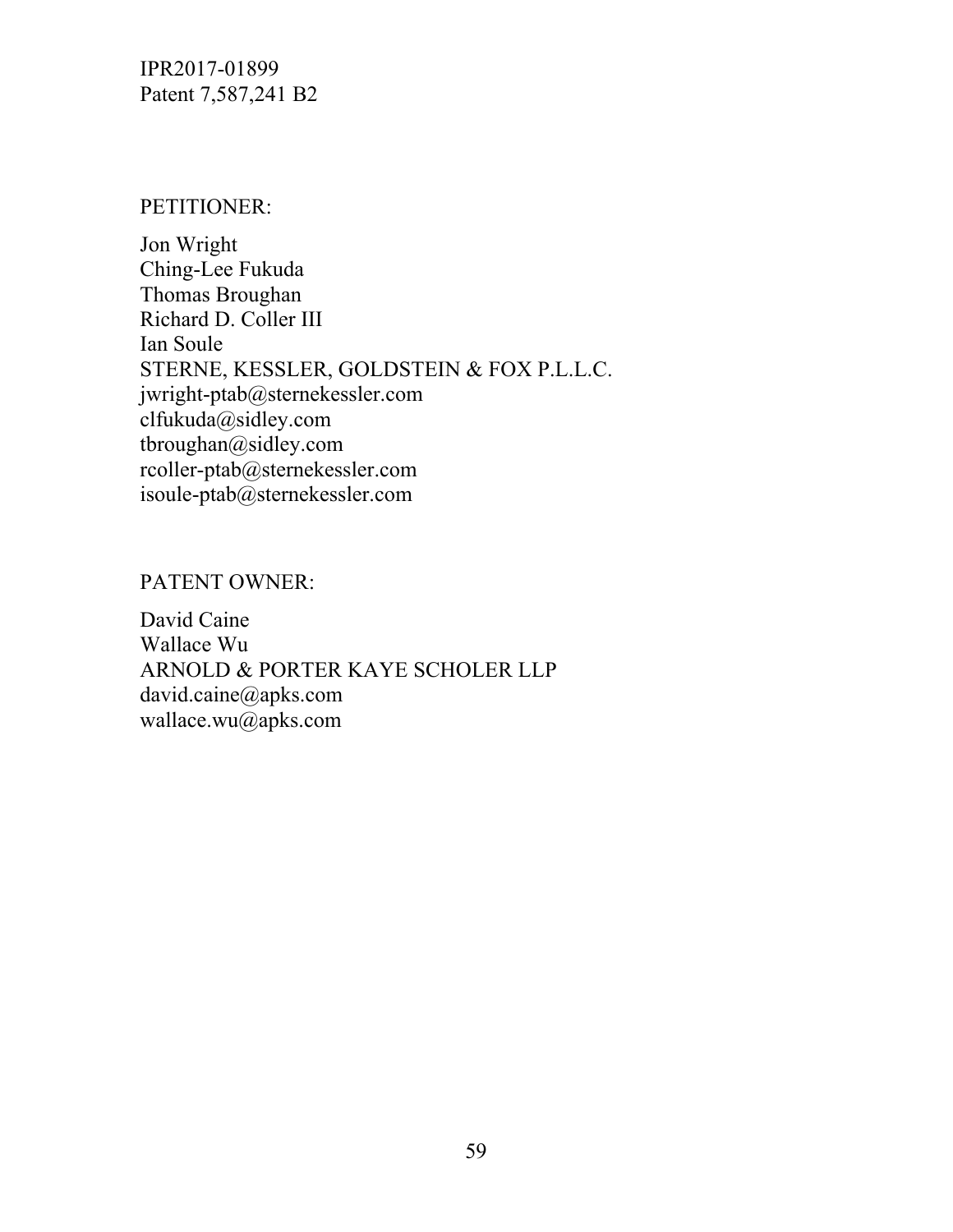PETITIONER:

Jon Wright
Ching-Lee Fukuda
Thomas Broughan
Richard D. Coller III
Ian Soule
STERNE, KESSLER, GOLDSTEIN & FOX P.L.L.C.
jwright-ptab@sternekessler.com
clfukuda@sidley.com
tbroughan@sidley.com
rcoller-ptab@sternekessler.com
isoule-ptab@sternekessler.com

PATENT OWNER:

David Caine
Wallace Wu
ARNOLD & PORTER KAYE SCHOLER LLP
david.caine@apks.com
wallace.wu@apks.com